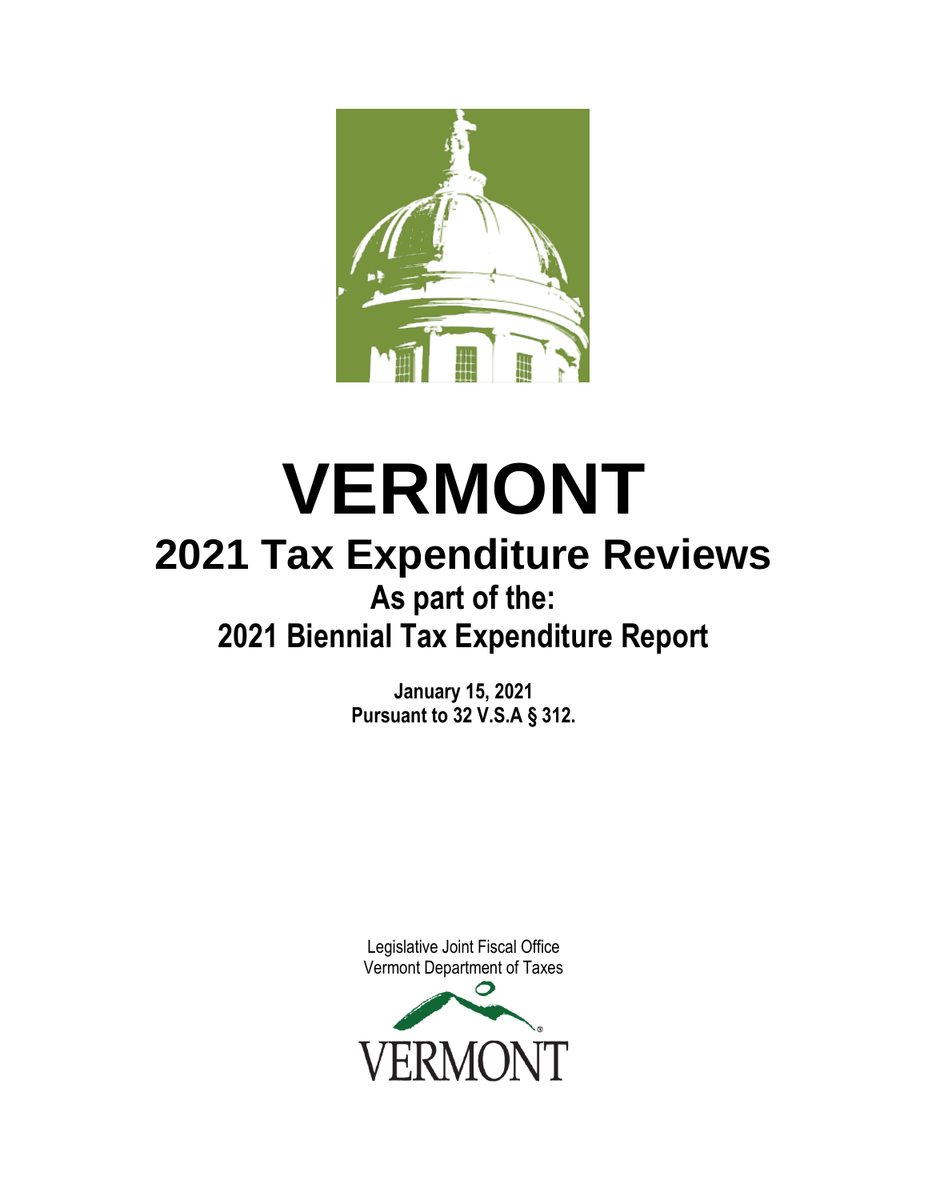# VERMONT

## 2021 Tax Expenditure Reviews

### As part of the:
### 2021 Biennial Tax Expenditure Report

**January 15, 2021**
**Pursuant to 32 V.S.A § 312.**

Legislative Joint Fiscal Office
Vermont Department of Taxes

VERMONT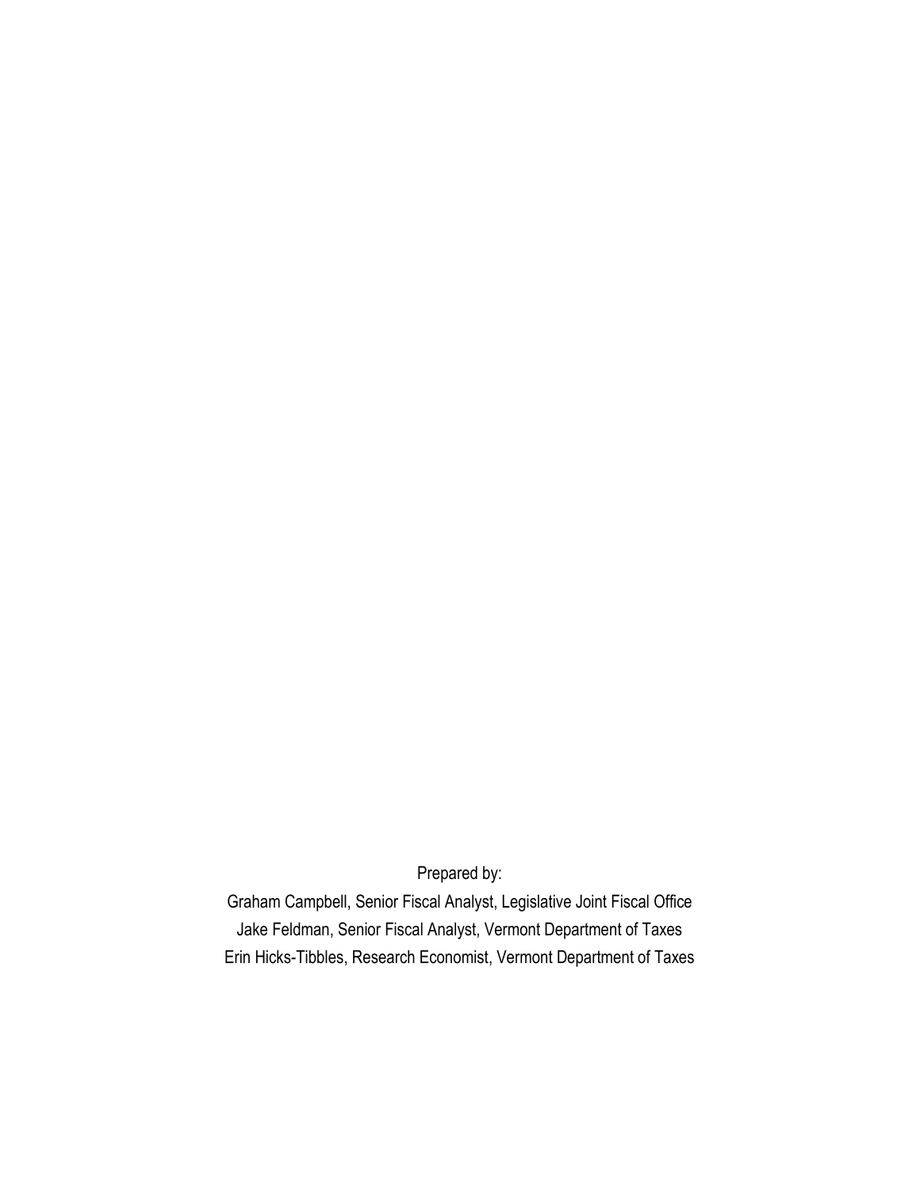Prepared by:

Graham Campbell, Senior Fiscal Analyst, Legislative Joint Fiscal Office

Jake Feldman, Senior Fiscal Analyst, Vermont Department of Taxes

Erin Hicks-Tibbles, Research Economist, Vermont Department of Taxes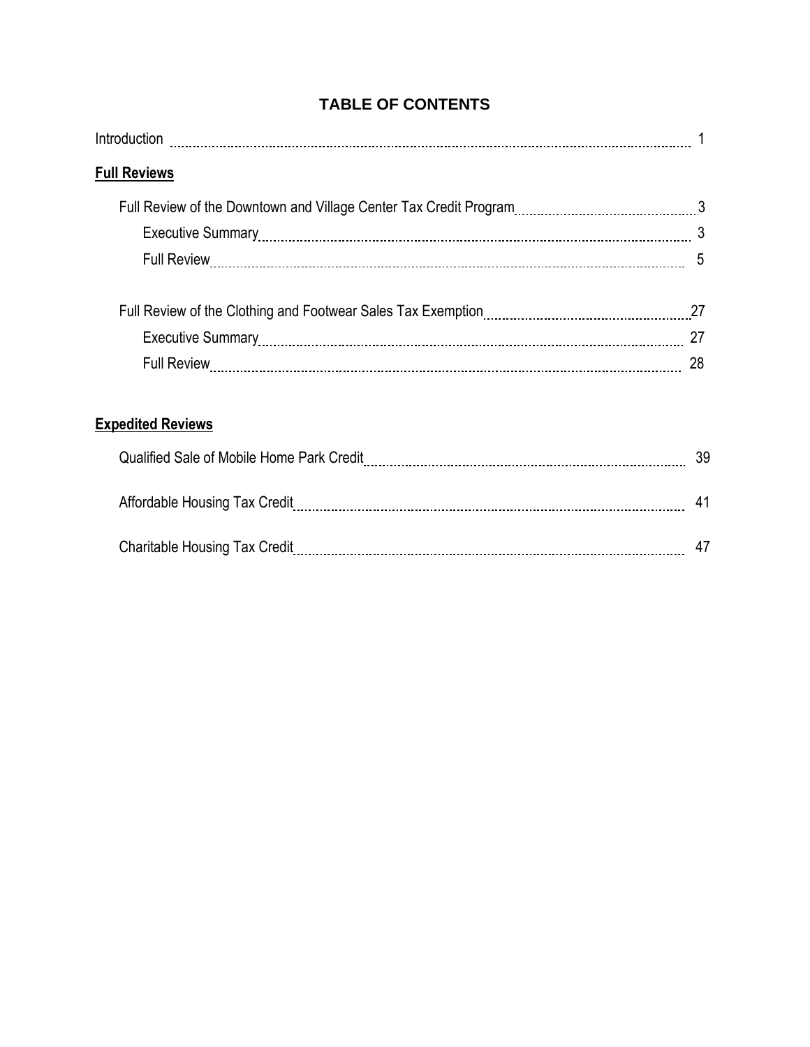# TABLE OF CONTENTS

Introduction ........ 1

**Full Reviews**

- Full Review of the Downtown and Village Center Tax Credit Program ........ 3
  - Executive Summary ........ 3
  - Full Review ........ 5

- Full Review of the Clothing and Footwear Sales Tax Exemption ........ 27
  - Executive Summary ........ 27
  - Full Review ........ 28

**Expedited Reviews**

- Qualified Sale of Mobile Home Park Credit ........ 39

- Affordable Housing Tax Credit ........ 41

- Charitable Housing Tax Credit ........ 47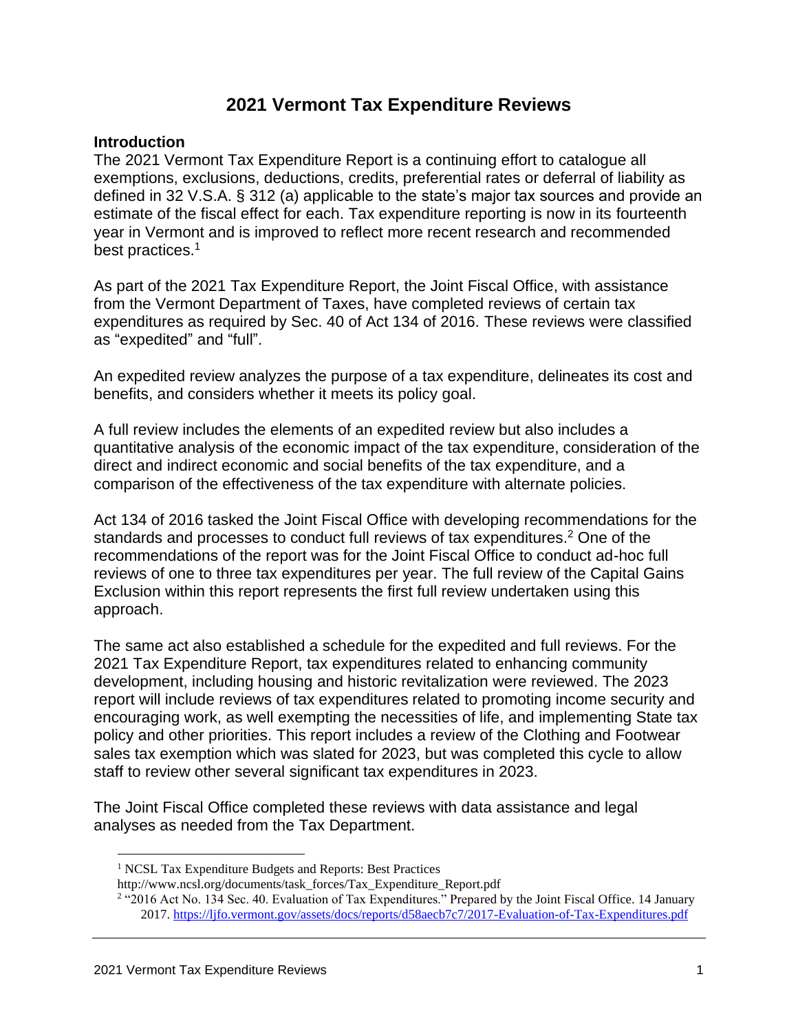# 2021 Vermont Tax Expenditure Reviews

## Introduction

The 2021 Vermont Tax Expenditure Report is a continuing effort to catalogue all exemptions, exclusions, deductions, credits, preferential rates or deferral of liability as defined in 32 V.S.A. § 312 (a) applicable to the state's major tax sources and provide an estimate of the fiscal effect for each. Tax expenditure reporting is now in its fourteenth year in Vermont and is improved to reflect more recent research and recommended best practices.[1]

As part of the 2021 Tax Expenditure Report, the Joint Fiscal Office, with assistance from the Vermont Department of Taxes, have completed reviews of certain tax expenditures as required by Sec. 40 of Act 134 of 2016. These reviews were classified as "expedited" and "full".

An expedited review analyzes the purpose of a tax expenditure, delineates its cost and benefits, and considers whether it meets its policy goal.

A full review includes the elements of an expedited review but also includes a quantitative analysis of the economic impact of the tax expenditure, consideration of the direct and indirect economic and social benefits of the tax expenditure, and a comparison of the effectiveness of the tax expenditure with alternate policies.

Act 134 of 2016 tasked the Joint Fiscal Office with developing recommendations for the standards and processes to conduct full reviews of tax expenditures.[2] One of the recommendations of the report was for the Joint Fiscal Office to conduct ad-hoc full reviews of one to three tax expenditures per year. The full review of the Capital Gains Exclusion within this report represents the first full review undertaken using this approach.

The same act also established a schedule for the expedited and full reviews. For the 2021 Tax Expenditure Report, tax expenditures related to enhancing community development, including housing and historic revitalization were reviewed. The 2023 report will include reviews of tax expenditures related to promoting income security and encouraging work, as well exempting the necessities of life, and implementing State tax policy and other priorities. This report includes a review of the Clothing and Footwear sales tax exemption which was slated for 2023, but was completed this cycle to allow staff to review other several significant tax expenditures in 2023.

The Joint Fiscal Office completed these reviews with data assistance and legal analyses as needed from the Tax Department.

---

[1] NCSL Tax Expenditure Budgets and Reports: Best Practices http://www.ncsl.org/documents/task_forces/Tax_Expenditure_Report.pdf

[2] "2016 Act No. 134 Sec. 40. Evaluation of Tax Expenditures." Prepared by the Joint Fiscal Office. 14 January 2017. https://ljfo.vermont.gov/assets/docs/reports/d58aecb7c7/2017-Evaluation-of-Tax-Expenditures.pdf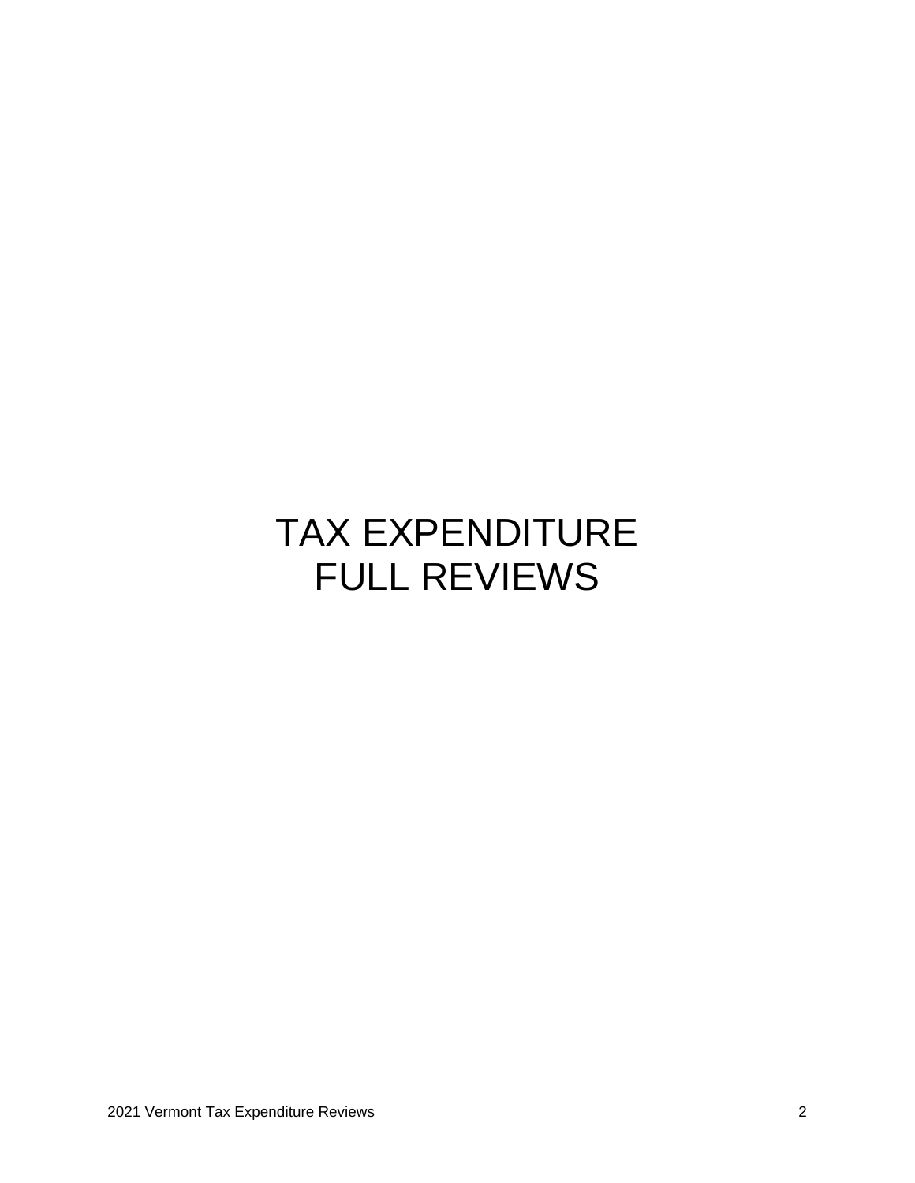# TAX EXPENDITURE FULL REVIEWS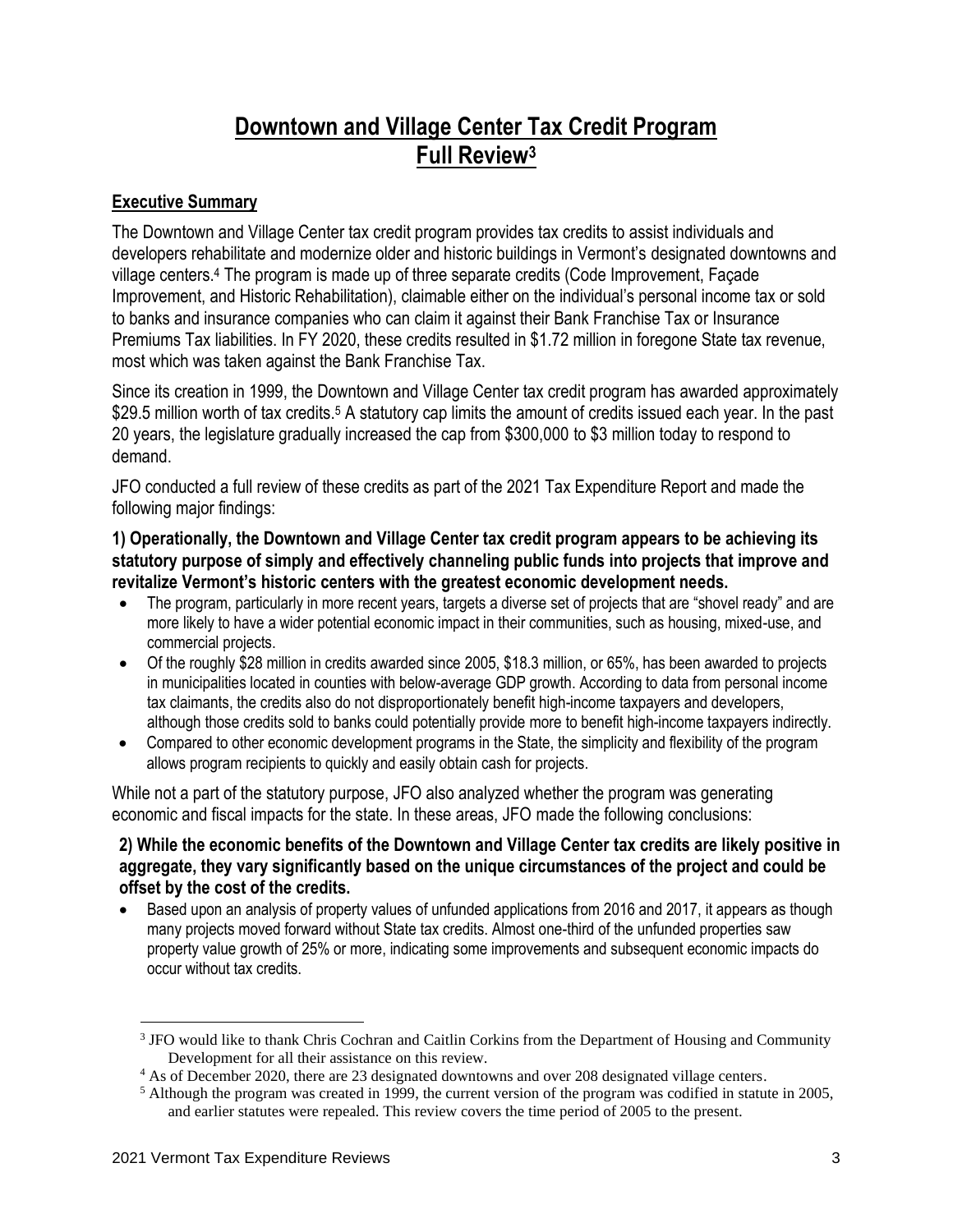# Downtown and Village Center Tax Credit Program Full Review[3]

## Executive Summary

The Downtown and Village Center tax credit program provides tax credits to assist individuals and developers rehabilitate and modernize older and historic buildings in Vermont's designated downtowns and village centers.[4] The program is made up of three separate credits (Code Improvement, Façade Improvement, and Historic Rehabilitation), claimable either on the individual's personal income tax or sold to banks and insurance companies who can claim it against their Bank Franchise Tax or Insurance Premiums Tax liabilities. In FY 2020, these credits resulted in $1.72 million in foregone State tax revenue, most which was taken against the Bank Franchise Tax.

Since its creation in 1999, the Downtown and Village Center tax credit program has awarded approximately $29.5 million worth of tax credits.[5] A statutory cap limits the amount of credits issued each year. In the past 20 years, the legislature gradually increased the cap from $300,000 to $3 million today to respond to demand.

JFO conducted a full review of these credits as part of the 2021 Tax Expenditure Report and made the following major findings:

**1) Operationally, the Downtown and Village Center tax credit program appears to be achieving its statutory purpose of simply and effectively channeling public funds into projects that improve and revitalize Vermont's historic centers with the greatest economic development needs.**

- The program, particularly in more recent years, targets a diverse set of projects that are "shovel ready" and are more likely to have a wider potential economic impact in their communities, such as housing, mixed-use, and commercial projects.
- Of the roughly $28 million in credits awarded since 2005, $18.3 million, or 65%, has been awarded to projects in municipalities located in counties with below-average GDP growth. According to data from personal income tax claimants, the credits also do not disproportionately benefit high-income taxpayers and developers, although those credits sold to banks could potentially provide more to benefit high-income taxpayers indirectly.
- Compared to other economic development programs in the State, the simplicity and flexibility of the program allows program recipients to quickly and easily obtain cash for projects.

While not a part of the statutory purpose, JFO also analyzed whether the program was generating economic and fiscal impacts for the state. In these areas, JFO made the following conclusions:

**2) While the economic benefits of the Downtown and Village Center tax credits are likely positive in aggregate, they vary significantly based on the unique circumstances of the project and could be offset by the cost of the credits.**

- Based upon an analysis of property values of unfunded applications from 2016 and 2017, it appears as though many projects moved forward without State tax credits. Almost one-third of the unfunded properties saw property value growth of 25% or more, indicating some improvements and subsequent economic impacts do occur without tax credits.

---

[3] JFO would like to thank Chris Cochran and Caitlin Corkins from the Department of Housing and Community Development for all their assistance on this review.

[4] As of December 2020, there are 23 designated downtowns and over 208 designated village centers.

[5] Although the program was created in 1999, the current version of the program was codified in statute in 2005, and earlier statutes were repealed. This review covers the time period of 2005 to the present.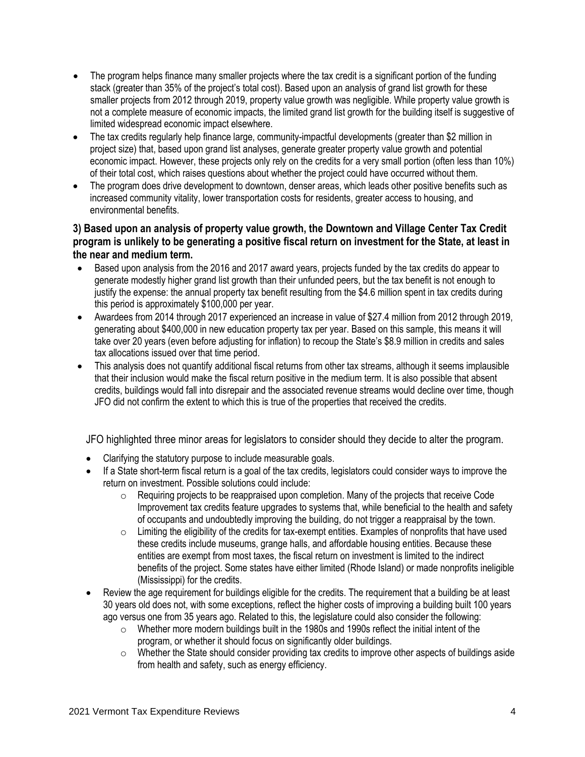- The program helps finance many smaller projects where the tax credit is a significant portion of the funding stack (greater than 35% of the project's total cost). Based upon an analysis of grand list growth for these smaller projects from 2012 through 2019, property value growth was negligible. While property value growth is not a complete measure of economic impacts, the limited grand list growth for the building itself is suggestive of limited widespread economic impact elsewhere.
- The tax credits regularly help finance large, community-impactful developments (greater than $2 million in project size) that, based upon grand list analyses, generate greater property value growth and potential economic impact. However, these projects only rely on the credits for a very small portion (often less than 10%) of their total cost, which raises questions about whether the project could have occurred without them.
- The program does drive development to downtown, denser areas, which leads other positive benefits such as increased community vitality, lower transportation costs for residents, greater access to housing, and environmental benefits.

**3) Based upon an analysis of property value growth, the Downtown and Village Center Tax Credit program is unlikely to be generating a positive fiscal return on investment for the State, at least in the near and medium term.**

- Based upon analysis from the 2016 and 2017 award years, projects funded by the tax credits do appear to generate modestly higher grand list growth than their unfunded peers, but the tax benefit is not enough to justify the expense: the annual property tax benefit resulting from the $4.6 million spent in tax credits during this period is approximately $100,000 per year.
- Awardees from 2014 through 2017 experienced an increase in value of $27.4 million from 2012 through 2019, generating about $400,000 in new education property tax per year. Based on this sample, this means it will take over 20 years (even before adjusting for inflation) to recoup the State's $8.9 million in credits and sales tax allocations issued over that time period.
- This analysis does not quantify additional fiscal returns from other tax streams, although it seems implausible that their inclusion would make the fiscal return positive in the medium term. It is also possible that absent credits, buildings would fall into disrepair and the associated revenue streams would decline over time, though JFO did not confirm the extent to which this is true of the properties that received the credits.

JFO highlighted three minor areas for legislators to consider should they decide to alter the program.

- Clarifying the statutory purpose to include measurable goals.
- If a State short-term fiscal return is a goal of the tax credits, legislators could consider ways to improve the return on investment. Possible solutions could include:
  - Requiring projects to be reappraised upon completion. Many of the projects that receive Code Improvement tax credits feature upgrades to systems that, while beneficial to the health and safety of occupants and undoubtedly improving the building, do not trigger a reappraisal by the town.
  - Limiting the eligibility of the credits for tax-exempt entities. Examples of nonprofits that have used these credits include museums, grange halls, and affordable housing entities. Because these entities are exempt from most taxes, the fiscal return on investment is limited to the indirect benefits of the project. Some states have either limited (Rhode Island) or made nonprofits ineligible (Mississippi) for the credits.
- Review the age requirement for buildings eligible for the credits. The requirement that a building be at least 30 years old does not, with some exceptions, reflect the higher costs of improving a building built 100 years ago versus one from 35 years ago. Related to this, the legislature could also consider the following:
  - Whether more modern buildings built in the 1980s and 1990s reflect the initial intent of the program, or whether it should focus on significantly older buildings.
  - Whether the State should consider providing tax credits to improve other aspects of buildings aside from health and safety, such as energy efficiency.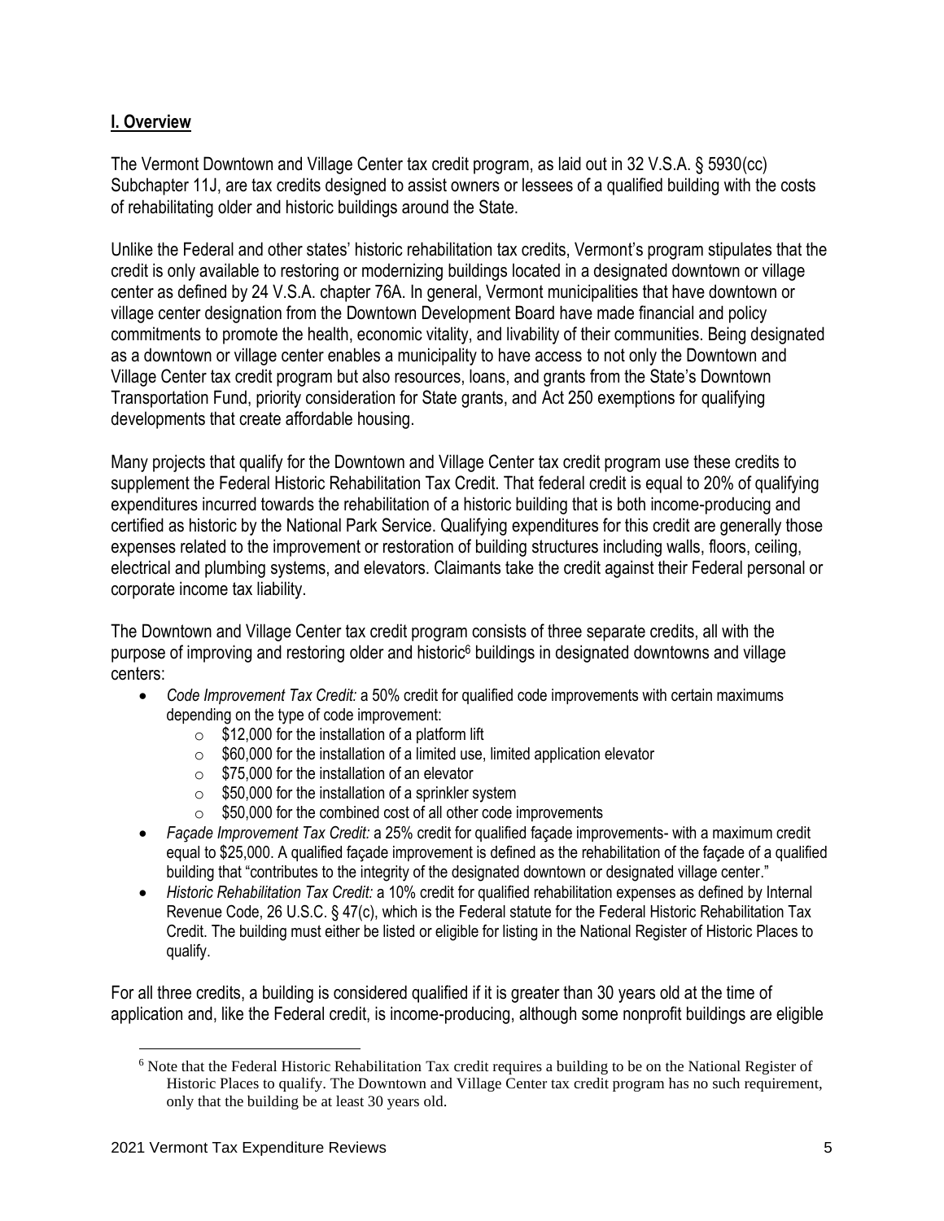## I. Overview

The Vermont Downtown and Village Center tax credit program, as laid out in 32 V.S.A. § 5930(cc) Subchapter 11J, are tax credits designed to assist owners or lessees of a qualified building with the costs of rehabilitating older and historic buildings around the State.

Unlike the Federal and other states' historic rehabilitation tax credits, Vermont's program stipulates that the credit is only available to restoring or modernizing buildings located in a designated downtown or village center as defined by 24 V.S.A. chapter 76A. In general, Vermont municipalities that have downtown or village center designation from the Downtown Development Board have made financial and policy commitments to promote the health, economic vitality, and livability of their communities. Being designated as a downtown or village center enables a municipality to have access to not only the Downtown and Village Center tax credit program but also resources, loans, and grants from the State's Downtown Transportation Fund, priority consideration for State grants, and Act 250 exemptions for qualifying developments that create affordable housing.

Many projects that qualify for the Downtown and Village Center tax credit program use these credits to supplement the Federal Historic Rehabilitation Tax Credit. That federal credit is equal to 20% of qualifying expenditures incurred towards the rehabilitation of a historic building that is both income-producing and certified as historic by the National Park Service. Qualifying expenditures for this credit are generally those expenses related to the improvement or restoration of building structures including walls, floors, ceiling, electrical and plumbing systems, and elevators. Claimants take the credit against their Federal personal or corporate income tax liability.

The Downtown and Village Center tax credit program consists of three separate credits, all with the purpose of improving and restoring older and historic[6] buildings in designated downtowns and village centers:

- *Code Improvement Tax Credit:* a 50% credit for qualified code improvements with certain maximums depending on the type of code improvement:
  - $12,000 for the installation of a platform lift
  - $60,000 for the installation of a limited use, limited application elevator
  - $75,000 for the installation of an elevator
  - $50,000 for the installation of a sprinkler system
  - $50,000 for the combined cost of all other code improvements
- *Façade Improvement Tax Credit:* a 25% credit for qualified façade improvements- with a maximum credit equal to $25,000. A qualified façade improvement is defined as the rehabilitation of the façade of a qualified building that "contributes to the integrity of the designated downtown or designated village center."
- *Historic Rehabilitation Tax Credit:* a 10% credit for qualified rehabilitation expenses as defined by Internal Revenue Code, 26 U.S.C. § 47(c), which is the Federal statute for the Federal Historic Rehabilitation Tax Credit. The building must either be listed or eligible for listing in the National Register of Historic Places to qualify.

For all three credits, a building is considered qualified if it is greater than 30 years old at the time of application and, like the Federal credit, is income-producing, although some nonprofit buildings are eligible

[6] Note that the Federal Historic Rehabilitation Tax credit requires a building to be on the National Register of Historic Places to qualify. The Downtown and Village Center tax credit program has no such requirement, only that the building be at least 30 years old.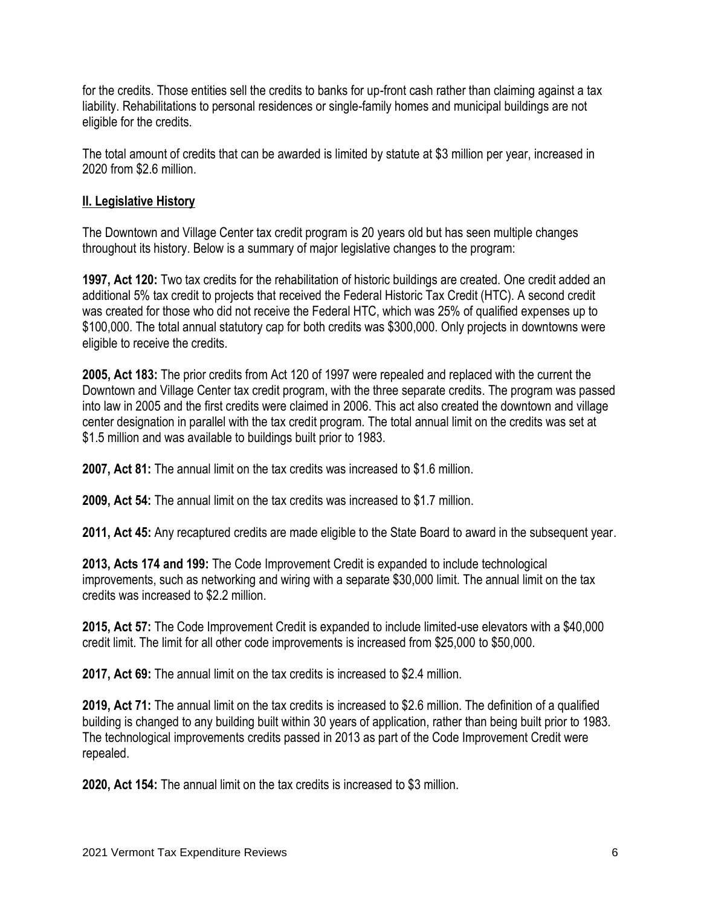for the credits. Those entities sell the credits to banks for up-front cash rather than claiming against a tax liability. Rehabilitations to personal residences or single-family homes and municipal buildings are not eligible for the credits.

The total amount of credits that can be awarded is limited by statute at $3 million per year, increased in 2020 from $2.6 million.

## II. Legislative History

The Downtown and Village Center tax credit program is 20 years old but has seen multiple changes throughout its history. Below is a summary of major legislative changes to the program:

**1997, Act 120:** Two tax credits for the rehabilitation of historic buildings are created. One credit added an additional 5% tax credit to projects that received the Federal Historic Tax Credit (HTC). A second credit was created for those who did not receive the Federal HTC, which was 25% of qualified expenses up to $100,000. The total annual statutory cap for both credits was $300,000. Only projects in downtowns were eligible to receive the credits.

**2005, Act 183:** The prior credits from Act 120 of 1997 were repealed and replaced with the current the Downtown and Village Center tax credit program, with the three separate credits. The program was passed into law in 2005 and the first credits were claimed in 2006. This act also created the downtown and village center designation in parallel with the tax credit program. The total annual limit on the credits was set at $1.5 million and was available to buildings built prior to 1983.

**2007, Act 81:** The annual limit on the tax credits was increased to $1.6 million.

**2009, Act 54:** The annual limit on the tax credits was increased to $1.7 million.

**2011, Act 45:** Any recaptured credits are made eligible to the State Board to award in the subsequent year.

**2013, Acts 174 and 199:** The Code Improvement Credit is expanded to include technological improvements, such as networking and wiring with a separate $30,000 limit. The annual limit on the tax credits was increased to $2.2 million.

**2015, Act 57:** The Code Improvement Credit is expanded to include limited-use elevators with a $40,000 credit limit. The limit for all other code improvements is increased from $25,000 to $50,000.

**2017, Act 69:** The annual limit on the tax credits is increased to $2.4 million.

**2019, Act 71:** The annual limit on the tax credits is increased to $2.6 million. The definition of a qualified building is changed to any building built within 30 years of application, rather than being built prior to 1983. The technological improvements credits passed in 2013 as part of the Code Improvement Credit were repealed.

**2020, Act 154:** The annual limit on the tax credits is increased to $3 million.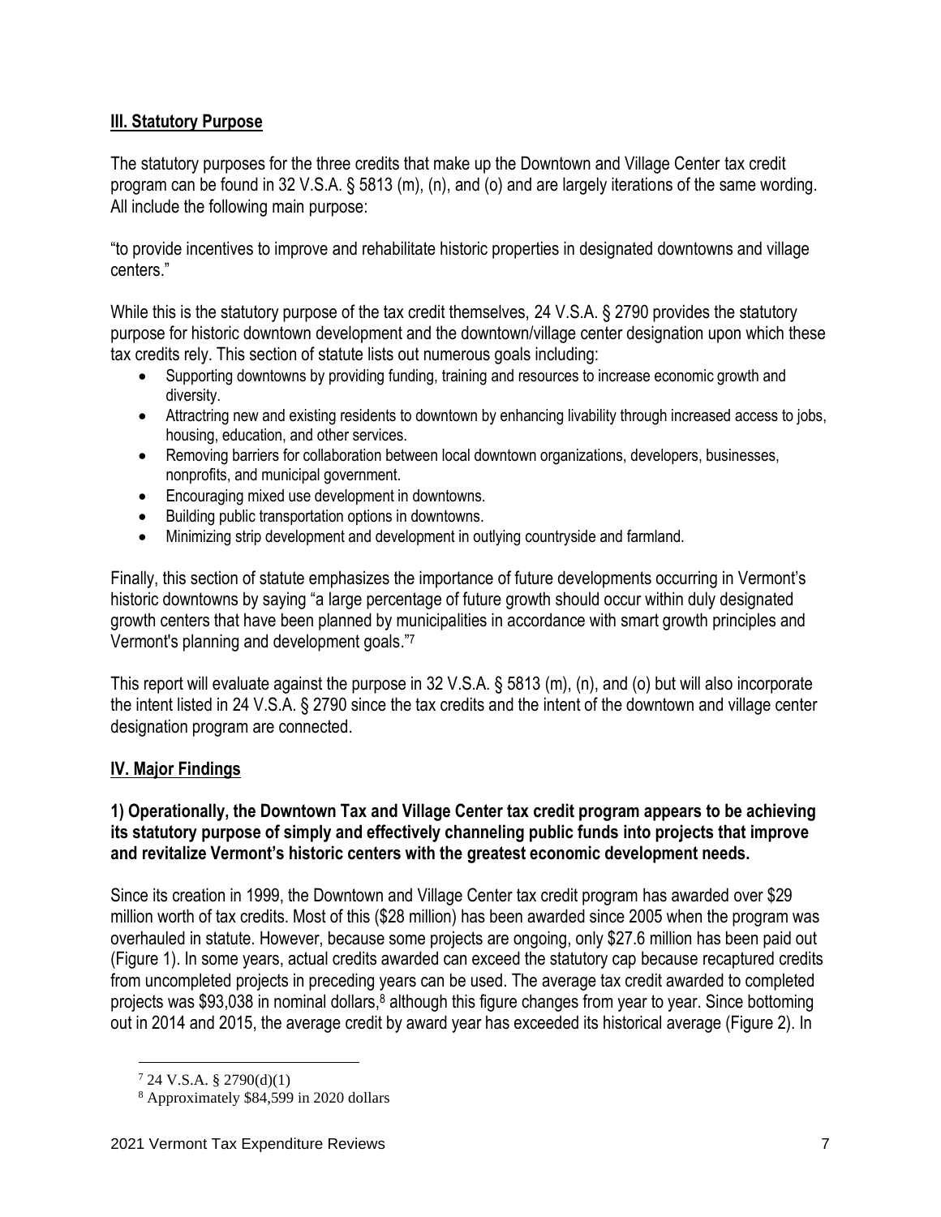## III. Statutory Purpose

The statutory purposes for the three credits that make up the Downtown and Village Center tax credit program can be found in 32 V.S.A. § 5813 (m), (n), and (o) and are largely iterations of the same wording. All include the following main purpose:

"to provide incentives to improve and rehabilitate historic properties in designated downtowns and village centers."

While this is the statutory purpose of the tax credit themselves, 24 V.S.A. § 2790 provides the statutory purpose for historic downtown development and the downtown/village center designation upon which these tax credits rely. This section of statute lists out numerous goals including:

- Supporting downtowns by providing funding, training and resources to increase economic growth and diversity.
- Attractring new and existing residents to downtown by enhancing livability through increased access to jobs, housing, education, and other services.
- Removing barriers for collaboration between local downtown organizations, developers, businesses, nonprofits, and municipal government.
- Encouraging mixed use development in downtowns.
- Building public transportation options in downtowns.
- Minimizing strip development and development in outlying countryside and farmland.

Finally, this section of statute emphasizes the importance of future developments occurring in Vermont's historic downtowns by saying "a large percentage of future growth should occur within duly designated growth centers that have been planned by municipalities in accordance with smart growth principles and Vermont's planning and development goals."[7]

This report will evaluate against the purpose in 32 V.S.A. § 5813 (m), (n), and (o) but will also incorporate the intent listed in 24 V.S.A. § 2790 since the tax credits and the intent of the downtown and village center designation program are connected.

## IV. Major Findings

**1) Operationally, the Downtown Tax and Village Center tax credit program appears to be achieving its statutory purpose of simply and effectively channeling public funds into projects that improve and revitalize Vermont's historic centers with the greatest economic development needs.**

Since its creation in 1999, the Downtown and Village Center tax credit program has awarded over $29 million worth of tax credits. Most of this ($28 million) has been awarded since 2005 when the program was overhauled in statute. However, because some projects are ongoing, only $27.6 million has been paid out (Figure 1). In some years, actual credits awarded can exceed the statutory cap because recaptured credits from uncompleted projects in preceding years can be used. The average tax credit awarded to completed projects was $93,038 in nominal dollars,[8] although this figure changes from year to year. Since bottoming out in 2014 and 2015, the average credit by award year has exceeded its historical average (Figure 2). In

[7] 24 V.S.A. § 2790(d)(1)

[8] Approximately $84,599 in 2020 dollars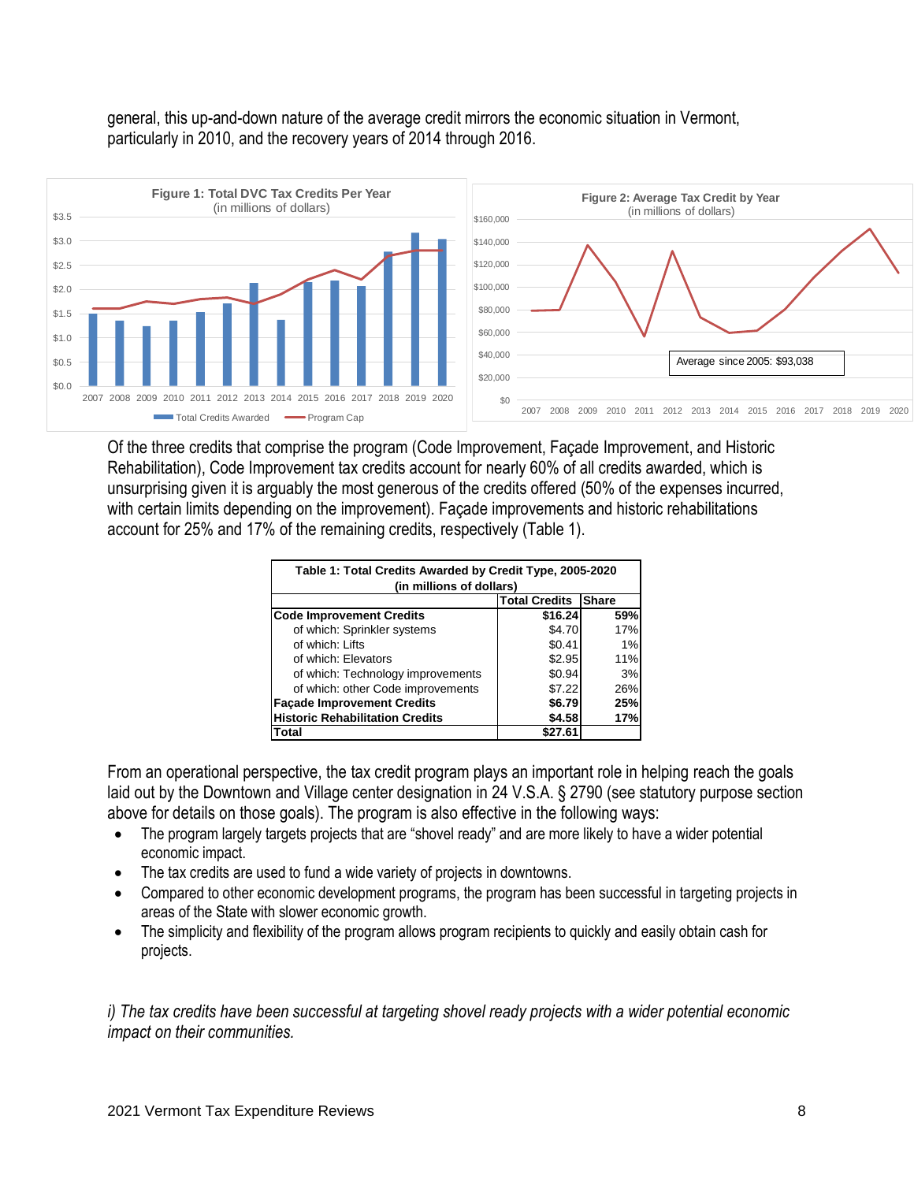general, this up-and-down nature of the average credit mirrors the economic situation in Vermont, particularly in 2010, and the recovery years of 2014 through 2016.

**Figure 1: Total DVC Tax Credits Per Year**
(in millions of dollars)

**Figure 2: Average Tax Credit by Year**
(in millions of dollars)

Average since 2005: $93,038

Of the three credits that comprise the program (Code Improvement, Façade Improvement, and Historic Rehabilitation), Code Improvement tax credits account for nearly 60% of all credits awarded, which is unsurprising given it is arguably the most generous of the credits offered (50% of the expenses incurred, with certain limits depending on the improvement). Façade improvements and historic rehabilitations account for 25% and 17% of the remaining credits, respectively (Table 1).

**Table 1: Total Credits Awarded by Credit Type, 2005-2020 (in millions of dollars)**

| | Total Credits | Share |
|---|---|---|
| **Code Improvement Credits** | **$16.24** | **59%** |
| of which: Sprinkler systems | $4.70 | 17% |
| of which: Lifts | $0.41 | 1% |
| of which: Elevators | $2.95 | 11% |
| of which: Technology improvements | $0.94 | 3% |
| of which: other Code improvements | $7.22 | 26% |
| **Façade Improvement Credits** | **$6.79** | **25%** |
| **Historic Rehabilitation Credits** | **$4.58** | **17%** |
| **Total** | **$27.61** | |

From an operational perspective, the tax credit program plays an important role in helping reach the goals laid out by the Downtown and Village center designation in 24 V.S.A. § 2790 (see statutory purpose section above for details on those goals). The program is also effective in the following ways:

- The program largely targets projects that are "shovel ready" and are more likely to have a wider potential economic impact.
- The tax credits are used to fund a wide variety of projects in downtowns.
- Compared to other economic development programs, the program has been successful in targeting projects in areas of the State with slower economic growth.
- The simplicity and flexibility of the program allows program recipients to quickly and easily obtain cash for projects.

*i) The tax credits have been successful at targeting shovel ready projects with a wider potential economic impact on their communities.*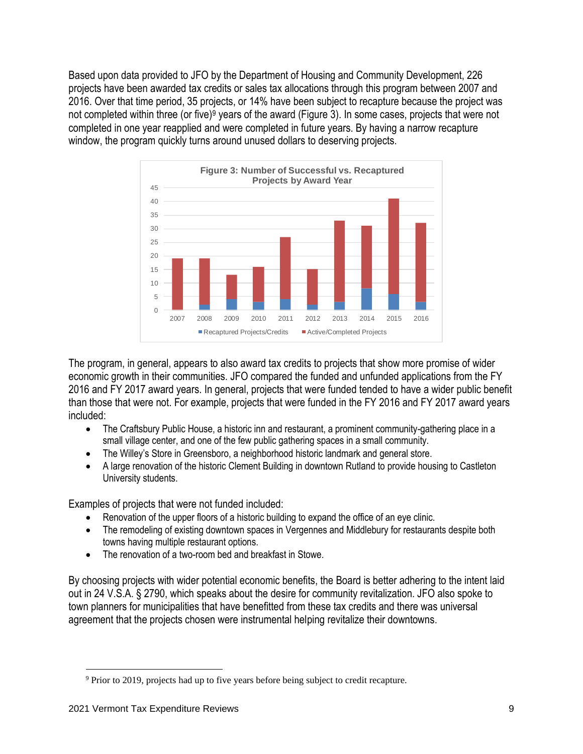Based upon data provided to JFO by the Department of Housing and Community Development, 226 projects have been awarded tax credits or sales tax allocations through this program between 2007 and 2016. Over that time period, 35 projects, or 14% have been subject to recapture because the project was not completed within three (or five)[9] years of the award (Figure 3). In some cases, projects that were not completed in one year reapplied and were completed in future years. By having a narrow recapture window, the program quickly turns around unused dollars to deserving projects.

Figure 3: Number of Successful vs. Recaptured Projects by Award Year

The program, in general, appears to also award tax credits to projects that show more promise of wider economic growth in their communities. JFO compared the funded and unfunded applications from the FY 2016 and FY 2017 award years. In general, projects that were funded tended to have a wider public benefit than those that were not. For example, projects that were funded in the FY 2016 and FY 2017 award years included:

- The Craftsbury Public House, a historic inn and restaurant, a prominent community-gathering place in a small village center, and one of the few public gathering spaces in a small community.
- The Willey's Store in Greensboro, a neighborhood historic landmark and general store.
- A large renovation of the historic Clement Building in downtown Rutland to provide housing to Castleton University students.

Examples of projects that were not funded included:

- Renovation of the upper floors of a historic building to expand the office of an eye clinic.
- The remodeling of existing downtown spaces in Vergennes and Middlebury for restaurants despite both towns having multiple restaurant options.
- The renovation of a two-room bed and breakfast in Stowe.

By choosing projects with wider potential economic benefits, the Board is better adhering to the intent laid out in 24 V.S.A. § 2790, which speaks about the desire for community revitalization. JFO also spoke to town planners for municipalities that have benefitted from these tax credits and there was universal agreement that the projects chosen were instrumental helping revitalize their downtowns.

[9] Prior to 2019, projects had up to five years before being subject to credit recapture.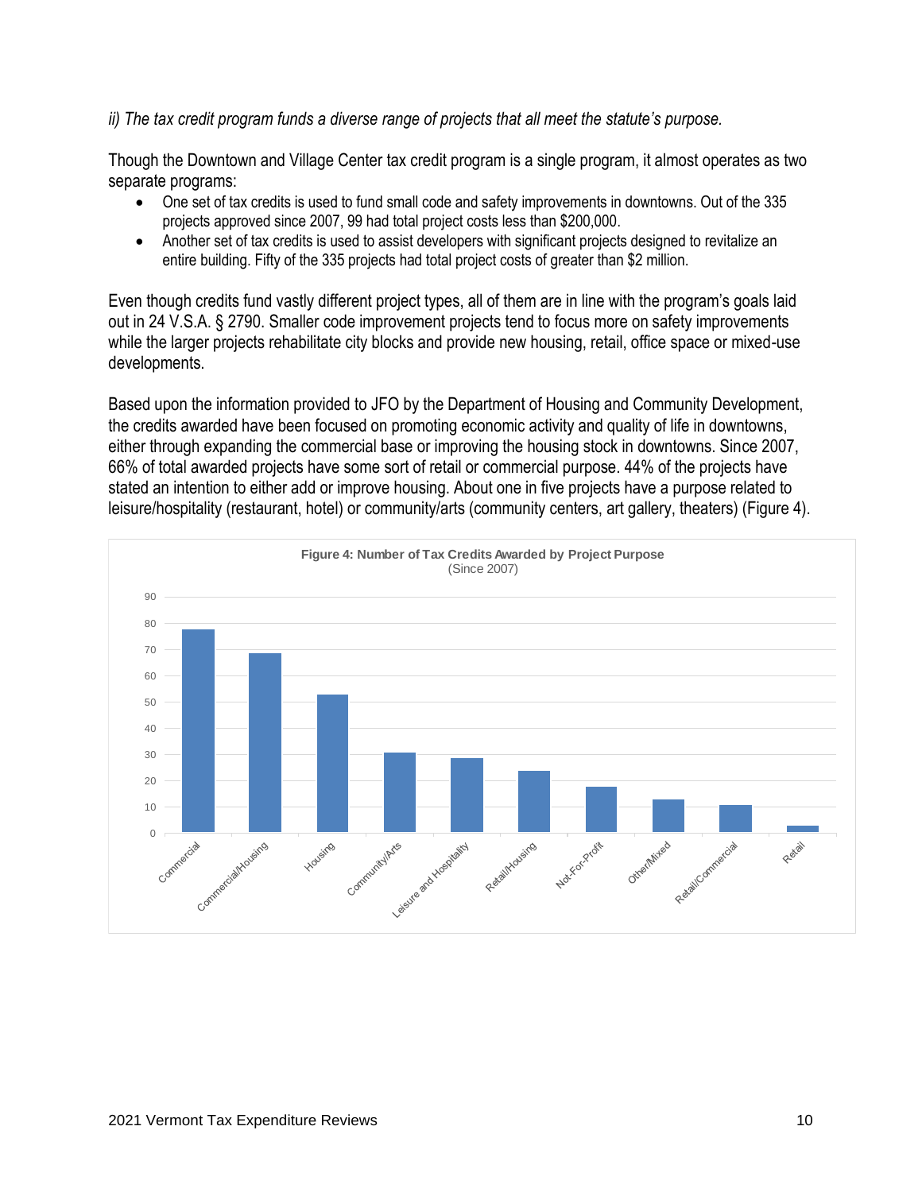*ii) The tax credit program funds a diverse range of projects that all meet the statute's purpose.*

Though the Downtown and Village Center tax credit program is a single program, it almost operates as two separate programs:

- One set of tax credits is used to fund small code and safety improvements in downtowns. Out of the 335 projects approved since 2007, 99 had total project costs less than $200,000.
- Another set of tax credits is used to assist developers with significant projects designed to revitalize an entire building. Fifty of the 335 projects had total project costs of greater than $2 million.

Even though credits fund vastly different project types, all of them are in line with the program's goals laid out in 24 V.S.A. § 2790. Smaller code improvement projects tend to focus more on safety improvements while the larger projects rehabilitate city blocks and provide new housing, retail, office space or mixed-use developments.

Based upon the information provided to JFO by the Department of Housing and Community Development, the credits awarded have been focused on promoting economic activity and quality of life in downtowns, either through expanding the commercial base or improving the housing stock in downtowns. Since 2007, 66% of total awarded projects have some sort of retail or commercial purpose. 44% of the projects have stated an intention to either add or improve housing. About one in five projects have a purpose related to leisure/hospitality (restaurant, hotel) or community/arts (community centers, art gallery, theaters) (Figure 4).

**Figure 4: Number of Tax Credits Awarded by Project Purpose**
(Since 2007)

| Project Purpose | Number of Tax Credits (approx.) |
|---|---|
| Commercial | 78 |
| Commercial/Housing | 69 |
| Housing | 53 |
| Community/Arts | 31 |
| Leisure and Hospitality | 29 |
| Retail/Housing | 24 |
| Not-For-Profit | 18 |
| Other/Mixed | 13 |
| Retail/Commercial | 11 |
| Retail | 3 |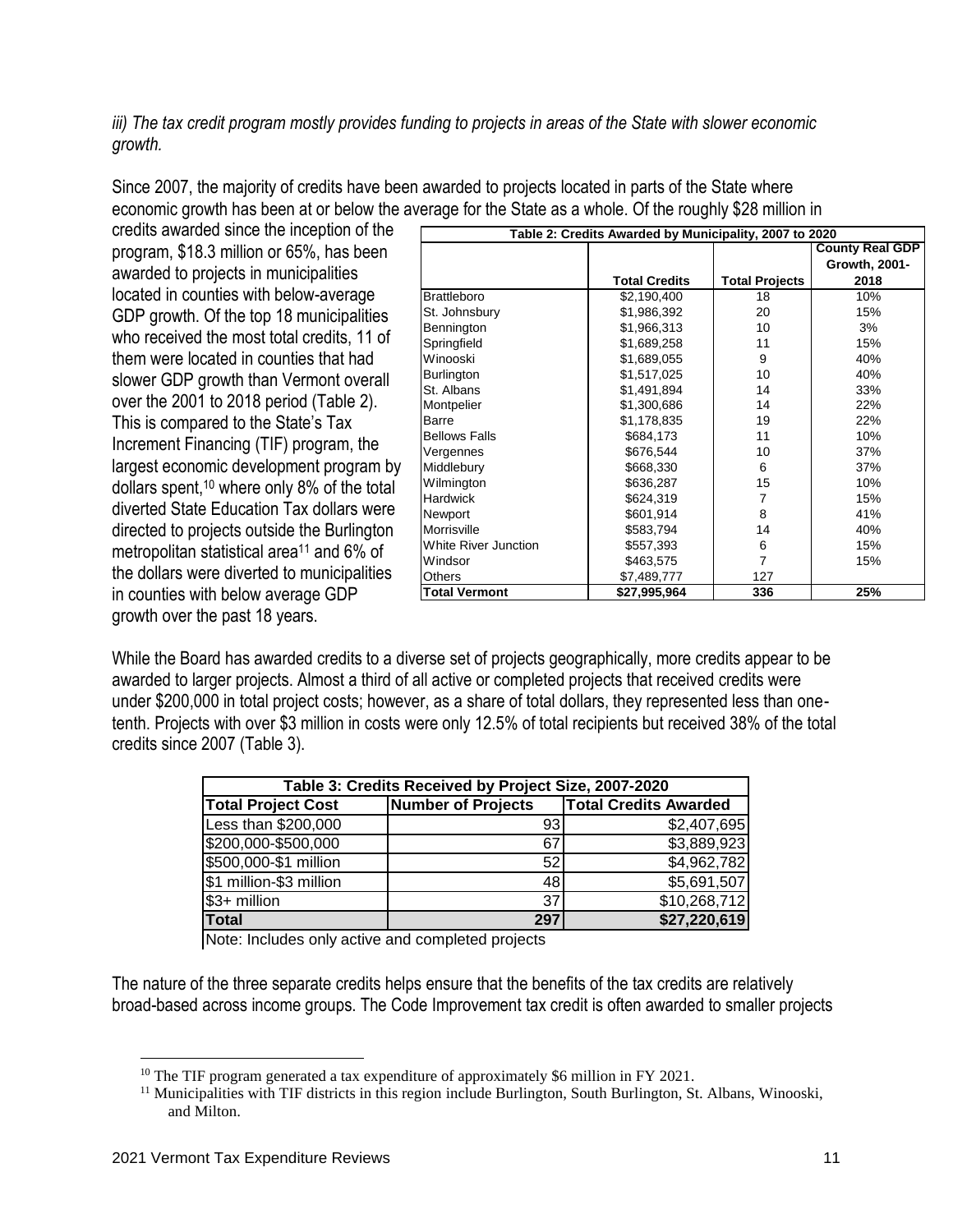*iii) The tax credit program mostly provides funding to projects in areas of the State with slower economic growth.*

Since 2007, the majority of credits have been awarded to projects located in parts of the State where economic growth has been at or below the average for the State as a whole. Of the roughly $28 million in credits awarded since the inception of the program, $18.3 million or 65%, has been awarded to projects in municipalities located in counties with below-average GDP growth. Of the top 18 municipalities who received the most total credits, 11 of them were located in counties that had slower GDP growth than Vermont overall over the 2001 to 2018 period (Table 2). This is compared to the State's Tax Increment Financing (TIF) program, the largest economic development program by dollars spent,[10] where only 8% of the total diverted State Education Tax dollars were directed to projects outside the Burlington metropolitan statistical area[11] and 6% of the dollars were diverted to municipalities in counties with below average GDP growth over the past 18 years.

| Table 2: Credits Awarded by Municipality, 2007 to 2020 | | | |
|---|---|---|---|
| | Total Credits | Total Projects | County Real GDP Growth, 2001-2018 |
| Brattleboro | $2,190,400 | 18 | 10% |
| St. Johnsbury | $1,986,392 | 20 | 15% |
| Bennington | $1,966,313 | 10 | 3% |
| Springfield | $1,689,258 | 11 | 15% |
| Winooski | $1,689,055 | 9 | 40% |
| Burlington | $1,517,025 | 10 | 40% |
| St. Albans | $1,491,894 | 14 | 33% |
| Montpelier | $1,300,686 | 14 | 22% |
| Barre | $1,178,835 | 19 | 22% |
| Bellows Falls | $684,173 | 11 | 10% |
| Vergennes | $676,544 | 10 | 37% |
| Middlebury | $668,330 | 6 | 37% |
| Wilmington | $636,287 | 15 | 10% |
| Hardwick | $624,319 | 7 | 15% |
| Newport | $601,914 | 8 | 41% |
| Morrisville | $583,794 | 14 | 40% |
| White River Junction | $557,393 | 6 | 15% |
| Windsor | $463,575 | 7 | 15% |
| Others | $7,489,777 | 127 | |
| **Total Vermont** | **$27,995,964** | **336** | **25%** |

While the Board has awarded credits to a diverse set of projects geographically, more credits appear to be awarded to larger projects. Almost a third of all active or completed projects that received credits were under $200,000 in total project costs; however, as a share of total dollars, they represented less than one-tenth. Projects with over $3 million in costs were only 12.5% of total recipients but received 38% of the total credits since 2007 (Table 3).

| Table 3: Credits Received by Project Size, 2007-2020 | | |
|---|---|---|
| **Total Project Cost** | **Number of Projects** | **Total Credits Awarded** |
| Less than $200,000 | 93 | $2,407,695 |
| $200,000-$500,000 | 67 | $3,889,923 |
| $500,000-$1 million | 52 | $4,962,782 |
| $1 million-$3 million | 48 | $5,691,507 |
| $3+ million | 37 | $10,268,712 |
| **Total** | **297** | **$27,220,619** |

Note: Includes only active and completed projects

The nature of the three separate credits helps ensure that the benefits of the tax credits are relatively broad-based across income groups. The Code Improvement tax credit is often awarded to smaller projects

[10] The TIF program generated a tax expenditure of approximately $6 million in FY 2021.

[11] Municipalities with TIF districts in this region include Burlington, South Burlington, St. Albans, Winooski, and Milton.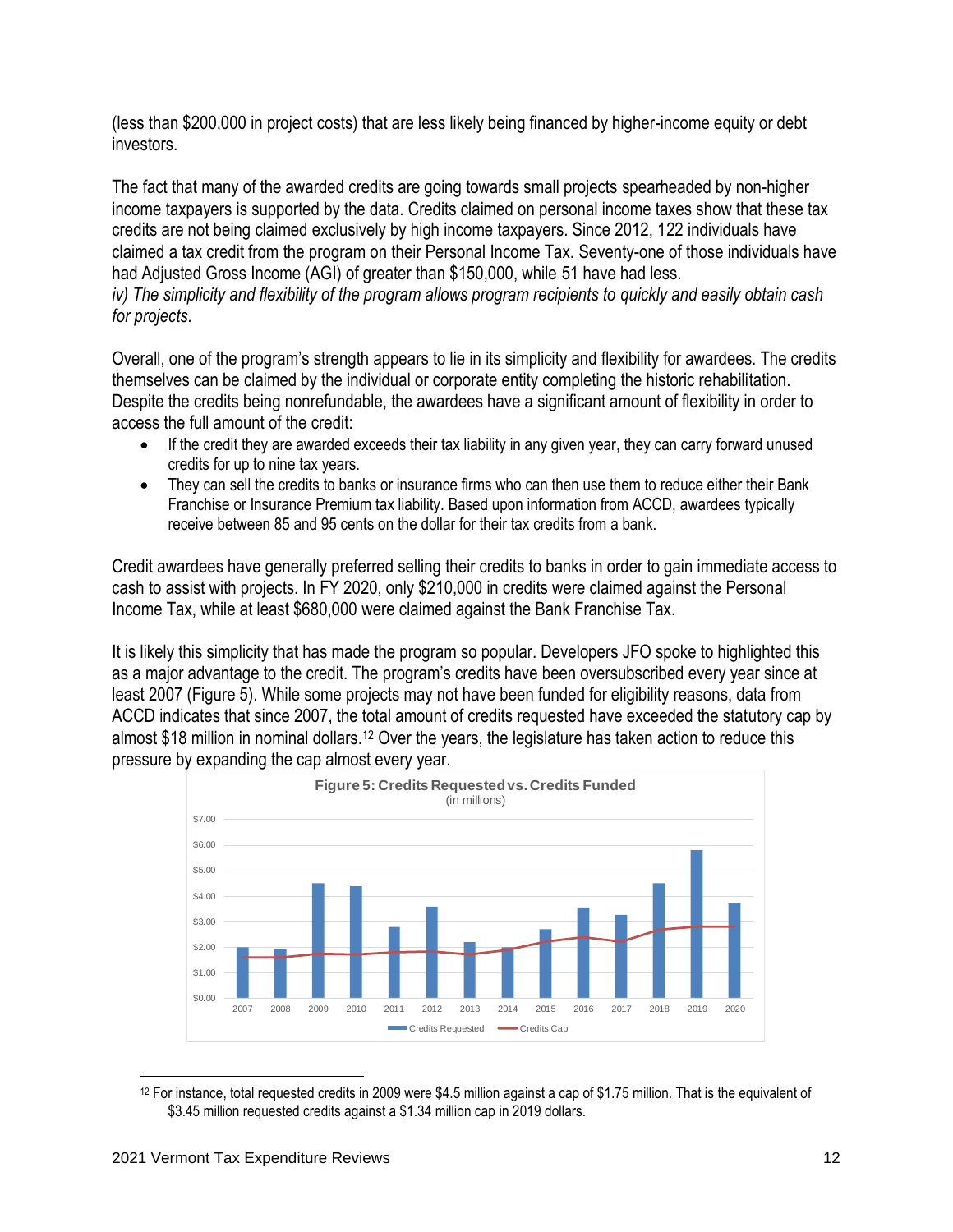(less than $200,000 in project costs) that are less likely being financed by higher-income equity or debt investors.

The fact that many of the awarded credits are going towards small projects spearheaded by non-higher income taxpayers is supported by the data. Credits claimed on personal income taxes show that these tax credits are not being claimed exclusively by high income taxpayers. Since 2012, 122 individuals have claimed a tax credit from the program on their Personal Income Tax. Seventy-one of those individuals have had Adjusted Gross Income (AGI) of greater than $150,000, while 51 have had less.

*iv) The simplicity and flexibility of the program allows program recipients to quickly and easily obtain cash for projects.*

Overall, one of the program's strength appears to lie in its simplicity and flexibility for awardees. The credits themselves can be claimed by the individual or corporate entity completing the historic rehabilitation. Despite the credits being nonrefundable, the awardees have a significant amount of flexibility in order to access the full amount of the credit:

- If the credit they are awarded exceeds their tax liability in any given year, they can carry forward unused credits for up to nine tax years.
- They can sell the credits to banks or insurance firms who can then use them to reduce either their Bank Franchise or Insurance Premium tax liability. Based upon information from ACCD, awardees typically receive between 85 and 95 cents on the dollar for their tax credits from a bank.

Credit awardees have generally preferred selling their credits to banks in order to gain immediate access to cash to assist with projects. In FY 2020, only $210,000 in credits were claimed against the Personal Income Tax, while at least $680,000 were claimed against the Bank Franchise Tax.

It is likely this simplicity that has made the program so popular. Developers JFO spoke to highlighted this as a major advantage to the credit. The program's credits have been oversubscribed every year since at least 2007 (Figure 5). While some projects may not have been funded for eligibility reasons, data from ACCD indicates that since 2007, the total amount of credits requested have exceeded the statutory cap by almost $18 million in nominal dollars.[12] Over the years, the legislature has taken action to reduce this pressure by expanding the cap almost every year.

**Figure 5: Credits Requested vs. Credits Funded**
(in millions)

[12] For instance, total requested credits in 2009 were $4.5 million against a cap of $1.75 million. That is the equivalent of $3.45 million requested credits against a $1.34 million cap in 2019 dollars.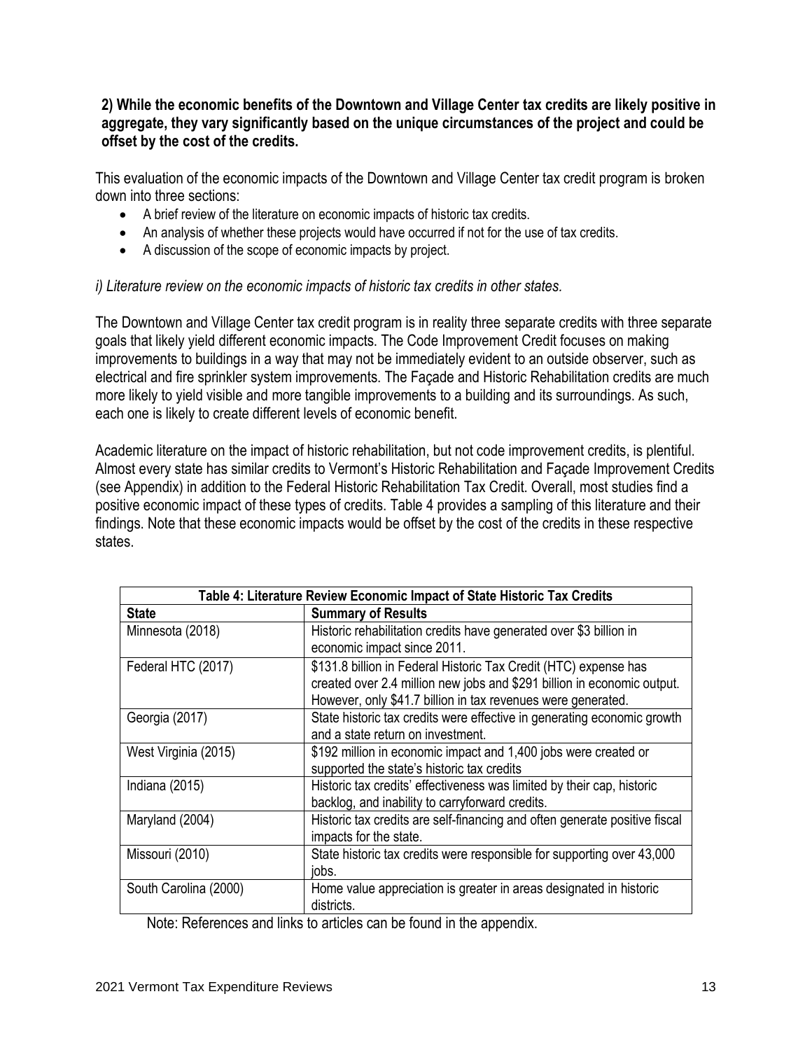**2) While the economic benefits of the Downtown and Village Center tax credits are likely positive in aggregate, they vary significantly based on the unique circumstances of the project and could be offset by the cost of the credits.**

This evaluation of the economic impacts of the Downtown and Village Center tax credit program is broken down into three sections:

- A brief review of the literature on economic impacts of historic tax credits.
- An analysis of whether these projects would have occurred if not for the use of tax credits.
- A discussion of the scope of economic impacts by project.

*i) Literature review on the economic impacts of historic tax credits in other states.*

The Downtown and Village Center tax credit program is in reality three separate credits with three separate goals that likely yield different economic impacts. The Code Improvement Credit focuses on making improvements to buildings in a way that may not be immediately evident to an outside observer, such as electrical and fire sprinkler system improvements. The Façade and Historic Rehabilitation credits are much more likely to yield visible and more tangible improvements to a building and its surroundings. As such, each one is likely to create different levels of economic benefit.

Academic literature on the impact of historic rehabilitation, but not code improvement credits, is plentiful. Almost every state has similar credits to Vermont's Historic Rehabilitation and Façade Improvement Credits (see Appendix) in addition to the Federal Historic Rehabilitation Tax Credit. Overall, most studies find a positive economic impact of these types of credits. Table 4 provides a sampling of this literature and their findings. Note that these economic impacts would be offset by the cost of the credits in these respective states.

| Table 4: Literature Review Economic Impact of State Historic Tax Credits | |
|---|---|
| **State** | **Summary of Results** |
| Minnesota (2018) | Historic rehabilitation credits have generated over $3 billion in economic impact since 2011. |
| Federal HTC (2017) | $131.8 billion in Federal Historic Tax Credit (HTC) expense has created over 2.4 million new jobs and $291 billion in economic output. However, only $41.7 billion in tax revenues were generated. |
| Georgia (2017) | State historic tax credits were effective in generating economic growth and a state return on investment. |
| West Virginia (2015) | $192 million in economic impact and 1,400 jobs were created or supported the state's historic tax credits |
| Indiana (2015) | Historic tax credits' effectiveness was limited by their cap, historic backlog, and inability to carryforward credits. |
| Maryland (2004) | Historic tax credits are self-financing and often generate positive fiscal impacts for the state. |
| Missouri (2010) | State historic tax credits were responsible for supporting over 43,000 jobs. |
| South Carolina (2000) | Home value appreciation is greater in areas designated in historic districts. |

Note: References and links to articles can be found in the appendix.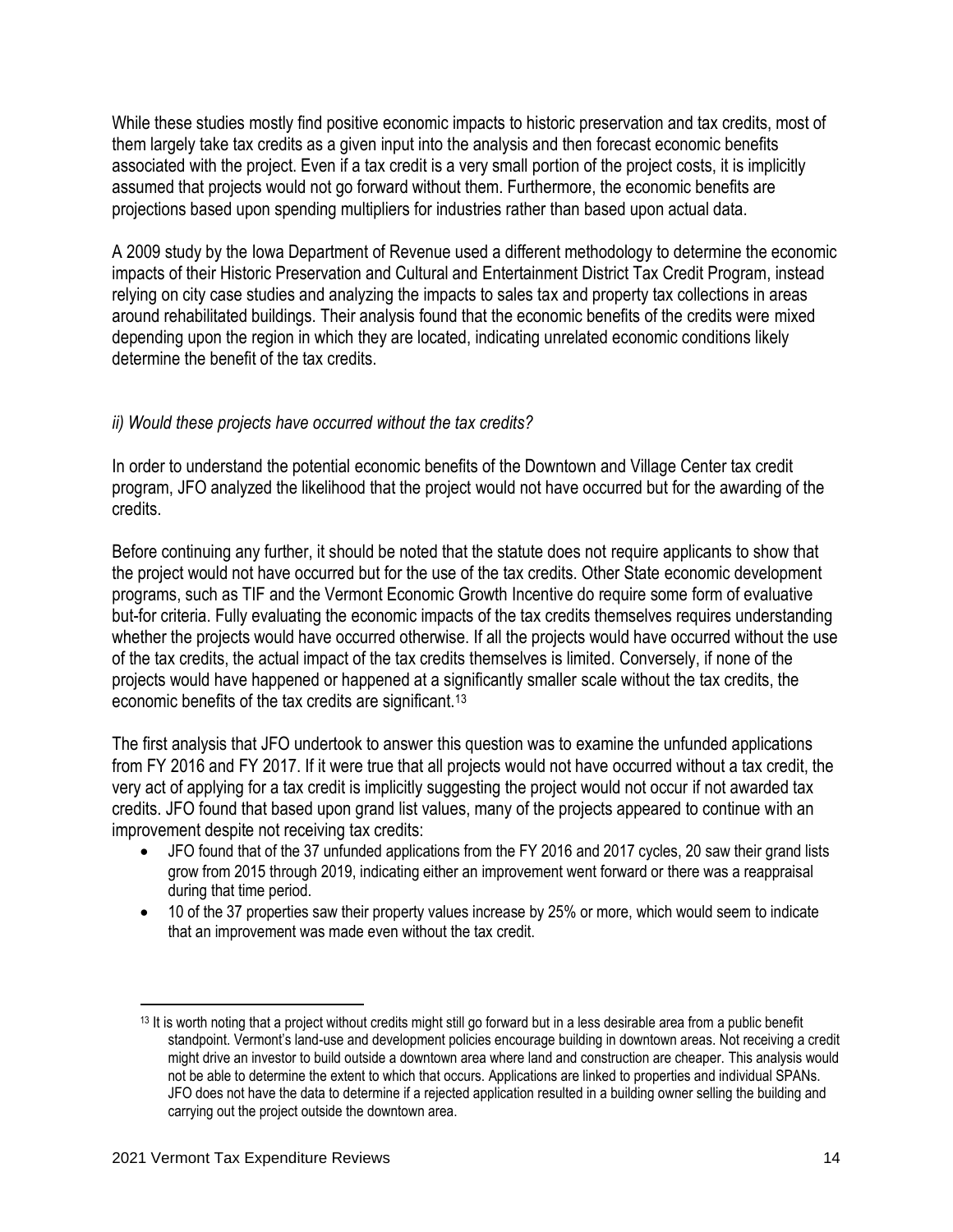While these studies mostly find positive economic impacts to historic preservation and tax credits, most of them largely take tax credits as a given input into the analysis and then forecast economic benefits associated with the project. Even if a tax credit is a very small portion of the project costs, it is implicitly assumed that projects would not go forward without them. Furthermore, the economic benefits are projections based upon spending multipliers for industries rather than based upon actual data.

A 2009 study by the Iowa Department of Revenue used a different methodology to determine the economic impacts of their Historic Preservation and Cultural and Entertainment District Tax Credit Program, instead relying on city case studies and analyzing the impacts to sales tax and property tax collections in areas around rehabilitated buildings. Their analysis found that the economic benefits of the credits were mixed depending upon the region in which they are located, indicating unrelated economic conditions likely determine the benefit of the tax credits.

*ii) Would these projects have occurred without the tax credits?*

In order to understand the potential economic benefits of the Downtown and Village Center tax credit program, JFO analyzed the likelihood that the project would not have occurred but for the awarding of the credits.

Before continuing any further, it should be noted that the statute does not require applicants to show that the project would not have occurred but for the use of the tax credits. Other State economic development programs, such as TIF and the Vermont Economic Growth Incentive do require some form of evaluative but-for criteria. Fully evaluating the economic impacts of the tax credits themselves requires understanding whether the projects would have occurred otherwise. If all the projects would have occurred without the use of the tax credits, the actual impact of the tax credits themselves is limited. Conversely, if none of the projects would have happened or happened at a significantly smaller scale without the tax credits, the economic benefits of the tax credits are significant.[13]

The first analysis that JFO undertook to answer this question was to examine the unfunded applications from FY 2016 and FY 2017. If it were true that all projects would not have occurred without a tax credit, the very act of applying for a tax credit is implicitly suggesting the project would not occur if not awarded tax credits. JFO found that based upon grand list values, many of the projects appeared to continue with an improvement despite not receiving tax credits:

- JFO found that of the 37 unfunded applications from the FY 2016 and 2017 cycles, 20 saw their grand lists grow from 2015 through 2019, indicating either an improvement went forward or there was a reappraisal during that time period.
- 10 of the 37 properties saw their property values increase by 25% or more, which would seem to indicate that an improvement was made even without the tax credit.

[13] It is worth noting that a project without credits might still go forward but in a less desirable area from a public benefit standpoint. Vermont's land-use and development policies encourage building in downtown areas. Not receiving a credit might drive an investor to build outside a downtown area where land and construction are cheaper. This analysis would not be able to determine the extent to which that occurs. Applications are linked to properties and individual SPANs. JFO does not have the data to determine if a rejected application resulted in a building owner selling the building and carrying out the project outside the downtown area.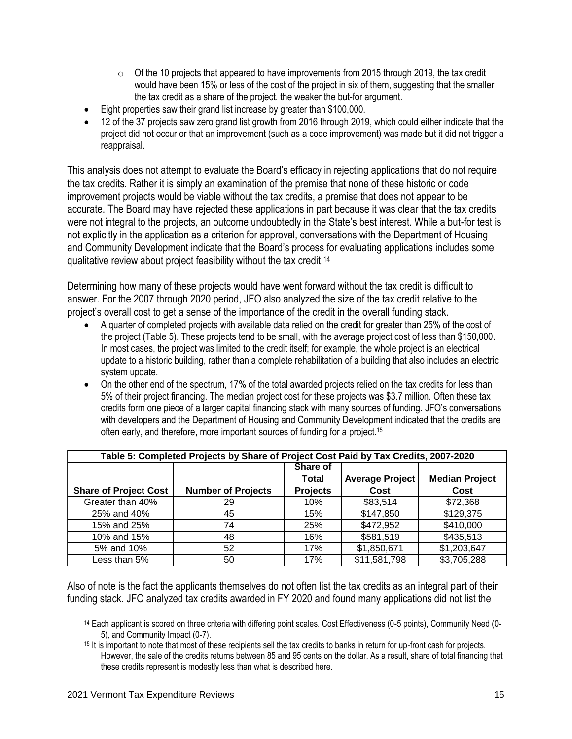- Of the 10 projects that appeared to have improvements from 2015 through 2019, the tax credit would have been 15% or less of the cost of the project in six of them, suggesting that the smaller the tax credit as a share of the project, the weaker the but-for argument.
- Eight properties saw their grand list increase by greater than $100,000.
- 12 of the 37 projects saw zero grand list growth from 2016 through 2019, which could either indicate that the project did not occur or that an improvement (such as a code improvement) was made but it did not trigger a reappraisal.

This analysis does not attempt to evaluate the Board's efficacy in rejecting applications that do not require the tax credits. Rather it is simply an examination of the premise that none of these historic or code improvement projects would be viable without the tax credits, a premise that does not appear to be accurate. The Board may have rejected these applications in part because it was clear that the tax credits were not integral to the projects, an outcome undoubtedly in the State's best interest. While a but-for test is not explicitly in the application as a criterion for approval, conversations with the Department of Housing and Community Development indicate that the Board's process for evaluating applications includes some qualitative review about project feasibility without the tax credit.[14]

Determining how many of these projects would have went forward without the tax credit is difficult to answer. For the 2007 through 2020 period, JFO also analyzed the size of the tax credit relative to the project's overall cost to get a sense of the importance of the credit in the overall funding stack.

- A quarter of completed projects with available data relied on the credit for greater than 25% of the cost of the project (Table 5). These projects tend to be small, with the average project cost of less than $150,000. In most cases, the project was limited to the credit itself; for example, the whole project is an electrical update to a historic building, rather than a complete rehabilitation of a building that also includes an electric system update.
- On the other end of the spectrum, 17% of the total awarded projects relied on the tax credits for less than 5% of their project financing. The median project cost for these projects was $3.7 million. Often these tax credits form one piece of a larger capital financing stack with many sources of funding. JFO's conversations with developers and the Department of Housing and Community Development indicated that the credits are often early, and therefore, more important sources of funding for a project.[15]

**Table 5: Completed Projects by Share of Project Cost Paid by Tax Credits, 2007-2020**

| Share of Project Cost | Number of Projects | Share of Total Projects | Average Project Cost | Median Project Cost |
|---|---|---|---|---|
| Greater than 40% | 29 | 10% | $83,514 | $72,368 |
| 25% and 40% | 45 | 15% | $147,850 | $129,375 |
| 15% and 25% | 74 | 25% | $472,952 | $410,000 |
| 10% and 15% | 48 | 16% | $581,519 | $435,513 |
| 5% and 10% | 52 | 17% | $1,850,671 | $1,203,647 |
| Less than 5% | 50 | 17% | $11,581,798 | $3,705,288 |

Also of note is the fact the applicants themselves do not often list the tax credits as an integral part of their funding stack. JFO analyzed tax credits awarded in FY 2020 and found many applications did not list the

[14] Each applicant is scored on three criteria with differing point scales. Cost Effectiveness (0-5 points), Community Need (0-5), and Community Impact (0-7).

[15] It is important to note that most of these recipients sell the tax credits to banks in return for up-front cash for projects. However, the sale of the credits returns between 85 and 95 cents on the dollar. As a result, share of total financing that these credits represent is modestly less than what is described here.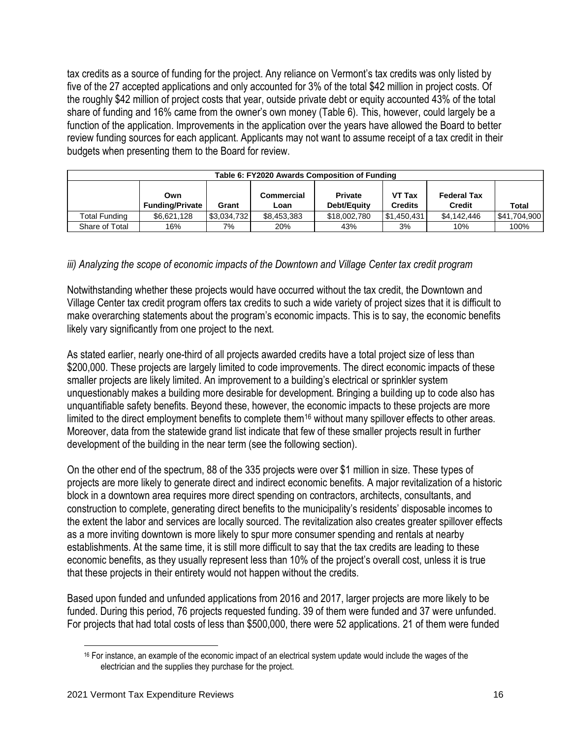tax credits as a source of funding for the project. Any reliance on Vermont's tax credits was only listed by five of the 27 accepted applications and only accounted for 3% of the total $42 million in project costs. Of the roughly $42 million of project costs that year, outside private debt or equity accounted 43% of the total share of funding and 16% came from the owner's own money (Table 6). This, however, could largely be a function of the application. Improvements in the application over the years have allowed the Board to better review funding sources for each applicant. Applicants may not want to assume receipt of a tax credit in their budgets when presenting them to the Board for review.

| Table 6: FY2020 Awards Composition of Funding | | | | | | | |
|---|---|---|---|---|---|---|---|
| | Own Funding/Private | Grant | Commercial Loan | Private Debt/Equity | VT Tax Credits | Federal Tax Credit | Total |
| Total Funding | $6,621,128 | $3,034,732 | $8,453,383 | $18,002,780 | $1,450,431 | $4,142,446 | $41,704,900 |
| Share of Total | 16% | 7% | 20% | 43% | 3% | 10% | 100% |

*iii) Analyzing the scope of economic impacts of the Downtown and Village Center tax credit program*

Notwithstanding whether these projects would have occurred without the tax credit, the Downtown and Village Center tax credit program offers tax credits to such a wide variety of project sizes that it is difficult to make overarching statements about the program's economic impacts. This is to say, the economic benefits likely vary significantly from one project to the next.

As stated earlier, nearly one-third of all projects awarded credits have a total project size of less than $200,000. These projects are largely limited to code improvements. The direct economic impacts of these smaller projects are likely limited. An improvement to a building's electrical or sprinkler system unquestionably makes a building more desirable for development. Bringing a building up to code also has unquantifiable safety benefits. Beyond these, however, the economic impacts to these projects are more limited to the direct employment benefits to complete them[16] without many spillover effects to other areas. Moreover, data from the statewide grand list indicate that few of these smaller projects result in further development of the building in the near term (see the following section).

On the other end of the spectrum, 88 of the 335 projects were over $1 million in size. These types of projects are more likely to generate direct and indirect economic benefits. A major revitalization of a historic block in a downtown area requires more direct spending on contractors, architects, consultants, and construction to complete, generating direct benefits to the municipality's residents' disposable incomes to the extent the labor and services are locally sourced. The revitalization also creates greater spillover effects as a more inviting downtown is more likely to spur more consumer spending and rentals at nearby establishments. At the same time, it is still more difficult to say that the tax credits are leading to these economic benefits, as they usually represent less than 10% of the project's overall cost, unless it is true that these projects in their entirety would not happen without the credits.

Based upon funded and unfunded applications from 2016 and 2017, larger projects are more likely to be funded. During this period, 76 projects requested funding. 39 of them were funded and 37 were unfunded. For projects that had total costs of less than $500,000, there were 52 applications. 21 of them were funded

[16] For instance, an example of the economic impact of an electrical system update would include the wages of the electrician and the supplies they purchase for the project.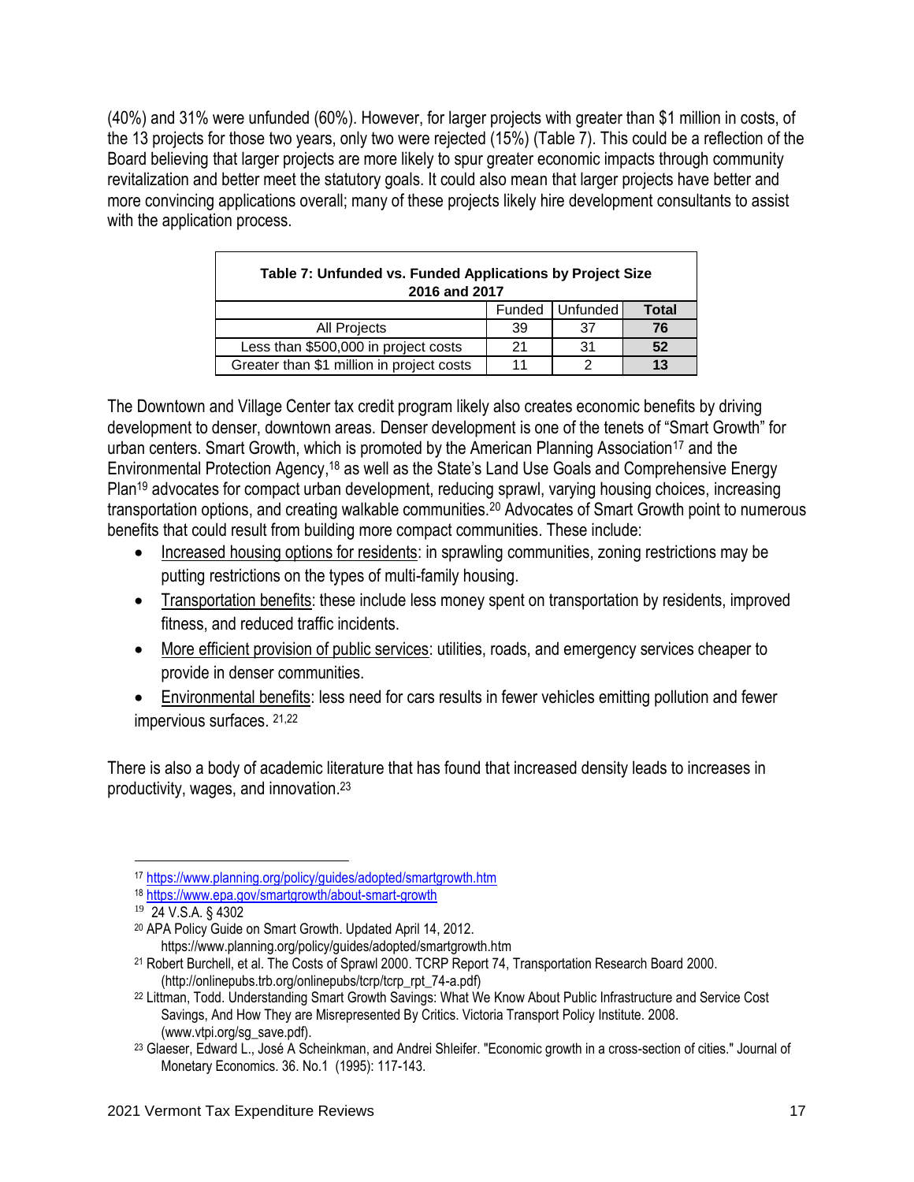(40%) and 31% were unfunded (60%). However, for larger projects with greater than $1 million in costs, of the 13 projects for those two years, only two were rejected (15%) (Table 7). This could be a reflection of the Board believing that larger projects are more likely to spur greater economic impacts through community revitalization and better meet the statutory goals. It could also mean that larger projects have better and more convincing applications overall; many of these projects likely hire development consultants to assist with the application process.

**Table 7: Unfunded vs. Funded Applications by Project Size 2016 and 2017**

| | Funded | Unfunded | **Total** |
|---|---|---|---|
| All Projects | 39 | 37 | **76** |
| Less than $500,000 in project costs | 21 | 31 | **52** |
| Greater than $1 million in project costs | 11 | 2 | **13** |

The Downtown and Village Center tax credit program likely also creates economic benefits by driving development to denser, downtown areas. Denser development is one of the tenets of "Smart Growth" for urban centers. Smart Growth, which is promoted by the American Planning Association[17] and the Environmental Protection Agency,[18] as well as the State's Land Use Goals and Comprehensive Energy Plan[19] advocates for compact urban development, reducing sprawl, varying housing choices, increasing transportation options, and creating walkable communities.[20] Advocates of Smart Growth point to numerous benefits that could result from building more compact communities. These include:

- Increased housing options for residents: in sprawling communities, zoning restrictions may be putting restrictions on the types of multi-family housing.
- Transportation benefits: these include less money spent on transportation by residents, improved fitness, and reduced traffic incidents.
- More efficient provision of public services: utilities, roads, and emergency services cheaper to provide in denser communities.
- Environmental benefits: less need for cars results in fewer vehicles emitting pollution and fewer impervious surfaces. [21,22]

There is also a body of academic literature that has found that increased density leads to increases in productivity, wages, and innovation.[23]

---

[17] https://www.planning.org/policy/guides/adopted/smartgrowth.htm

[18] https://www.epa.gov/smartgrowth/about-smart-growth

[19] 24 V.S.A. § 4302

[20] APA Policy Guide on Smart Growth. Updated April 14, 2012. https://www.planning.org/policy/guides/adopted/smartgrowth.htm

[21] Robert Burchell, et al. The Costs of Sprawl 2000. TCRP Report 74, Transportation Research Board 2000. (http://onlinepubs.trb.org/onlinepubs/tcrp/tcrp_rpt_74-a.pdf)

[22] Littman, Todd. Understanding Smart Growth Savings: What We Know About Public Infrastructure and Service Cost Savings, And How They are Misrepresented By Critics. Victoria Transport Policy Institute. 2008. (www.vtpi.org/sg_save.pdf).

[23] Glaeser, Edward L., José A Scheinkman, and Andrei Shleifer. "Economic growth in a cross-section of cities." Journal of Monetary Economics. 36. No.1 (1995): 117-143.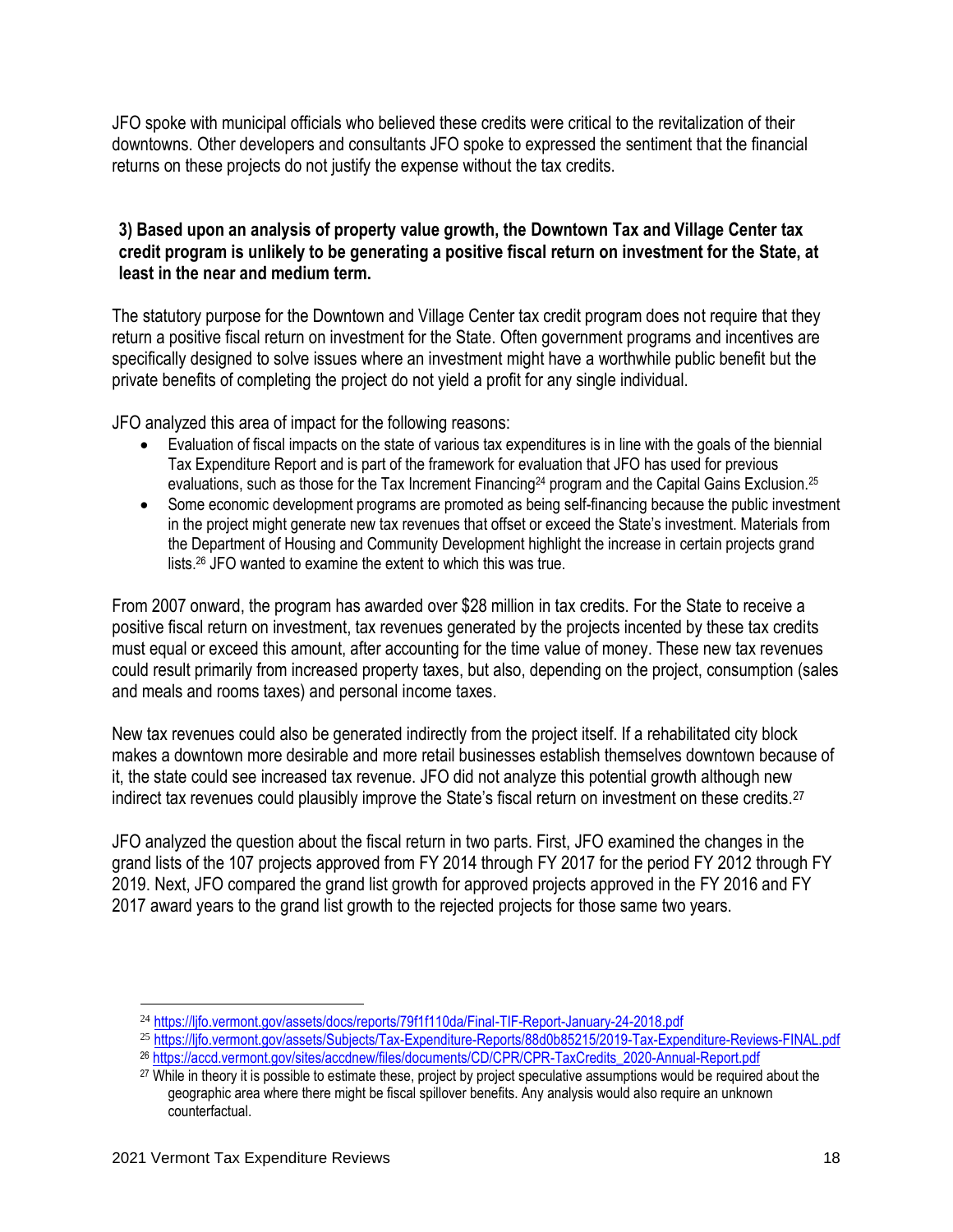JFO spoke with municipal officials who believed these credits were critical to the revitalization of their downtowns. Other developers and consultants JFO spoke to expressed the sentiment that the financial returns on these projects do not justify the expense without the tax credits.

### 3) Based upon an analysis of property value growth, the Downtown Tax and Village Center tax credit program is unlikely to be generating a positive fiscal return on investment for the State, at least in the near and medium term.

The statutory purpose for the Downtown and Village Center tax credit program does not require that they return a positive fiscal return on investment for the State. Often government programs and incentives are specifically designed to solve issues where an investment might have a worthwhile public benefit but the private benefits of completing the project do not yield a profit for any single individual.

JFO analyzed this area of impact for the following reasons:

- Evaluation of fiscal impacts on the state of various tax expenditures is in line with the goals of the biennial Tax Expenditure Report and is part of the framework for evaluation that JFO has used for previous evaluations, such as those for the Tax Increment Financing[24] program and the Capital Gains Exclusion.[25]
- Some economic development programs are promoted as being self-financing because the public investment in the project might generate new tax revenues that offset or exceed the State's investment. Materials from the Department of Housing and Community Development highlight the increase in certain projects grand lists.[26] JFO wanted to examine the extent to which this was true.

From 2007 onward, the program has awarded over $28 million in tax credits. For the State to receive a positive fiscal return on investment, tax revenues generated by the projects incented by these tax credits must equal or exceed this amount, after accounting for the time value of money. These new tax revenues could result primarily from increased property taxes, but also, depending on the project, consumption (sales and meals and rooms taxes) and personal income taxes.

New tax revenues could also be generated indirectly from the project itself. If a rehabilitated city block makes a downtown more desirable and more retail businesses establish themselves downtown because of it, the state could see increased tax revenue. JFO did not analyze this potential growth although new indirect tax revenues could plausibly improve the State's fiscal return on investment on these credits.[27]

JFO analyzed the question about the fiscal return in two parts. First, JFO examined the changes in the grand lists of the 107 projects approved from FY 2014 through FY 2017 for the period FY 2012 through FY 2019. Next, JFO compared the grand list growth for approved projects approved in the FY 2016 and FY 2017 award years to the grand list growth to the rejected projects for those same two years.

---

[24] https://ljfo.vermont.gov/assets/docs/reports/79f1f110da/Final-TIF-Report-January-24-2018.pdf

[25] https://ljfo.vermont.gov/assets/Subjects/Tax-Expenditure-Reports/88d0b85215/2019-Tax-Expenditure-Reviews-FINAL.pdf

[26] https://accd.vermont.gov/sites/accdnew/files/documents/CD/CPR/CPR-TaxCredits_2020-Annual-Report.pdf

[27] While in theory it is possible to estimate these, project by project speculative assumptions would be required about the geographic area where there might be fiscal spillover benefits. Any analysis would also require an unknown counterfactual.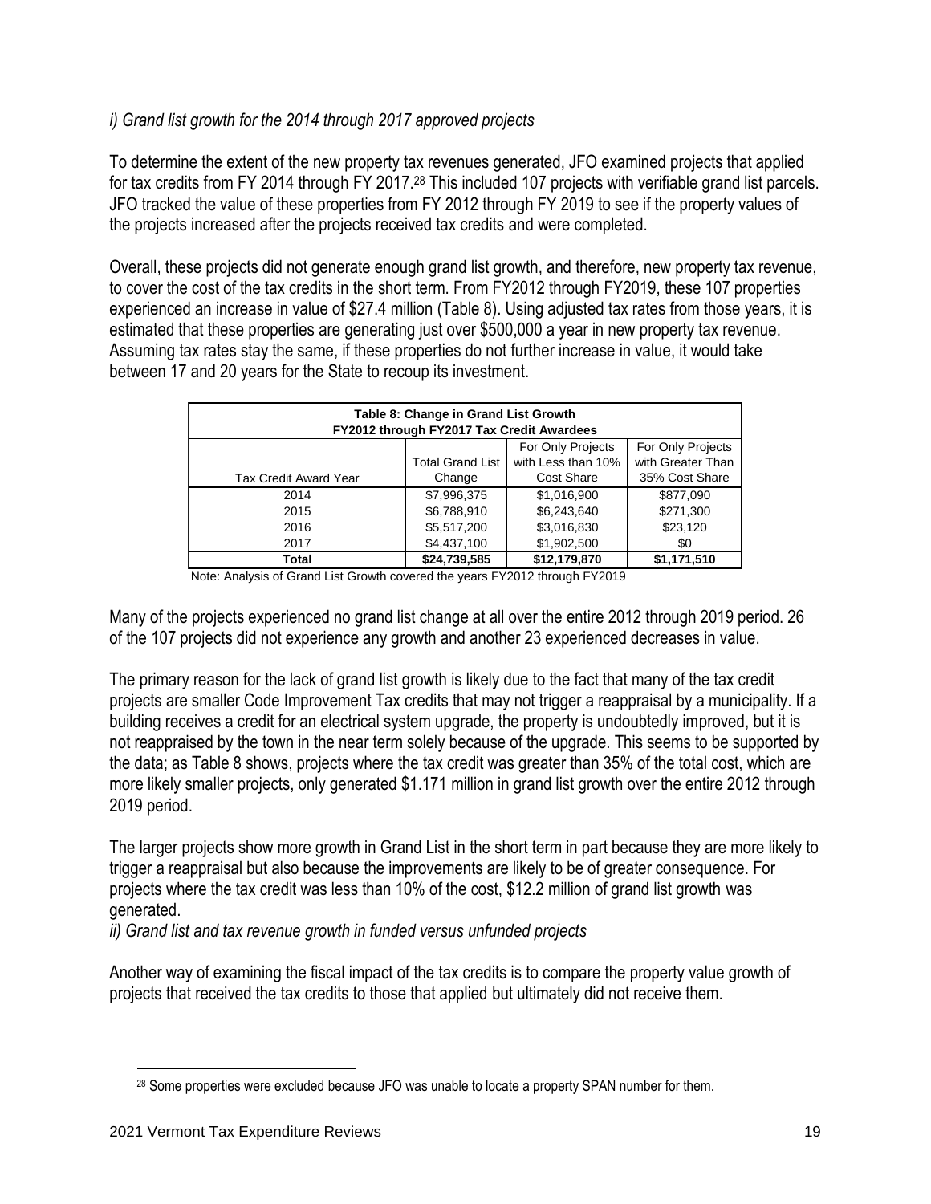*i) Grand list growth for the 2014 through 2017 approved projects*

To determine the extent of the new property tax revenues generated, JFO examined projects that applied for tax credits from FY 2014 through FY 2017.[28] This included 107 projects with verifiable grand list parcels. JFO tracked the value of these properties from FY 2012 through FY 2019 to see if the property values of the projects increased after the projects received tax credits and were completed.

Overall, these projects did not generate enough grand list growth, and therefore, new property tax revenue, to cover the cost of the tax credits in the short term. From FY2012 through FY2019, these 107 properties experienced an increase in value of $27.4 million (Table 8). Using adjusted tax rates from those years, it is estimated that these properties are generating just over $500,000 a year in new property tax revenue. Assuming tax rates stay the same, if these properties do not further increase in value, it would take between 17 and 20 years for the State to recoup its investment.

**Table 8: Change in Grand List Growth FY2012 through FY2017 Tax Credit Awardees**

| Tax Credit Award Year | Total Grand List Change | For Only Projects with Less than 10% Cost Share | For Only Projects with Greater Than 35% Cost Share |
|---|---|---|---|
| 2014 | $7,996,375 | $1,016,900 | $877,090 |
| 2015 | $6,788,910 | $6,243,640 | $271,300 |
| 2016 | $5,517,200 | $3,016,830 | $23,120 |
| 2017 | $4,437,100 | $1,902,500 | $0 |
| **Total** | **$24,739,585** | **$12,179,870** | **$1,171,510** |

Note: Analysis of Grand List Growth covered the years FY2012 through FY2019

Many of the projects experienced no grand list change at all over the entire 2012 through 2019 period. 26 of the 107 projects did not experience any growth and another 23 experienced decreases in value.

The primary reason for the lack of grand list growth is likely due to the fact that many of the tax credit projects are smaller Code Improvement Tax credits that may not trigger a reappraisal by a municipality. If a building receives a credit for an electrical system upgrade, the property is undoubtedly improved, but it is not reappraised by the town in the near term solely because of the upgrade. This seems to be supported by the data; as Table 8 shows, projects where the tax credit was greater than 35% of the total cost, which are more likely smaller projects, only generated $1.171 million in grand list growth over the entire 2012 through 2019 period.

The larger projects show more growth in Grand List in the short term in part because they are more likely to trigger a reappraisal but also because the improvements are likely to be of greater consequence. For projects where the tax credit was less than 10% of the cost, $12.2 million of grand list growth was generated.

*ii) Grand list and tax revenue growth in funded versus unfunded projects*

Another way of examining the fiscal impact of the tax credits is to compare the property value growth of projects that received the tax credits to those that applied but ultimately did not receive them.

[28] Some properties were excluded because JFO was unable to locate a property SPAN number for them.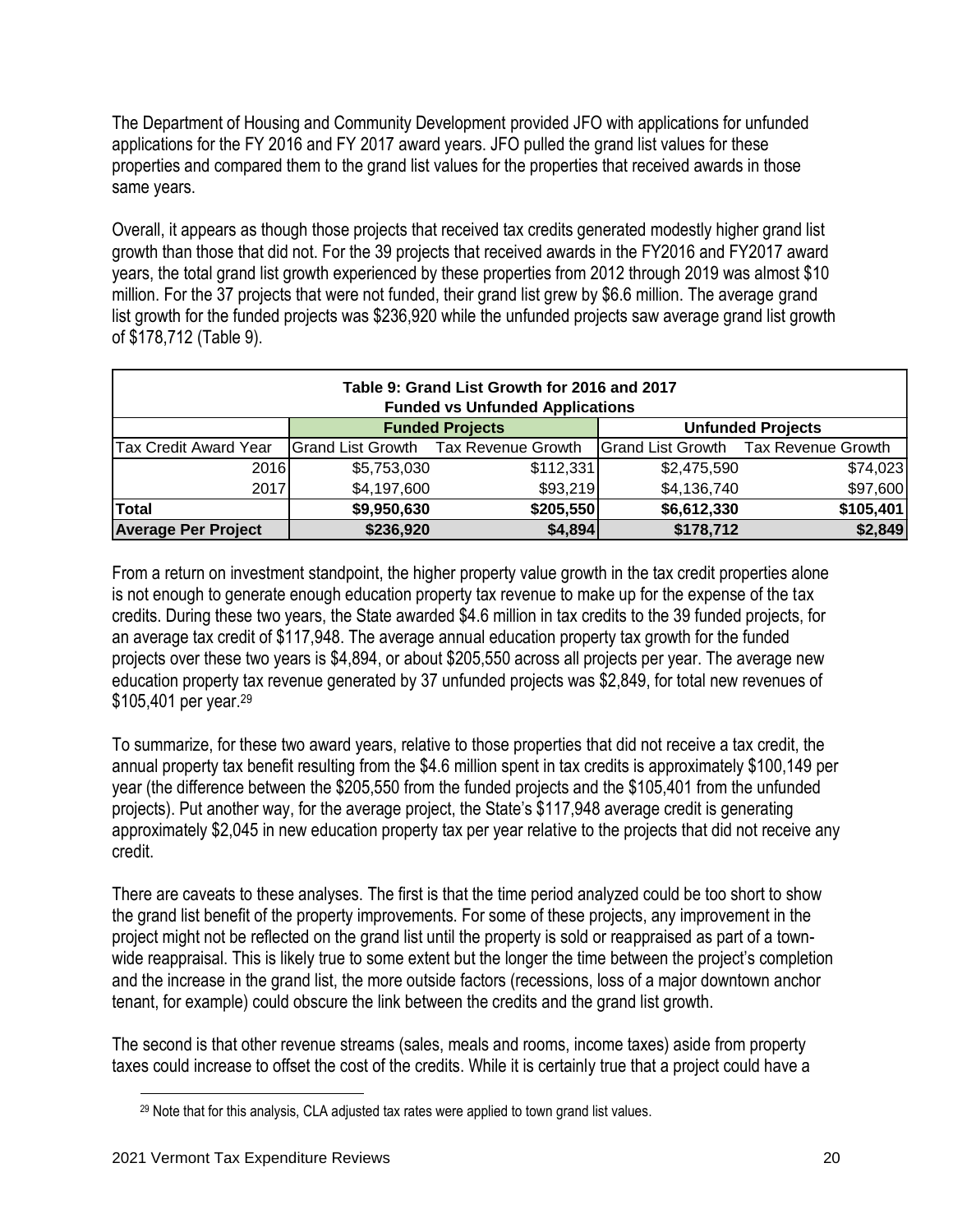The Department of Housing and Community Development provided JFO with applications for unfunded applications for the FY 2016 and FY 2017 award years. JFO pulled the grand list values for these properties and compared them to the grand list values for the properties that received awards in those same years.

Overall, it appears as though those projects that received tax credits generated modestly higher grand list growth than those that did not. For the 39 projects that received awards in the FY2016 and FY2017 award years, the total grand list growth experienced by these properties from 2012 through 2019 was almost $10 million. For the 37 projects that were not funded, their grand list grew by $6.6 million. The average grand list growth for the funded projects was $236,920 while the unfunded projects saw average grand list growth of $178,712 (Table 9).

**Table 9: Grand List Growth for 2016 and 2017 Funded vs Unfunded Applications**

| | Funded Projects | | Unfunded Projects | |
|---|---|---|---|---|
| Tax Credit Award Year | Grand List Growth | Tax Revenue Growth | Grand List Growth | Tax Revenue Growth |
| 2016 | $5,753,030 | $112,331 | $2,475,590 | $74,023 |
| 2017 | $4,197,600 | $93,219 | $4,136,740 | $97,600 |
| **Total** | **$9,950,630** | **$205,550** | **$6,612,330** | **$105,401** |
| **Average Per Project** | **$236,920** | **$4,894** | **$178,712** | **$2,849** |

From a return on investment standpoint, the higher property value growth in the tax credit properties alone is not enough to generate enough education property tax revenue to make up for the expense of the tax credits. During these two years, the State awarded $4.6 million in tax credits to the 39 funded projects, for an average tax credit of $117,948. The average annual education property tax growth for the funded projects over these two years is $4,894, or about $205,550 across all projects per year. The average new education property tax revenue generated by 37 unfunded projects was $2,849, for total new revenues of $105,401 per year.[29]

To summarize, for these two award years, relative to those properties that did not receive a tax credit, the annual property tax benefit resulting from the $4.6 million spent in tax credits is approximately $100,149 per year (the difference between the $205,550 from the funded projects and the $105,401 from the unfunded projects). Put another way, for the average project, the State's $117,948 average credit is generating approximately $2,045 in new education property tax per year relative to the projects that did not receive any credit.

There are caveats to these analyses. The first is that the time period analyzed could be too short to show the grand list benefit of the property improvements. For some of these projects, any improvement in the project might not be reflected on the grand list until the property is sold or reappraised as part of a town-wide reappraisal. This is likely true to some extent but the longer the time between the project's completion and the increase in the grand list, the more outside factors (recessions, loss of a major downtown anchor tenant, for example) could obscure the link between the credits and the grand list growth.

The second is that other revenue streams (sales, meals and rooms, income taxes) aside from property taxes could increase to offset the cost of the credits. While it is certainly true that a project could have a

[29] Note that for this analysis, CLA adjusted tax rates were applied to town grand list values.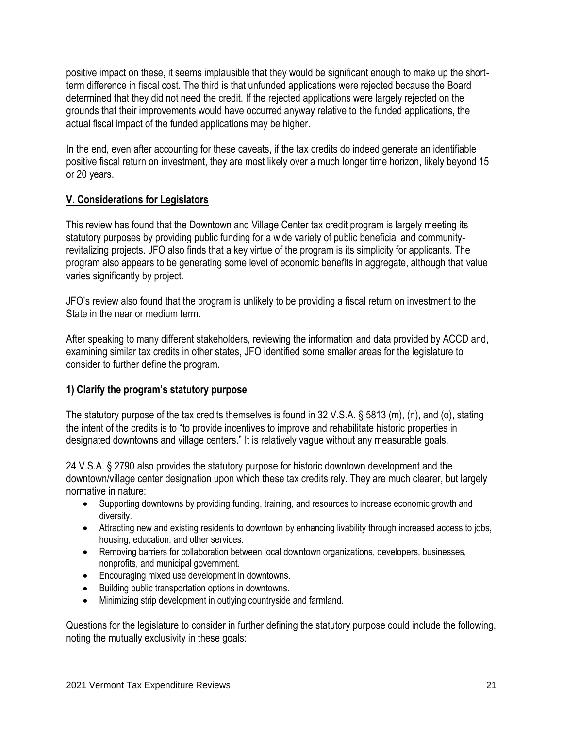positive impact on these, it seems implausible that they would be significant enough to make up the short-term difference in fiscal cost. The third is that unfunded applications were rejected because the Board determined that they did not need the credit. If the rejected applications were largely rejected on the grounds that their improvements would have occurred anyway relative to the funded applications, the actual fiscal impact of the funded applications may be higher.

In the end, even after accounting for these caveats, if the tax credits do indeed generate an identifiable positive fiscal return on investment, they are most likely over a much longer time horizon, likely beyond 15 or 20 years.

## V. Considerations for Legislators

This review has found that the Downtown and Village Center tax credit program is largely meeting its statutory purposes by providing public funding for a wide variety of public beneficial and community-revitalizing projects. JFO also finds that a key virtue of the program is its simplicity for applicants. The program also appears to be generating some level of economic benefits in aggregate, although that value varies significantly by project.

JFO's review also found that the program is unlikely to be providing a fiscal return on investment to the State in the near or medium term.

After speaking to many different stakeholders, reviewing the information and data provided by ACCD and, examining similar tax credits in other states, JFO identified some smaller areas for the legislature to consider to further define the program.

### 1) Clarify the program's statutory purpose

The statutory purpose of the tax credits themselves is found in 32 V.S.A. § 5813 (m), (n), and (o), stating the intent of the credits is to "to provide incentives to improve and rehabilitate historic properties in designated downtowns and village centers." It is relatively vague without any measurable goals.

24 V.S.A. § 2790 also provides the statutory purpose for historic downtown development and the downtown/village center designation upon which these tax credits rely. They are much clearer, but largely normative in nature:

- Supporting downtowns by providing funding, training, and resources to increase economic growth and diversity.
- Attracting new and existing residents to downtown by enhancing livability through increased access to jobs, housing, education, and other services.
- Removing barriers for collaboration between local downtown organizations, developers, businesses, nonprofits, and municipal government.
- Encouraging mixed use development in downtowns.
- Building public transportation options in downtowns.
- Minimizing strip development in outlying countryside and farmland.

Questions for the legislature to consider in further defining the statutory purpose could include the following, noting the mutually exclusivity in these goals: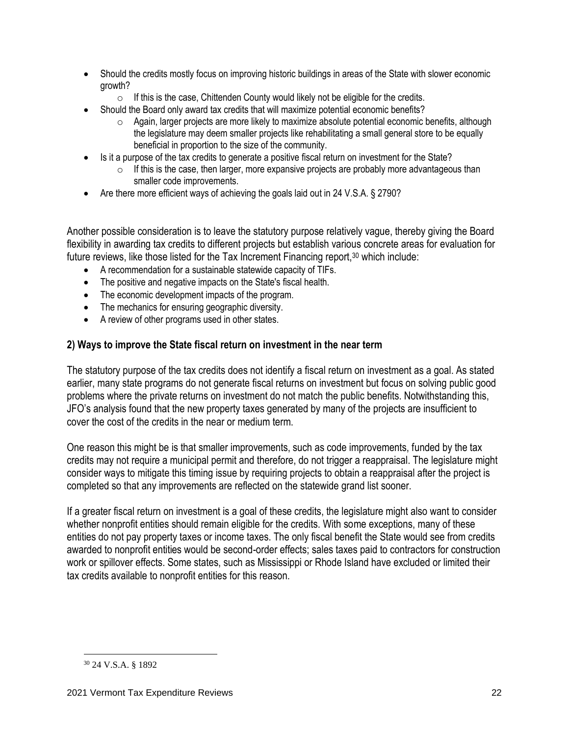- Should the credits mostly focus on improving historic buildings in areas of the State with slower economic growth?
  - If this is the case, Chittenden County would likely not be eligible for the credits.
- Should the Board only award tax credits that will maximize potential economic benefits?
  - Again, larger projects are more likely to maximize absolute potential economic benefits, although the legislature may deem smaller projects like rehabilitating a small general store to be equally beneficial in proportion to the size of the community.
- Is it a purpose of the tax credits to generate a positive fiscal return on investment for the State?
  - If this is the case, then larger, more expansive projects are probably more advantageous than smaller code improvements.
- Are there more efficient ways of achieving the goals laid out in 24 V.S.A. § 2790?

Another possible consideration is to leave the statutory purpose relatively vague, thereby giving the Board flexibility in awarding tax credits to different projects but establish various concrete areas for evaluation for future reviews, like those listed for the Tax Increment Financing report,[30] which include:

- A recommendation for a sustainable statewide capacity of TIFs.
- The positive and negative impacts on the State's fiscal health.
- The economic development impacts of the program.
- The mechanics for ensuring geographic diversity.
- A review of other programs used in other states.

### 2) Ways to improve the State fiscal return on investment in the near term

The statutory purpose of the tax credits does not identify a fiscal return on investment as a goal. As stated earlier, many state programs do not generate fiscal returns on investment but focus on solving public good problems where the private returns on investment do not match the public benefits. Notwithstanding this, JFO's analysis found that the new property taxes generated by many of the projects are insufficient to cover the cost of the credits in the near or medium term.

One reason this might be is that smaller improvements, such as code improvements, funded by the tax credits may not require a municipal permit and therefore, do not trigger a reappraisal. The legislature might consider ways to mitigate this timing issue by requiring projects to obtain a reappraisal after the project is completed so that any improvements are reflected on the statewide grand list sooner.

If a greater fiscal return on investment is a goal of these credits, the legislature might also want to consider whether nonprofit entities should remain eligible for the credits. With some exceptions, many of these entities do not pay property taxes or income taxes. The only fiscal benefit the State would see from credits awarded to nonprofit entities would be second-order effects; sales taxes paid to contractors for construction work or spillover effects. Some states, such as Mississippi or Rhode Island have excluded or limited their tax credits available to nonprofit entities for this reason.

[30] 24 V.S.A. § 1892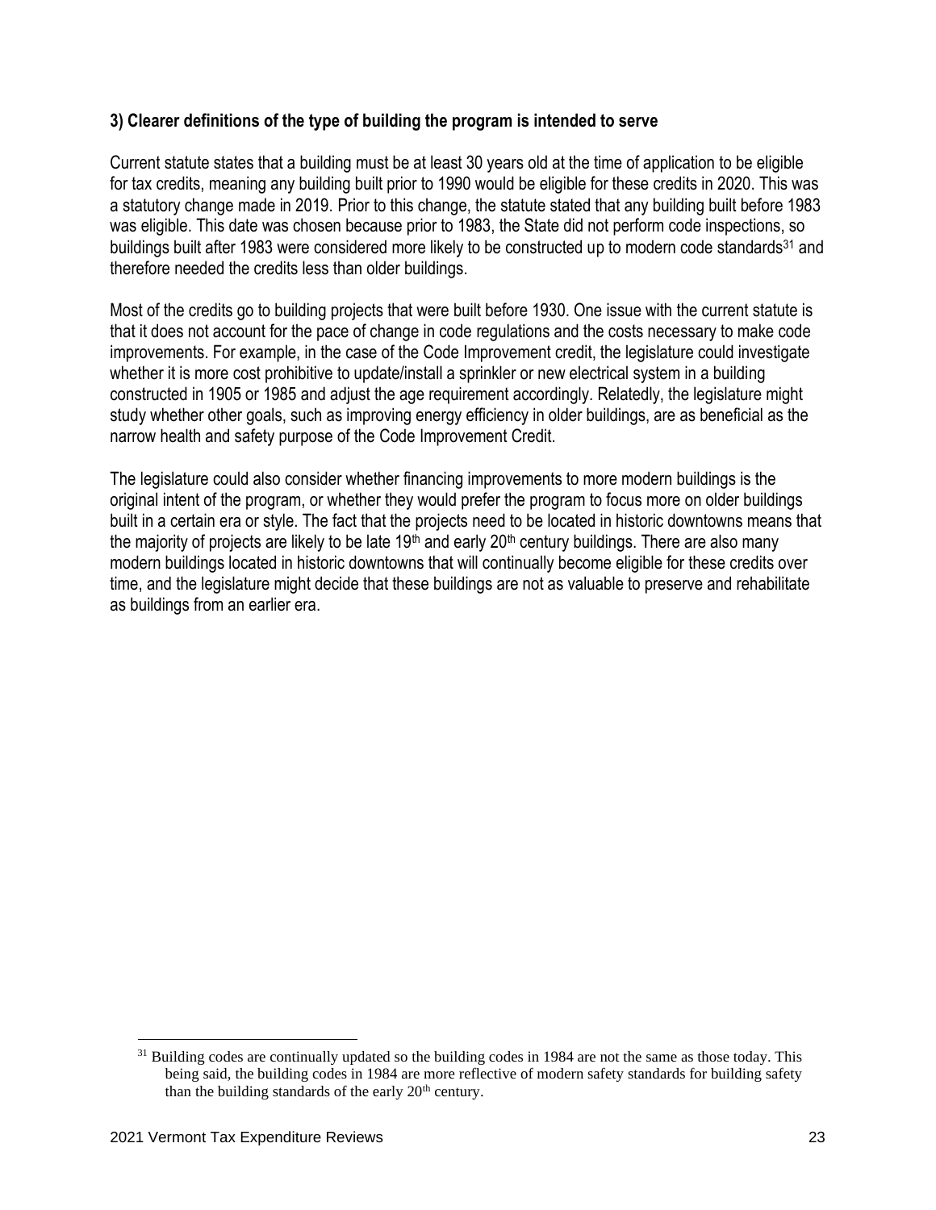### 3) Clearer definitions of the type of building the program is intended to serve

Current statute states that a building must be at least 30 years old at the time of application to be eligible for tax credits, meaning any building built prior to 1990 would be eligible for these credits in 2020. This was a statutory change made in 2019. Prior to this change, the statute stated that any building built before 1983 was eligible. This date was chosen because prior to 1983, the State did not perform code inspections, so buildings built after 1983 were considered more likely to be constructed up to modern code standards[31] and therefore needed the credits less than older buildings.

Most of the credits go to building projects that were built before 1930. One issue with the current statute is that it does not account for the pace of change in code regulations and the costs necessary to make code improvements. For example, in the case of the Code Improvement credit, the legislature could investigate whether it is more cost prohibitive to update/install a sprinkler or new electrical system in a building constructed in 1905 or 1985 and adjust the age requirement accordingly. Relatedly, the legislature might study whether other goals, such as improving energy efficiency in older buildings, are as beneficial as the narrow health and safety purpose of the Code Improvement Credit.

The legislature could also consider whether financing improvements to more modern buildings is the original intent of the program, or whether they would prefer the program to focus more on older buildings built in a certain era or style. The fact that the projects need to be located in historic downtowns means that the majority of projects are likely to be late 19th and early 20th century buildings. There are also many modern buildings located in historic downtowns that will continually become eligible for these credits over time, and the legislature might decide that these buildings are not as valuable to preserve and rehabilitate as buildings from an earlier era.

[31] Building codes are continually updated so the building codes in 1984 are not the same as those today. This being said, the building codes in 1984 are more reflective of modern safety standards for building safety than the building standards of the early 20th century.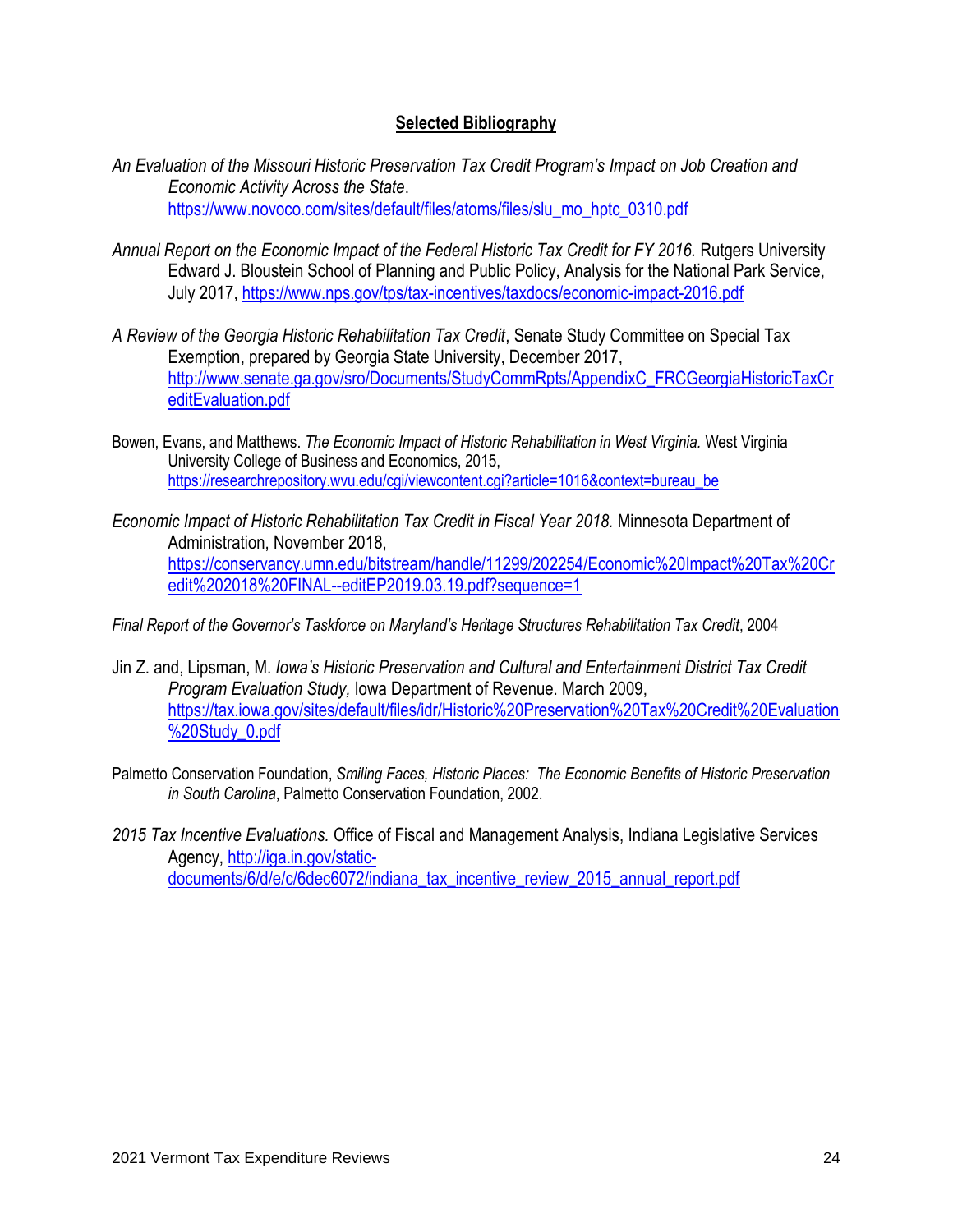## Selected Bibliography

*An Evaluation of the Missouri Historic Preservation Tax Credit Program's Impact on Job Creation and Economic Activity Across the State*. https://www.novoco.com/sites/default/files/atoms/files/slu_mo_hptc_0310.pdf

*Annual Report on the Economic Impact of the Federal Historic Tax Credit for FY 2016.* Rutgers University Edward J. Bloustein School of Planning and Public Policy, Analysis for the National Park Service, July 2017, https://www.nps.gov/tps/tax-incentives/taxdocs/economic-impact-2016.pdf

*A Review of the Georgia Historic Rehabilitation Tax Credit*, Senate Study Committee on Special Tax Exemption, prepared by Georgia State University, December 2017, http://www.senate.ga.gov/sro/Documents/StudyCommRpts/AppendixC_FRCGeorgiaHistoricTaxCreditEvaluation.pdf

Bowen, Evans, and Matthews. *The Economic Impact of Historic Rehabilitation in West Virginia.* West Virginia University College of Business and Economics, 2015, https://researchrepository.wvu.edu/cgi/viewcontent.cgi?article=1016&context=bureau_be

*Economic Impact of Historic Rehabilitation Tax Credit in Fiscal Year 2018.* Minnesota Department of Administration, November 2018, https://conservancy.umn.edu/bitstream/handle/11299/202254/Economic%20Impact%20Tax%20Credit%202018%20FINAL--editEP2019.03.19.pdf?sequence=1

*Final Report of the Governor's Taskforce on Maryland's Heritage Structures Rehabilitation Tax Credit*, 2004

Jin Z. and, Lipsman, M. *Iowa's Historic Preservation and Cultural and Entertainment District Tax Credit Program Evaluation Study,* Iowa Department of Revenue. March 2009, https://tax.iowa.gov/sites/default/files/idr/Historic%20Preservation%20Tax%20Credit%20Evaluation%20Study_0.pdf

Palmetto Conservation Foundation, *Smiling Faces, Historic Places: The Economic Benefits of Historic Preservation in South Carolina*, Palmetto Conservation Foundation, 2002.

*2015 Tax Incentive Evaluations.* Office of Fiscal and Management Analysis, Indiana Legislative Services Agency, http://iga.in.gov/static-documents/6/d/e/c/6dec6072/indiana_tax_incentive_review_2015_annual_report.pdf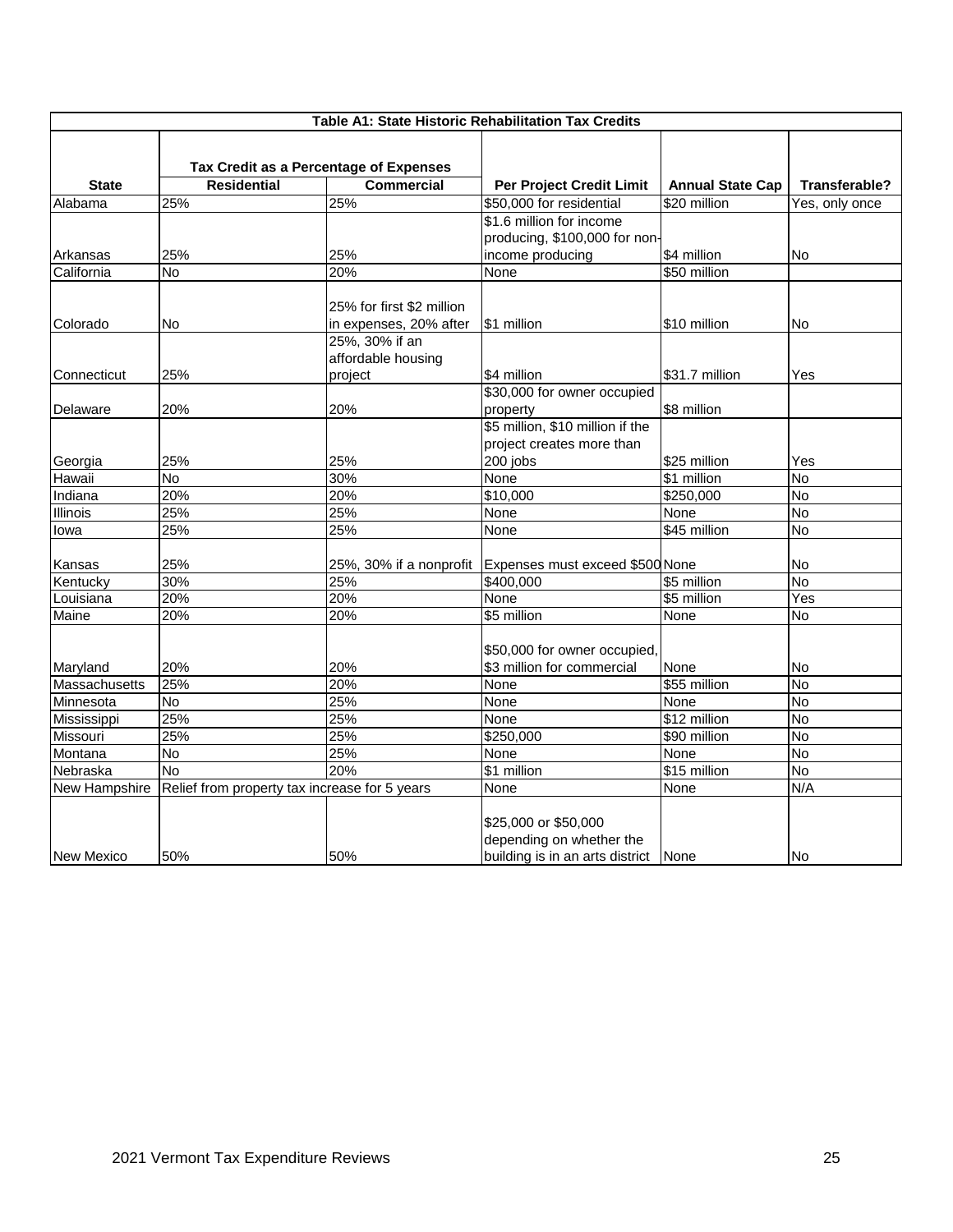**Table A1: State Historic Rehabilitation Tax Credits**

| State | Tax Credit as a Percentage of Expenses | | Per Project Credit Limit | Annual State Cap | Transferable? |
|---|---|---|---|---|---|
| | Residential | Commercial | | | |
| Alabama | 25% | 25% | $50,000 for residential | $20 million | Yes, only once |
| Arkansas | 25% | 25% | $1.6 million for income producing, $100,000 for non-income producing | $4 million | No |
| California | No | 20% | None | $50 million | |
| Colorado | No | 25% for first $2 million in expenses, 20% after | $1 million | $10 million | No |
| Connecticut | 25% | 25%, 30% if an affordable housing project | $4 million | $31.7 million | Yes |
| Delaware | 20% | 20% | $30,000 for owner occupied property | $8 million | |
| Georgia | 25% | 25% | $5 million, $10 million if the project creates more than 200 jobs | $25 million | Yes |
| Hawaii | No | 30% | None | $1 million | No |
| Indiana | 20% | 20% | $10,000 | $250,000 | No |
| Illinois | 25% | 25% | None | None | No |
| Iowa | 25% | 25% | None | $45 million | No |
| Kansas | 25% | 25%, 30% if a nonprofit | Expenses must exceed $500 | None | No |
| Kentucky | 30% | 25% | $400,000 | $5 million | No |
| Louisiana | 20% | 20% | None | $5 million | Yes |
| Maine | 20% | 20% | $5 million | None | No |
| Maryland | 20% | 20% | $50,000 for owner occupied, $3 million for commercial | None | No |
| Massachusetts | 25% | 20% | None | $55 million | No |
| Minnesota | No | 25% | None | None | No |
| Mississippi | 25% | 25% | None | $12 million | No |
| Missouri | 25% | 25% | $250,000 | $90 million | No |
| Montana | No | 25% | None | None | No |
| Nebraska | No | 20% | $1 million | $15 million | No |
| New Hampshire | Relief from property tax increase for 5 years | | None | None | N/A |
| New Mexico | 50% | 50% | $25,000 or $50,000 depending on whether the building is in an arts district | None | No |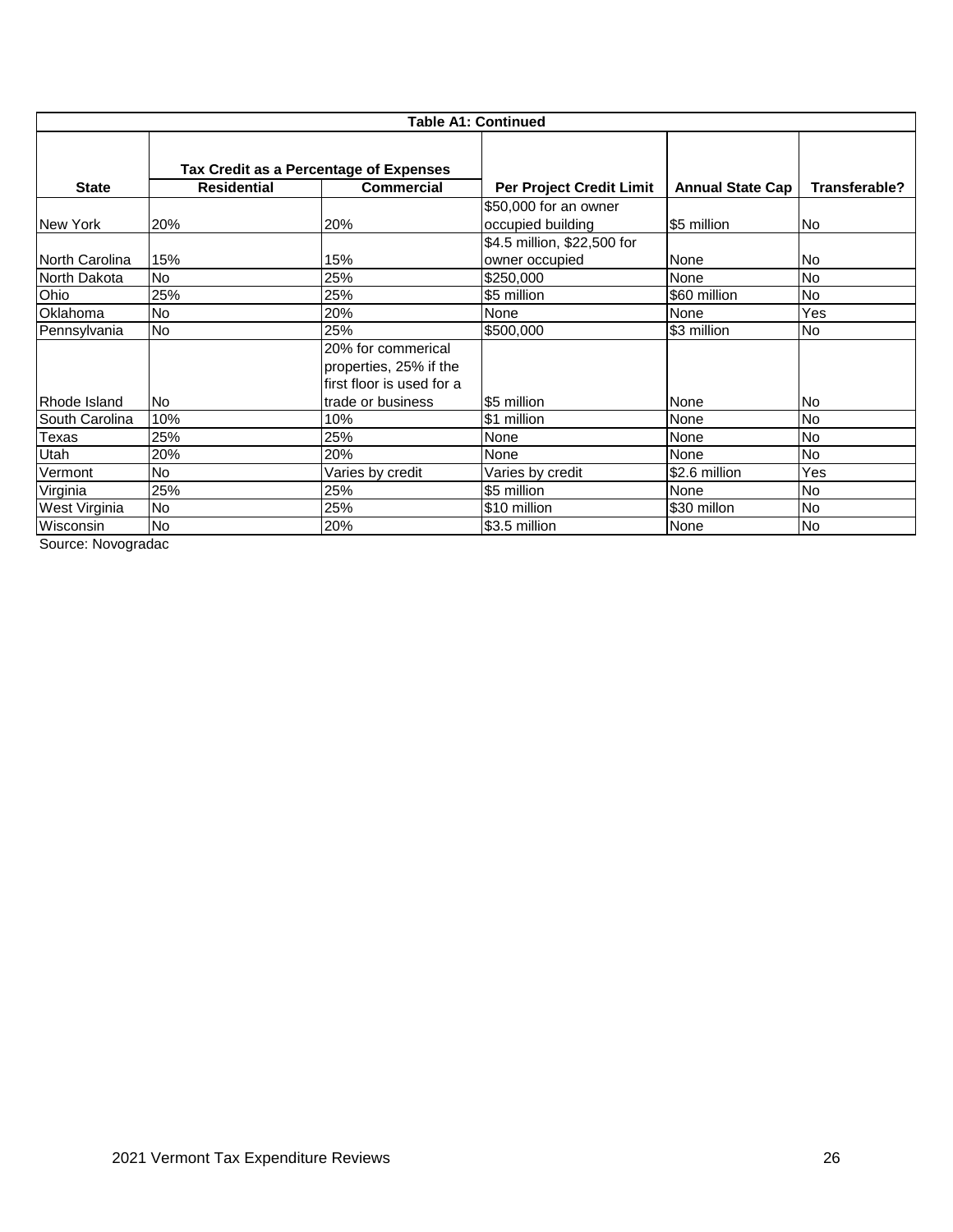**Table A1: Continued**

| State | Tax Credit as a Percentage of Expenses | | Per Project Credit Limit | Annual State Cap | Transferable? |
|---|---|---|---|---|---|
| | Residential | Commercial | | | |
| New York | 20% | 20% | $50,000 for an owner occupied building | $5 million | No |
| North Carolina | 15% | 15% | $4.5 million, $22,500 for owner occupied | None | No |
| North Dakota | No | 25% | $250,000 | None | No |
| Ohio | 25% | 25% | $5 million | $60 million | No |
| Oklahoma | No | 20% | None | None | Yes |
| Pennsylvania | No | 25% | $500,000 | $3 million | No |
| Rhode Island | No | 20% for commerical properties, 25% if the first floor is used for a trade or business | $5 million | None | No |
| South Carolina | 10% | 10% | $1 million | None | No |
| Texas | 25% | 25% | None | None | No |
| Utah | 20% | 20% | None | None | No |
| Vermont | No | Varies by credit | Varies by credit | $2.6 million | Yes |
| Virginia | 25% | 25% | $5 million | None | No |
| West Virginia | No | 25% | $10 million | $30 millon | No |
| Wisconsin | No | 20% | $3.5 million | None | No |

Source: Novogradac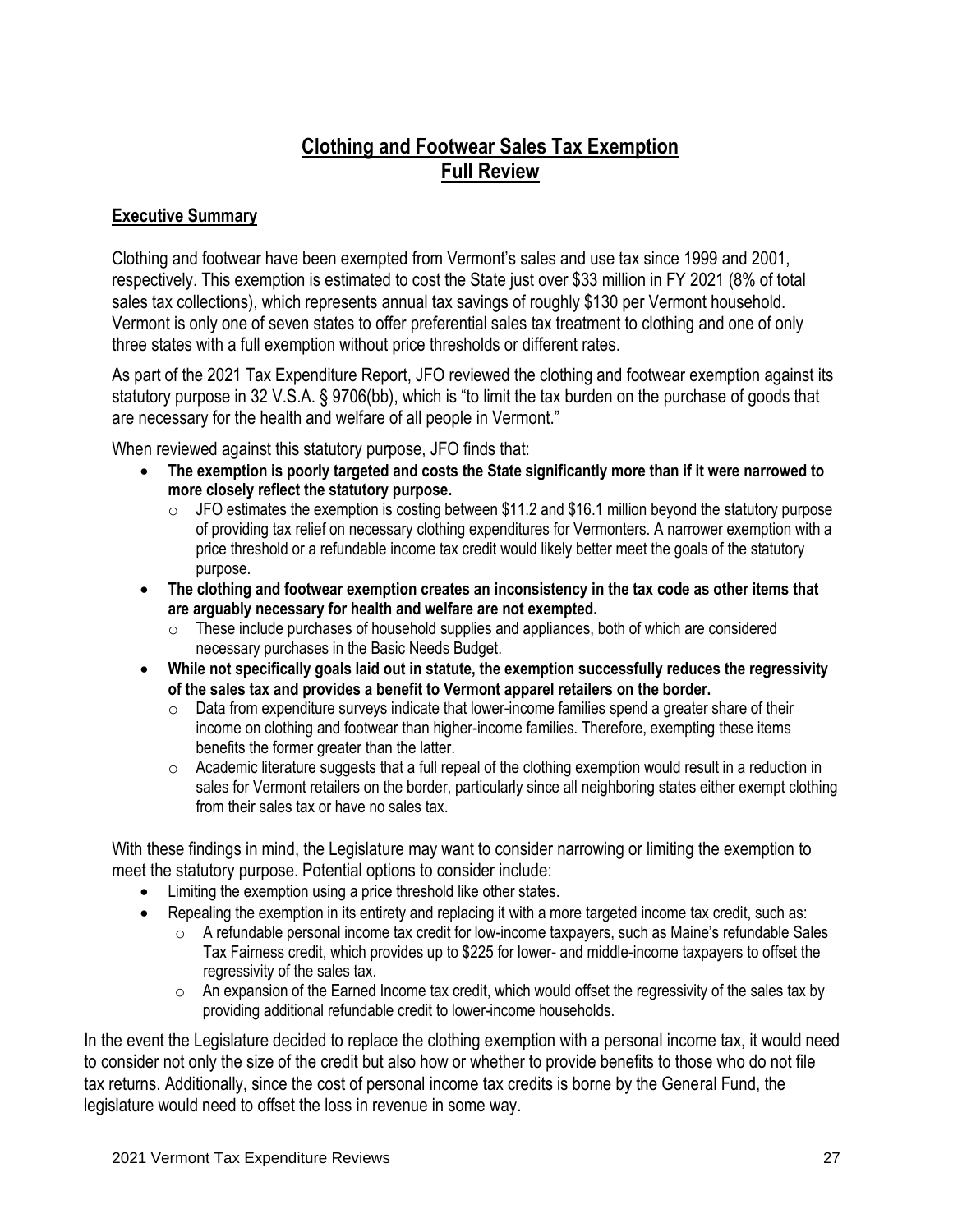# Clothing and Footwear Sales Tax Exemption
# Full Review

## Executive Summary

Clothing and footwear have been exempted from Vermont's sales and use tax since 1999 and 2001, respectively. This exemption is estimated to cost the State just over $33 million in FY 2021 (8% of total sales tax collections), which represents annual tax savings of roughly $130 per Vermont household. Vermont is only one of seven states to offer preferential sales tax treatment to clothing and one of only three states with a full exemption without price thresholds or different rates.

As part of the 2021 Tax Expenditure Report, JFO reviewed the clothing and footwear exemption against its statutory purpose in 32 V.S.A. § 9706(bb), which is "to limit the tax burden on the purchase of goods that are necessary for the health and welfare of all people in Vermont."

When reviewed against this statutory purpose, JFO finds that:

- **The exemption is poorly targeted and costs the State significantly more than if it were narrowed to more closely reflect the statutory purpose.**
  - JFO estimates the exemption is costing between $11.2 and $16.1 million beyond the statutory purpose of providing tax relief on necessary clothing expenditures for Vermonters. A narrower exemption with a price threshold or a refundable income tax credit would likely better meet the goals of the statutory purpose.
- **The clothing and footwear exemption creates an inconsistency in the tax code as other items that are arguably necessary for health and welfare are not exempted.**
  - These include purchases of household supplies and appliances, both of which are considered necessary purchases in the Basic Needs Budget.
- **While not specifically goals laid out in statute, the exemption successfully reduces the regressivity of the sales tax and provides a benefit to Vermont apparel retailers on the border.**
  - Data from expenditure surveys indicate that lower-income families spend a greater share of their income on clothing and footwear than higher-income families. Therefore, exempting these items benefits the former greater than the latter.
  - Academic literature suggests that a full repeal of the clothing exemption would result in a reduction in sales for Vermont retailers on the border, particularly since all neighboring states either exempt clothing from their sales tax or have no sales tax.

With these findings in mind, the Legislature may want to consider narrowing or limiting the exemption to meet the statutory purpose. Potential options to consider include:

- Limiting the exemption using a price threshold like other states.
- Repealing the exemption in its entirety and replacing it with a more targeted income tax credit, such as:
  - A refundable personal income tax credit for low-income taxpayers, such as Maine's refundable Sales Tax Fairness credit, which provides up to $225 for lower- and middle-income taxpayers to offset the regressivity of the sales tax.
  - An expansion of the Earned Income tax credit, which would offset the regressivity of the sales tax by providing additional refundable credit to lower-income households.

In the event the Legislature decided to replace the clothing exemption with a personal income tax, it would need to consider not only the size of the credit but also how or whether to provide benefits to those who do not file tax returns. Additionally, since the cost of personal income tax credits is borne by the General Fund, the legislature would need to offset the loss in revenue in some way.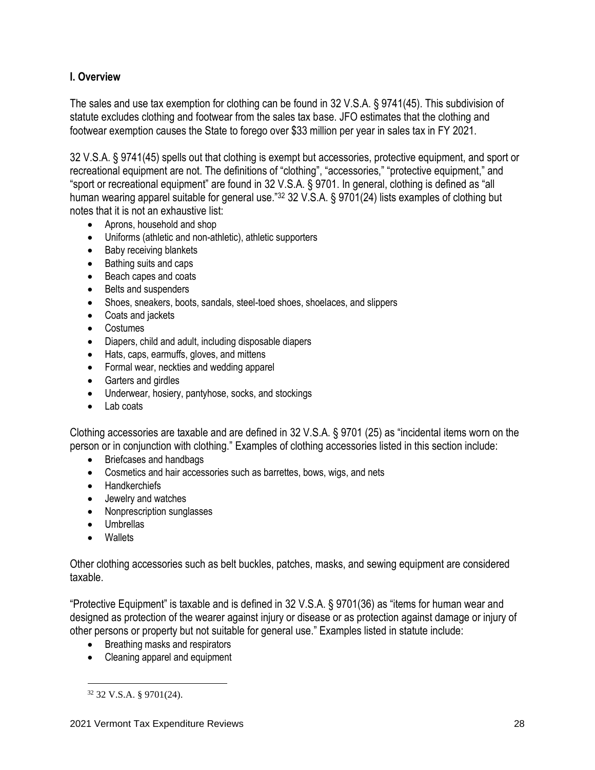## I. Overview

The sales and use tax exemption for clothing can be found in 32 V.S.A. § 9741(45). This subdivision of statute excludes clothing and footwear from the sales tax base. JFO estimates that the clothing and footwear exemption causes the State to forego over $33 million per year in sales tax in FY 2021.

32 V.S.A. § 9741(45) spells out that clothing is exempt but accessories, protective equipment, and sport or recreational equipment are not. The definitions of "clothing", "accessories," "protective equipment," and "sport or recreational equipment" are found in 32 V.S.A. § 9701. In general, clothing is defined as "all human wearing apparel suitable for general use."[32] 32 V.S.A. § 9701(24) lists examples of clothing but notes that it is not an exhaustive list:

- Aprons, household and shop
- Uniforms (athletic and non-athletic), athletic supporters
- Baby receiving blankets
- Bathing suits and caps
- Beach capes and coats
- Belts and suspenders
- Shoes, sneakers, boots, sandals, steel-toed shoes, shoelaces, and slippers
- Coats and jackets
- Costumes
- Diapers, child and adult, including disposable diapers
- Hats, caps, earmuffs, gloves, and mittens
- Formal wear, neckties and wedding apparel
- Garters and girdles
- Underwear, hosiery, pantyhose, socks, and stockings
- Lab coats

Clothing accessories are taxable and are defined in 32 V.S.A. § 9701 (25) as "incidental items worn on the person or in conjunction with clothing." Examples of clothing accessories listed in this section include:

- Briefcases and handbags
- Cosmetics and hair accessories such as barrettes, bows, wigs, and nets
- Handkerchiefs
- Jewelry and watches
- Nonprescription sunglasses
- Umbrellas
- Wallets

Other clothing accessories such as belt buckles, patches, masks, and sewing equipment are considered taxable.

"Protective Equipment" is taxable and is defined in 32 V.S.A. § 9701(36) as "items for human wear and designed as protection of the wearer against injury or disease or as protection against damage or injury of other persons or property but not suitable for general use." Examples listed in statute include:

- Breathing masks and respirators
- Cleaning apparel and equipment

[32] 32 V.S.A. § 9701(24).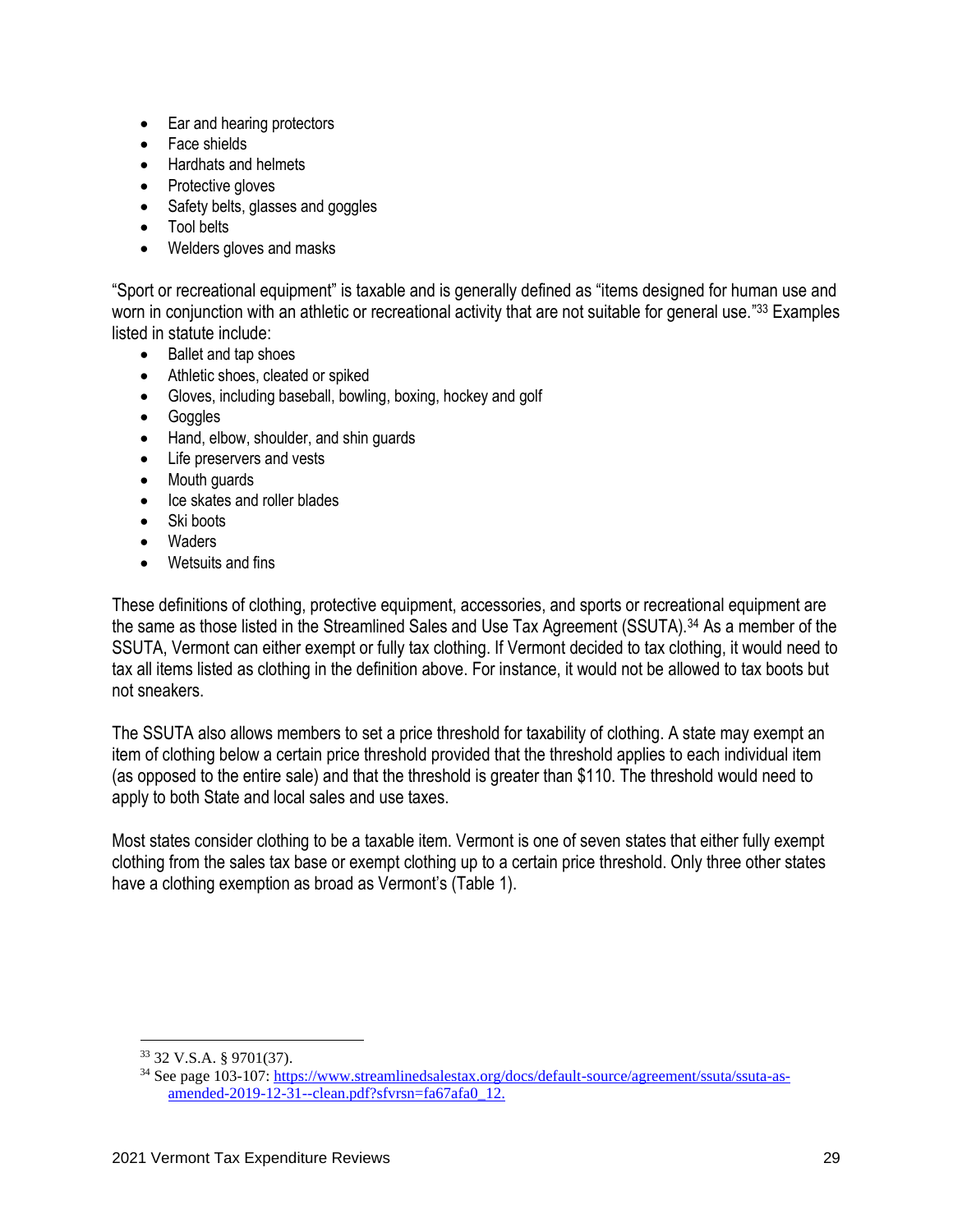- Ear and hearing protectors
- Face shields
- Hardhats and helmets
- Protective gloves
- Safety belts, glasses and goggles
- Tool belts
- Welders gloves and masks

"Sport or recreational equipment" is taxable and is generally defined as "items designed for human use and worn in conjunction with an athletic or recreational activity that are not suitable for general use."[33] Examples listed in statute include:

- Ballet and tap shoes
- Athletic shoes, cleated or spiked
- Gloves, including baseball, bowling, boxing, hockey and golf
- Goggles
- Hand, elbow, shoulder, and shin guards
- Life preservers and vests
- Mouth guards
- Ice skates and roller blades
- Ski boots
- Waders
- Wetsuits and fins

These definitions of clothing, protective equipment, accessories, and sports or recreational equipment are the same as those listed in the Streamlined Sales and Use Tax Agreement (SSUTA).[34] As a member of the SSUTA, Vermont can either exempt or fully tax clothing. If Vermont decided to tax clothing, it would need to tax all items listed as clothing in the definition above. For instance, it would not be allowed to tax boots but not sneakers.

The SSUTA also allows members to set a price threshold for taxability of clothing. A state may exempt an item of clothing below a certain price threshold provided that the threshold applies to each individual item (as opposed to the entire sale) and that the threshold is greater than $110. The threshold would need to apply to both State and local sales and use taxes.

Most states consider clothing to be a taxable item. Vermont is one of seven states that either fully exempt clothing from the sales tax base or exempt clothing up to a certain price threshold. Only three other states have a clothing exemption as broad as Vermont's (Table 1).

---

[33] 32 V.S.A. § 9701(37).

[34] See page 103-107: https://www.streamlinedsalestax.org/docs/default-source/agreement/ssuta/ssuta-as-amended-2019-12-31--clean.pdf?sfvrsn=fa67afa0_12.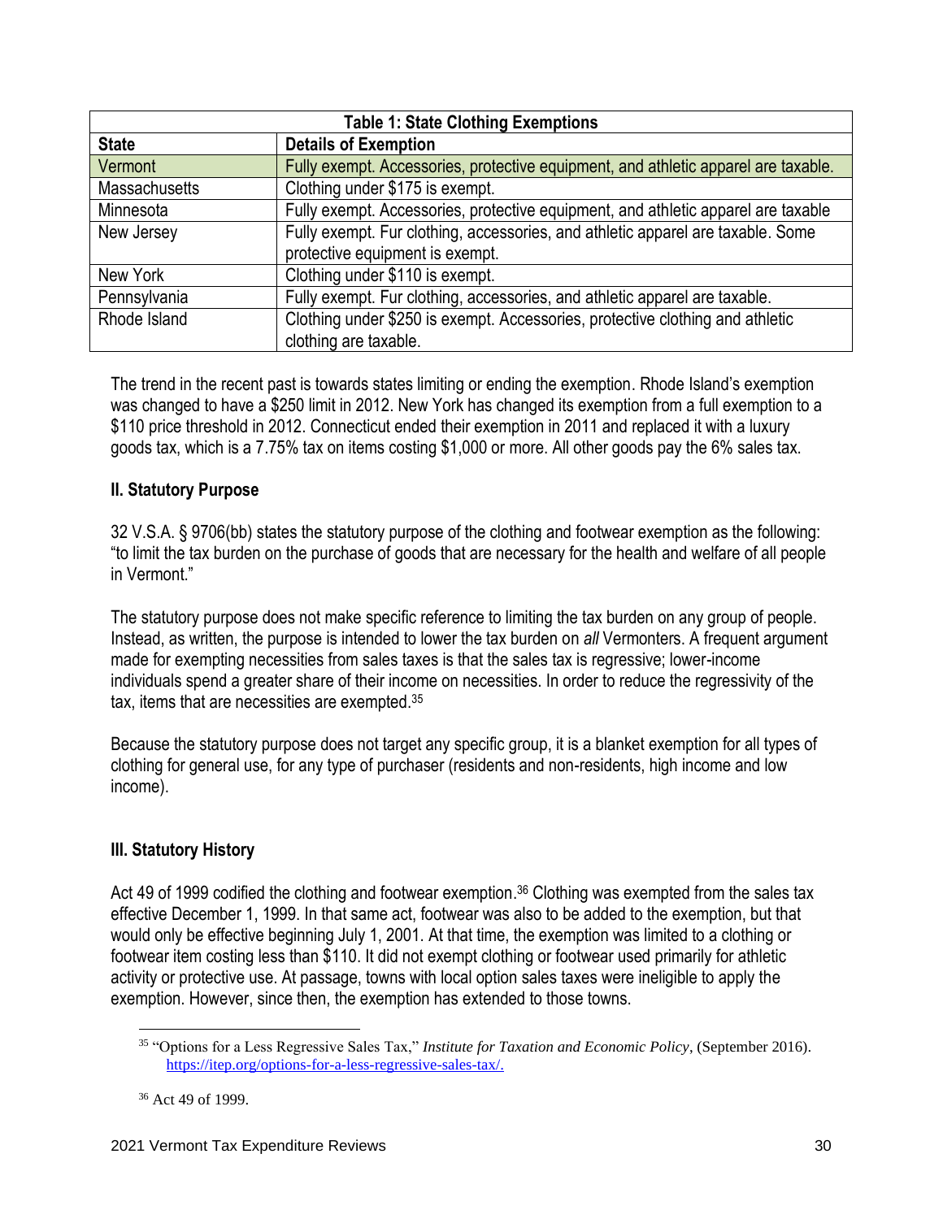| Table 1: State Clothing Exemptions | |
|---|---|
| **State** | **Details of Exemption** |
| Vermont | Fully exempt. Accessories, protective equipment, and athletic apparel are taxable. |
| Massachusetts | Clothing under $175 is exempt. |
| Minnesota | Fully exempt. Accessories, protective equipment, and athletic apparel are taxable |
| New Jersey | Fully exempt. Fur clothing, accessories, and athletic apparel are taxable. Some protective equipment is exempt. |
| New York | Clothing under $110 is exempt. |
| Pennsylvania | Fully exempt. Fur clothing, accessories, and athletic apparel are taxable. |
| Rhode Island | Clothing under $250 is exempt. Accessories, protective clothing and athletic clothing are taxable. |

The trend in the recent past is towards states limiting or ending the exemption. Rhode Island's exemption was changed to have a $250 limit in 2012. New York has changed its exemption from a full exemption to a $110 price threshold in 2012. Connecticut ended their exemption in 2011 and replaced it with a luxury goods tax, which is a 7.75% tax on items costing $1,000 or more. All other goods pay the 6% sales tax.

### II. Statutory Purpose

32 V.S.A. § 9706(bb) states the statutory purpose of the clothing and footwear exemption as the following: "to limit the tax burden on the purchase of goods that are necessary for the health and welfare of all people in Vermont."

The statutory purpose does not make specific reference to limiting the tax burden on any group of people. Instead, as written, the purpose is intended to lower the tax burden on *all* Vermonters. A frequent argument made for exempting necessities from sales taxes is that the sales tax is regressive; lower-income individuals spend a greater share of their income on necessities. In order to reduce the regressivity of the tax, items that are necessities are exempted.[35]

Because the statutory purpose does not target any specific group, it is a blanket exemption for all types of clothing for general use, for any type of purchaser (residents and non-residents, high income and low income).

### III. Statutory History

Act 49 of 1999 codified the clothing and footwear exemption.[36] Clothing was exempted from the sales tax effective December 1, 1999. In that same act, footwear was also to be added to the exemption, but that would only be effective beginning July 1, 2001. At that time, the exemption was limited to a clothing or footwear item costing less than $110. It did not exempt clothing or footwear used primarily for athletic activity or protective use. At passage, towns with local option sales taxes were ineligible to apply the exemption. However, since then, the exemption has extended to those towns.

---

[35] "Options for a Less Regressive Sales Tax," *Institute for Taxation and Economic Policy*, (September 2016). https://itep.org/options-for-a-less-regressive-sales-tax/.

[36] Act 49 of 1999.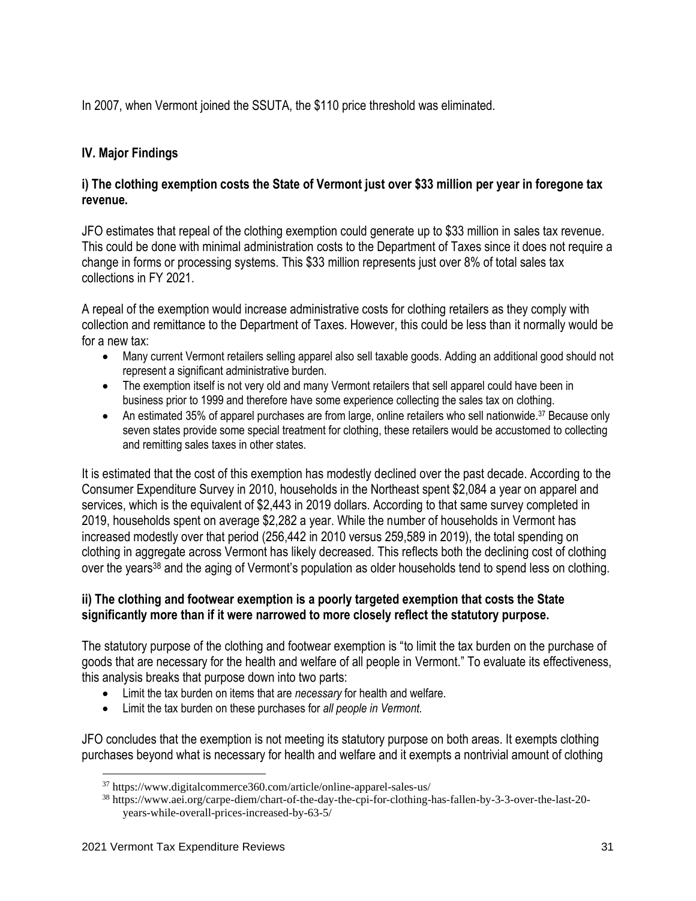In 2007, when Vermont joined the SSUTA, the $110 price threshold was eliminated.

## IV. Major Findings

### i) The clothing exemption costs the State of Vermont just over $33 million per year in foregone tax revenue.

JFO estimates that repeal of the clothing exemption could generate up to $33 million in sales tax revenue. This could be done with minimal administration costs to the Department of Taxes since it does not require a change in forms or processing systems. This $33 million represents just over 8% of total sales tax collections in FY 2021.

A repeal of the exemption would increase administrative costs for clothing retailers as they comply with collection and remittance to the Department of Taxes. However, this could be less than it normally would be for a new tax:

- Many current Vermont retailers selling apparel also sell taxable goods. Adding an additional good should not represent a significant administrative burden.
- The exemption itself is not very old and many Vermont retailers that sell apparel could have been in business prior to 1999 and therefore have some experience collecting the sales tax on clothing.
- An estimated 35% of apparel purchases are from large, online retailers who sell nationwide.[37] Because only seven states provide some special treatment for clothing, these retailers would be accustomed to collecting and remitting sales taxes in other states.

It is estimated that the cost of this exemption has modestly declined over the past decade. According to the Consumer Expenditure Survey in 2010, households in the Northeast spent $2,084 a year on apparel and services, which is the equivalent of $2,443 in 2019 dollars. According to that same survey completed in 2019, households spent on average $2,282 a year. While the number of households in Vermont has increased modestly over that period (256,442 in 2010 versus 259,589 in 2019), the total spending on clothing in aggregate across Vermont has likely decreased. This reflects both the declining cost of clothing over the years[38] and the aging of Vermont's population as older households tend to spend less on clothing.

### ii) The clothing and footwear exemption is a poorly targeted exemption that costs the State significantly more than if it were narrowed to more closely reflect the statutory purpose.

The statutory purpose of the clothing and footwear exemption is "to limit the tax burden on the purchase of goods that are necessary for the health and welfare of all people in Vermont." To evaluate its effectiveness, this analysis breaks that purpose down into two parts:

- Limit the tax burden on items that are *necessary* for health and welfare.
- Limit the tax burden on these purchases for *all people in Vermont.*

JFO concludes that the exemption is not meeting its statutory purpose on both areas. It exempts clothing purchases beyond what is necessary for health and welfare and it exempts a nontrivial amount of clothing

---

[37] https://www.digitalcommerce360.com/article/online-apparel-sales-us/

[38] https://www.aei.org/carpe-diem/chart-of-the-day-the-cpi-for-clothing-has-fallen-by-3-3-over-the-last-20-years-while-overall-prices-increased-by-63-5/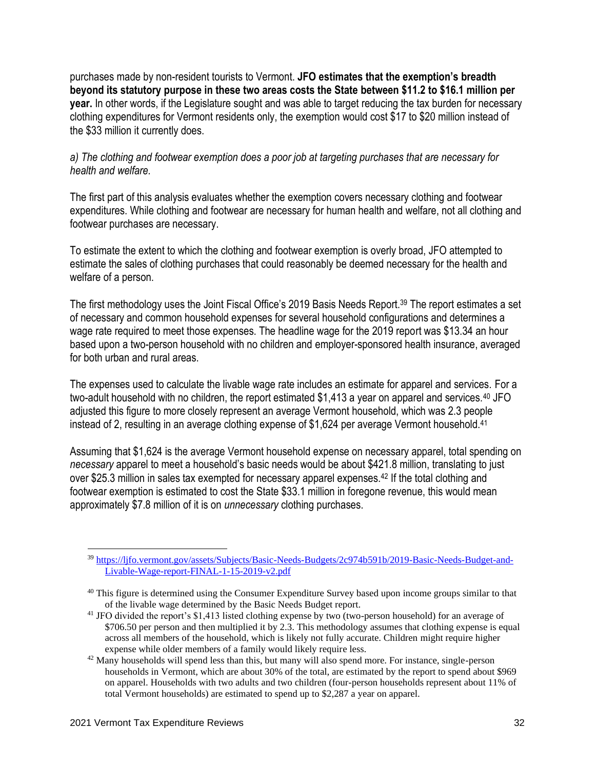purchases made by non-resident tourists to Vermont. **JFO estimates that the exemption's breadth beyond its statutory purpose in these two areas costs the State between $11.2 to $16.1 million per year.** In other words, if the Legislature sought and was able to target reducing the tax burden for necessary clothing expenditures for Vermont residents only, the exemption would cost $17 to $20 million instead of the $33 million it currently does.

*a) The clothing and footwear exemption does a poor job at targeting purchases that are necessary for health and welfare.*

The first part of this analysis evaluates whether the exemption covers necessary clothing and footwear expenditures. While clothing and footwear are necessary for human health and welfare, not all clothing and footwear purchases are necessary.

To estimate the extent to which the clothing and footwear exemption is overly broad, JFO attempted to estimate the sales of clothing purchases that could reasonably be deemed necessary for the health and welfare of a person.

The first methodology uses the Joint Fiscal Office's 2019 Basis Needs Report.[39] The report estimates a set of necessary and common household expenses for several household configurations and determines a wage rate required to meet those expenses. The headline wage for the 2019 report was $13.34 an hour based upon a two-person household with no children and employer-sponsored health insurance, averaged for both urban and rural areas.

The expenses used to calculate the livable wage rate includes an estimate for apparel and services. For a two-adult household with no children, the report estimated $1,413 a year on apparel and services.[40] JFO adjusted this figure to more closely represent an average Vermont household, which was 2.3 people instead of 2, resulting in an average clothing expense of $1,624 per average Vermont household.[41]

Assuming that $1,624 is the average Vermont household expense on necessary apparel, total spending on *necessary* apparel to meet a household's basic needs would be about $421.8 million, translating to just over $25.3 million in sales tax exempted for necessary apparel expenses.[42] If the total clothing and footwear exemption is estimated to cost the State $33.1 million in foregone revenue, this would mean approximately $7.8 million of it is on *unnecessary* clothing purchases.

---

[39] https://ljfo.vermont.gov/assets/Subjects/Basic-Needs-Budgets/2c974b591b/2019-Basic-Needs-Budget-and-Livable-Wage-report-FINAL-1-15-2019-v2.pdf

[40] This figure is determined using the Consumer Expenditure Survey based upon income groups similar to that of the livable wage determined by the Basic Needs Budget report.

[41] JFO divided the report's $1,413 listed clothing expense by two (two-person household) for an average of $706.50 per person and then multiplied it by 2.3. This methodology assumes that clothing expense is equal across all members of the household, which is likely not fully accurate. Children might require higher expense while older members of a family would likely require less.

[42] Many households will spend less than this, but many will also spend more. For instance, single-person households in Vermont, which are about 30% of the total, are estimated by the report to spend about $969 on apparel. Households with two adults and two children (four-person households represent about 11% of total Vermont households) are estimated to spend up to $2,287 a year on apparel.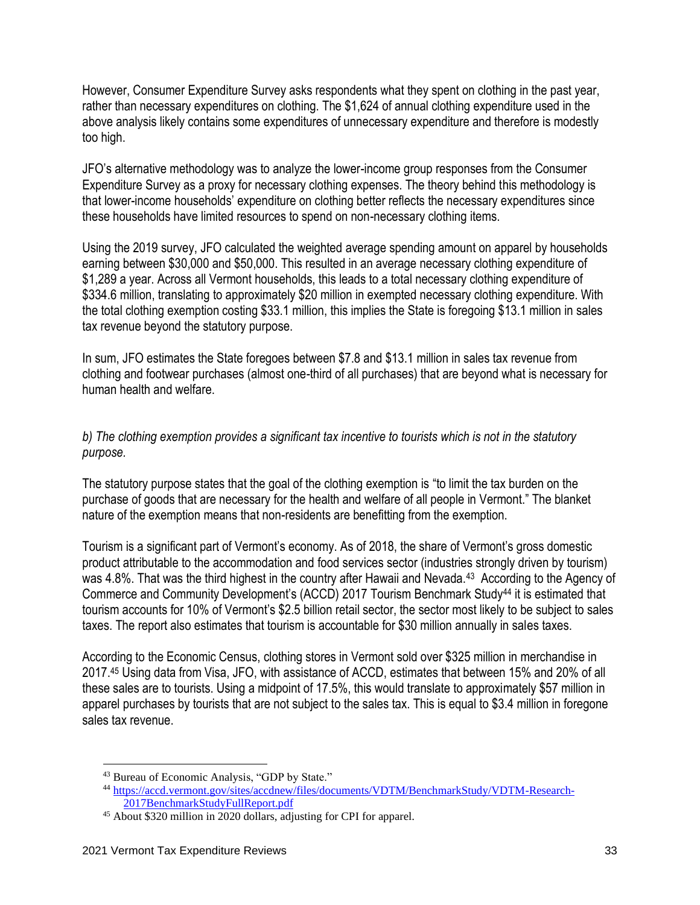However, Consumer Expenditure Survey asks respondents what they spent on clothing in the past year, rather than necessary expenditures on clothing. The $1,624 of annual clothing expenditure used in the above analysis likely contains some expenditures of unnecessary expenditure and therefore is modestly too high.

JFO's alternative methodology was to analyze the lower-income group responses from the Consumer Expenditure Survey as a proxy for necessary clothing expenses. The theory behind this methodology is that lower-income households' expenditure on clothing better reflects the necessary expenditures since these households have limited resources to spend on non-necessary clothing items.

Using the 2019 survey, JFO calculated the weighted average spending amount on apparel by households earning between $30,000 and $50,000. This resulted in an average necessary clothing expenditure of $1,289 a year. Across all Vermont households, this leads to a total necessary clothing expenditure of $334.6 million, translating to approximately $20 million in exempted necessary clothing expenditure. With the total clothing exemption costing $33.1 million, this implies the State is foregoing $13.1 million in sales tax revenue beyond the statutory purpose.

In sum, JFO estimates the State foregoes between $7.8 and $13.1 million in sales tax revenue from clothing and footwear purchases (almost one-third of all purchases) that are beyond what is necessary for human health and welfare.

*b) The clothing exemption provides a significant tax incentive to tourists which is not in the statutory purpose.*

The statutory purpose states that the goal of the clothing exemption is "to limit the tax burden on the purchase of goods that are necessary for the health and welfare of all people in Vermont." The blanket nature of the exemption means that non-residents are benefitting from the exemption.

Tourism is a significant part of Vermont's economy. As of 2018, the share of Vermont's gross domestic product attributable to the accommodation and food services sector (industries strongly driven by tourism) was 4.8%. That was the third highest in the country after Hawaii and Nevada.[43] According to the Agency of Commerce and Community Development's (ACCD) 2017 Tourism Benchmark Study[44] it is estimated that tourism accounts for 10% of Vermont's $2.5 billion retail sector, the sector most likely to be subject to sales taxes. The report also estimates that tourism is accountable for $30 million annually in sales taxes.

According to the Economic Census, clothing stores in Vermont sold over $325 million in merchandise in 2017.[45] Using data from Visa, JFO, with assistance of ACCD, estimates that between 15% and 20% of all these sales are to tourists. Using a midpoint of 17.5%, this would translate to approximately $57 million in apparel purchases by tourists that are not subject to the sales tax. This is equal to $3.4 million in foregone sales tax revenue.

---

[43] Bureau of Economic Analysis, "GDP by State."

[44] https://accd.vermont.gov/sites/accdnew/files/documents/VDTM/BenchmarkStudy/VDTM-Research-2017BenchmarkStudyFullReport.pdf

[45] About $320 million in 2020 dollars, adjusting for CPI for apparel.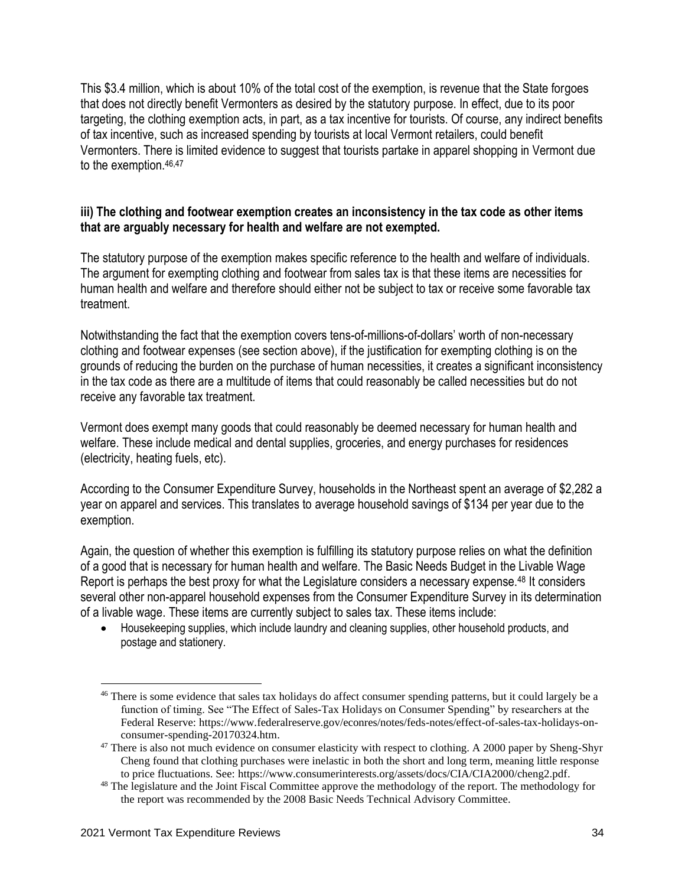This $3.4 million, which is about 10% of the total cost of the exemption, is revenue that the State forgoes that does not directly benefit Vermonters as desired by the statutory purpose. In effect, due to its poor targeting, the clothing exemption acts, in part, as a tax incentive for tourists. Of course, any indirect benefits of tax incentive, such as increased spending by tourists at local Vermont retailers, could benefit Vermonters. There is limited evidence to suggest that tourists partake in apparel shopping in Vermont due to the exemption.[46,47]

**iii) The clothing and footwear exemption creates an inconsistency in the tax code as other items that are arguably necessary for health and welfare are not exempted.**

The statutory purpose of the exemption makes specific reference to the health and welfare of individuals. The argument for exempting clothing and footwear from sales tax is that these items are necessities for human health and welfare and therefore should either not be subject to tax or receive some favorable tax treatment.

Notwithstanding the fact that the exemption covers tens-of-millions-of-dollars' worth of non-necessary clothing and footwear expenses (see section above), if the justification for exempting clothing is on the grounds of reducing the burden on the purchase of human necessities, it creates a significant inconsistency in the tax code as there are a multitude of items that could reasonably be called necessities but do not receive any favorable tax treatment.

Vermont does exempt many goods that could reasonably be deemed necessary for human health and welfare. These include medical and dental supplies, groceries, and energy purchases for residences (electricity, heating fuels, etc).

According to the Consumer Expenditure Survey, households in the Northeast spent an average of $2,282 a year on apparel and services. This translates to average household savings of $134 per year due to the exemption.

Again, the question of whether this exemption is fulfilling its statutory purpose relies on what the definition of a good that is necessary for human health and welfare. The Basic Needs Budget in the Livable Wage Report is perhaps the best proxy for what the Legislature considers a necessary expense.[48] It considers several other non-apparel household expenses from the Consumer Expenditure Survey in its determination of a livable wage. These items are currently subject to sales tax. These items include:

- Housekeeping supplies, which include laundry and cleaning supplies, other household products, and postage and stationery.

---

[46] There is some evidence that sales tax holidays do affect consumer spending patterns, but it could largely be a function of timing. See "The Effect of Sales-Tax Holidays on Consumer Spending" by researchers at the Federal Reserve: https://www.federalreserve.gov/econres/notes/feds-notes/effect-of-sales-tax-holidays-on-consumer-spending-20170324.htm.

[47] There is also not much evidence on consumer elasticity with respect to clothing. A 2000 paper by Sheng-Shyr Cheng found that clothing purchases were inelastic in both the short and long term, meaning little response to price fluctuations. See: https://www.consumerinterests.org/assets/docs/CIA/CIA2000/cheng2.pdf.

[48] The legislature and the Joint Fiscal Committee approve the methodology of the report. The methodology for the report was recommended by the 2008 Basic Needs Technical Advisory Committee.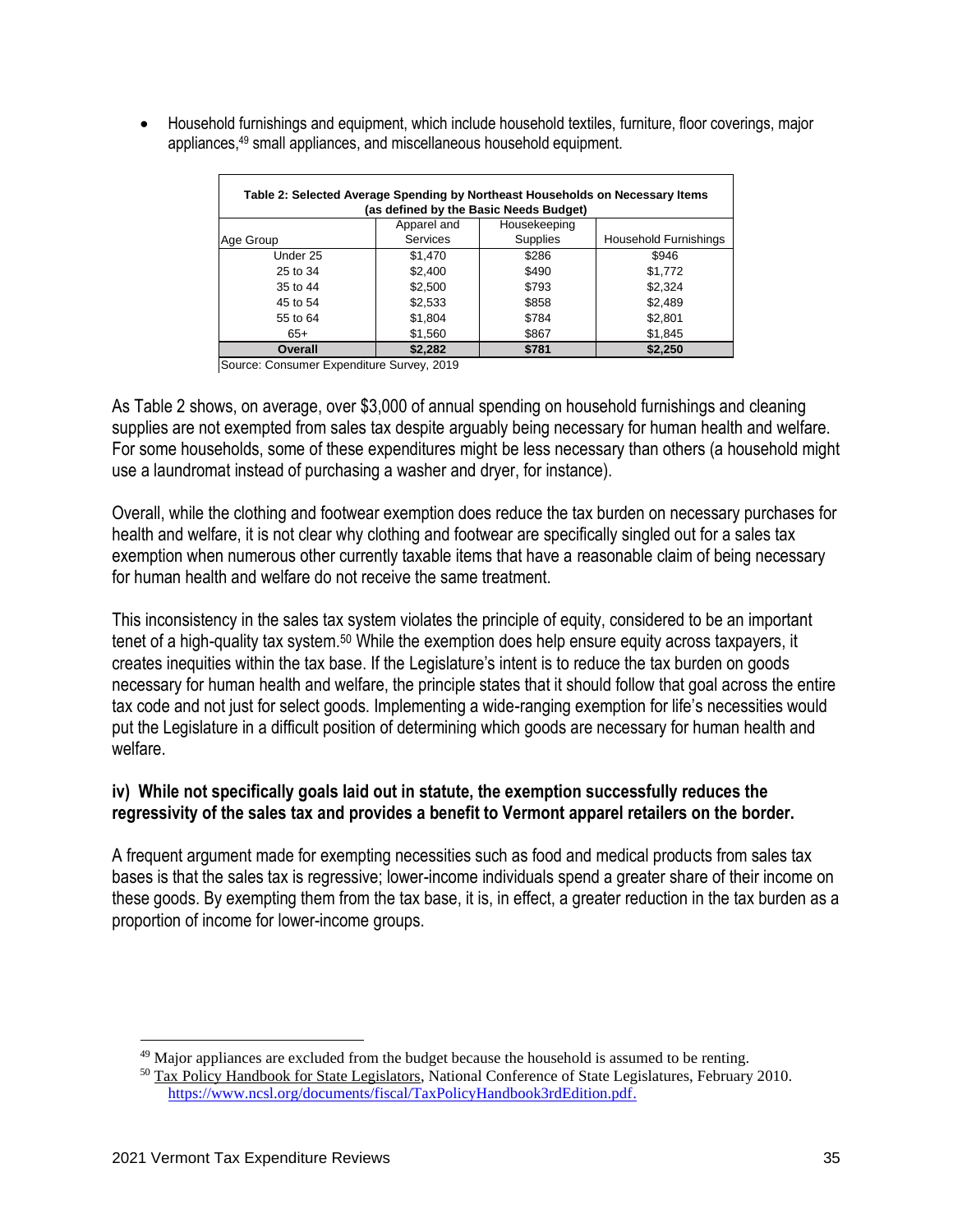- Household furnishings and equipment, which include household textiles, furniture, floor coverings, major appliances,[49] small appliances, and miscellaneous household equipment.

**Table 2: Selected Average Spending by Northeast Households on Necessary Items (as defined by the Basic Needs Budget)**

| Age Group | Apparel and Services | Housekeeping Supplies | Household Furnishings |
|---|---|---|---|
| Under 25 | $1,470 | $286 | $946 |
| 25 to 34 | $2,400 | $490 | $1,772 |
| 35 to 44 | $2,500 | $793 | $2,324 |
| 45 to 54 | $2,533 | $858 | $2,489 |
| 55 to 64 | $1,804 | $784 | $2,801 |
| 65+ | $1,560 | $867 | $1,845 |
| **Overall** | **$2,282** | **$781** | **$2,250** |

Source: Consumer Expenditure Survey, 2019

As Table 2 shows, on average, over $3,000 of annual spending on household furnishings and cleaning supplies are not exempted from sales tax despite arguably being necessary for human health and welfare. For some households, some of these expenditures might be less necessary than others (a household might use a laundromat instead of purchasing a washer and dryer, for instance).

Overall, while the clothing and footwear exemption does reduce the tax burden on necessary purchases for health and welfare, it is not clear why clothing and footwear are specifically singled out for a sales tax exemption when numerous other currently taxable items that have a reasonable claim of being necessary for human health and welfare do not receive the same treatment.

This inconsistency in the sales tax system violates the principle of equity, considered to be an important tenet of a high-quality tax system.[50] While the exemption does help ensure equity across taxpayers, it creates inequities within the tax base. If the Legislature's intent is to reduce the tax burden on goods necessary for human health and welfare, the principle states that it should follow that goal across the entire tax code and not just for select goods. Implementing a wide-ranging exemption for life's necessities would put the Legislature in a difficult position of determining which goods are necessary for human health and welfare.

#### iv) While not specifically goals laid out in statute, the exemption successfully reduces the regressivity of the sales tax and provides a benefit to Vermont apparel retailers on the border.

A frequent argument made for exempting necessities such as food and medical products from sales tax bases is that the sales tax is regressive; lower-income individuals spend a greater share of their income on these goods. By exempting them from the tax base, it is, in effect, a greater reduction in the tax burden as a proportion of income for lower-income groups.

---

[49] Major appliances are excluded from the budget because the household is assumed to be renting.

[50] Tax Policy Handbook for State Legislators, National Conference of State Legislatures, February 2010. https://www.ncsl.org/documents/fiscal/TaxPolicyHandbook3rdEdition.pdf.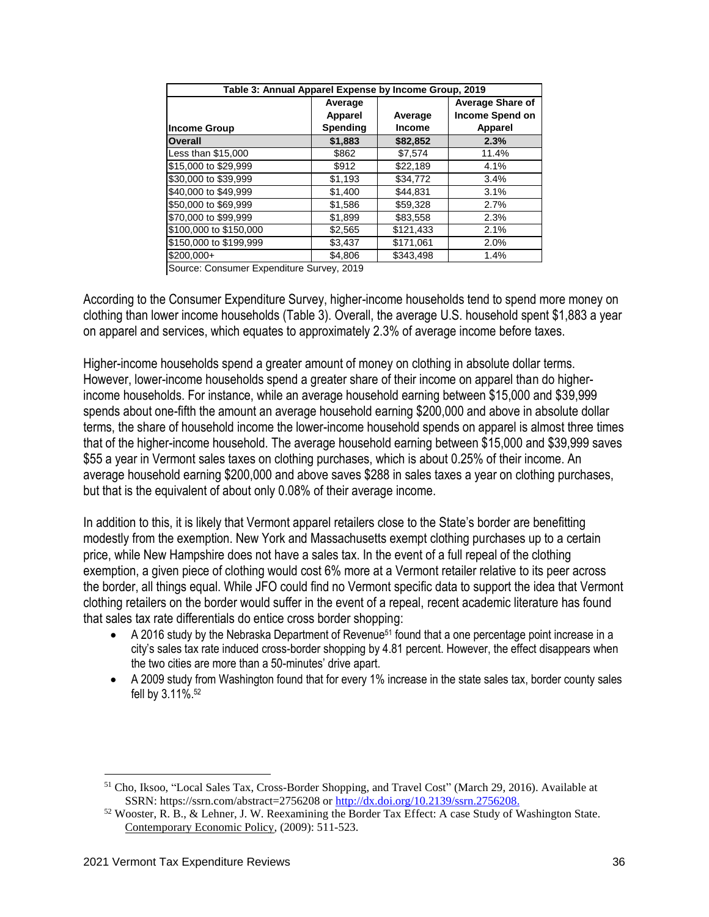| Table 3: Annual Apparel Expense by Income Group, 2019 | | | |
|---|---|---|---|
| Income Group | Average Apparel Spending | Average Income | Average Share of Income Spend on Apparel |
| **Overall** | **$1,883** | **$82,852** | **2.3%** |
| Less than $15,000 | $862 | $7,574 | 11.4% |
| $15,000 to $29,999 | $912 | $22,189 | 4.1% |
| $30,000 to $39,999 | $1,193 | $34,772 | 3.4% |
| $40,000 to $49,999 | $1,400 | $44,831 | 3.1% |
| $50,000 to $69,999 | $1,586 | $59,328 | 2.7% |
| $70,000 to $99,999 | $1,899 | $83,558 | 2.3% |
| $100,000 to $150,000 | $2,565 | $121,433 | 2.1% |
| $150,000 to $199,999 | $3,437 | $171,061 | 2.0% |
| $200,000+ | $4,806 | $343,498 | 1.4% |

Source: Consumer Expenditure Survey, 2019

According to the Consumer Expenditure Survey, higher-income households tend to spend more money on clothing than lower income households (Table 3). Overall, the average U.S. household spent $1,883 a year on apparel and services, which equates to approximately 2.3% of average income before taxes.

Higher-income households spend a greater amount of money on clothing in absolute dollar terms. However, lower-income households spend a greater share of their income on apparel than do higher-income households. For instance, while an average household earning between $15,000 and $39,999 spends about one-fifth the amount an average household earning $200,000 and above in absolute dollar terms, the share of household income the lower-income household spends on apparel is almost three times that of the higher-income household. The average household earning between $15,000 and $39,999 saves $55 a year in Vermont sales taxes on clothing purchases, which is about 0.25% of their income. An average household earning $200,000 and above saves $288 in sales taxes a year on clothing purchases, but that is the equivalent of about only 0.08% of their average income.

In addition to this, it is likely that Vermont apparel retailers close to the State's border are benefitting modestly from the exemption. New York and Massachusetts exempt clothing purchases up to a certain price, while New Hampshire does not have a sales tax. In the event of a full repeal of the clothing exemption, a given piece of clothing would cost 6% more at a Vermont retailer relative to its peer across the border, all things equal. While JFO could find no Vermont specific data to support the idea that Vermont clothing retailers on the border would suffer in the event of a repeal, recent academic literature has found that sales tax rate differentials do entice cross border shopping:

- A 2016 study by the Nebraska Department of Revenue[51] found that a one percentage point increase in a city's sales tax rate induced cross-border shopping by 4.81 percent. However, the effect disappears when the two cities are more than a 50-minutes' drive apart.
- A 2009 study from Washington found that for every 1% increase in the state sales tax, border county sales fell by 3.11%.[52]

[51] Cho, Iksoo, "Local Sales Tax, Cross-Border Shopping, and Travel Cost" (March 29, 2016). Available at SSRN: https://ssrn.com/abstract=2756208 or http://dx.doi.org/10.2139/ssrn.2756208.

[52] Wooster, R. B., & Lehner, J. W. Reexamining the Border Tax Effect: A case Study of Washington State. Contemporary Economic Policy, (2009): 511-523.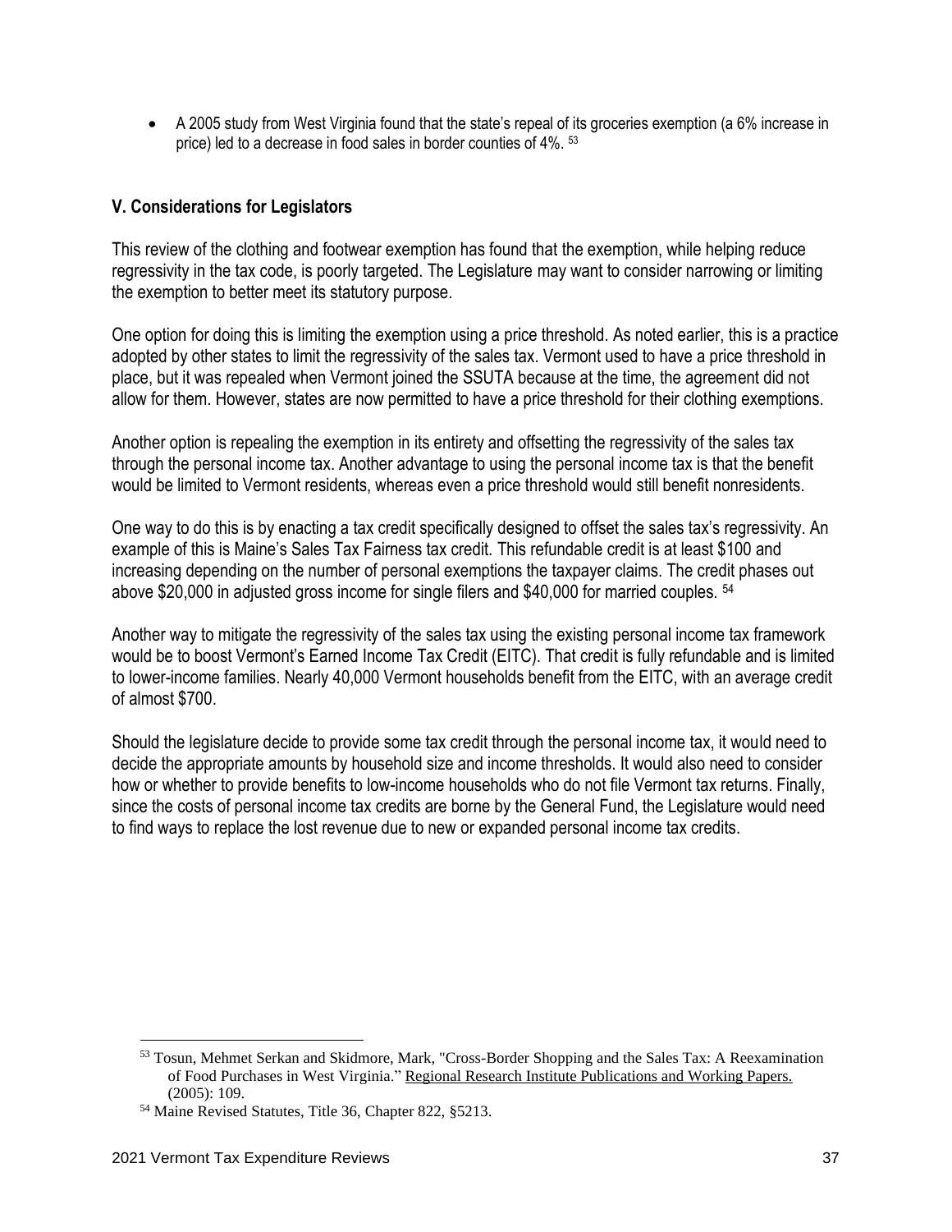- A 2005 study from West Virginia found that the state's repeal of its groceries exemption (a 6% increase in price) led to a decrease in food sales in border counties of 4%. [53]

## V. Considerations for Legislators

This review of the clothing and footwear exemption has found that the exemption, while helping reduce regressivity in the tax code, is poorly targeted. The Legislature may want to consider narrowing or limiting the exemption to better meet its statutory purpose.

One option for doing this is limiting the exemption using a price threshold. As noted earlier, this is a practice adopted by other states to limit the regressivity of the sales tax. Vermont used to have a price threshold in place, but it was repealed when Vermont joined the SSUTA because at the time, the agreement did not allow for them. However, states are now permitted to have a price threshold for their clothing exemptions.

Another option is repealing the exemption in its entirety and offsetting the regressivity of the sales tax through the personal income tax. Another advantage to using the personal income tax is that the benefit would be limited to Vermont residents, whereas even a price threshold would still benefit nonresidents.

One way to do this is by enacting a tax credit specifically designed to offset the sales tax's regressivity. An example of this is Maine's Sales Tax Fairness tax credit. This refundable credit is at least $100 and increasing depending on the number of personal exemptions the taxpayer claims. The credit phases out above $20,000 in adjusted gross income for single filers and $40,000 for married couples. [54]

Another way to mitigate the regressivity of the sales tax using the existing personal income tax framework would be to boost Vermont's Earned Income Tax Credit (EITC). That credit is fully refundable and is limited to lower-income families. Nearly 40,000 Vermont households benefit from the EITC, with an average credit of almost $700.

Should the legislature decide to provide some tax credit through the personal income tax, it would need to decide the appropriate amounts by household size and income thresholds. It would also need to consider how or whether to provide benefits to low-income households who do not file Vermont tax returns. Finally, since the costs of personal income tax credits are borne by the General Fund, the Legislature would need to find ways to replace the lost revenue due to new or expanded personal income tax credits.

---

[53] Tosun, Mehmet Serkan and Skidmore, Mark, "Cross-Border Shopping and the Sales Tax: A Reexamination of Food Purchases in West Virginia." Regional Research Institute Publications and Working Papers. (2005): 109.

[54] Maine Revised Statutes, Title 36, Chapter 822, §5213.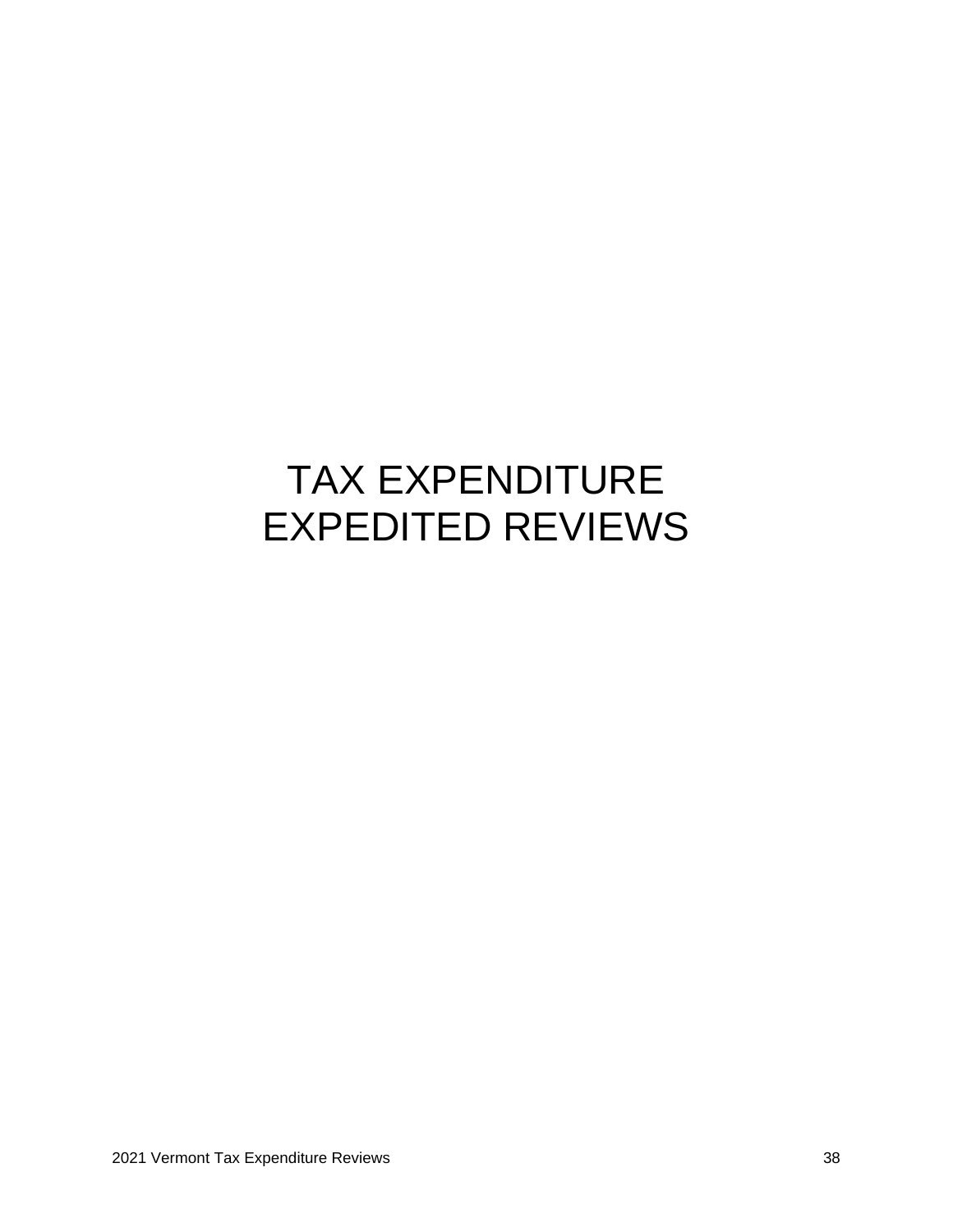# TAX EXPENDITURE EXPEDITED REVIEWS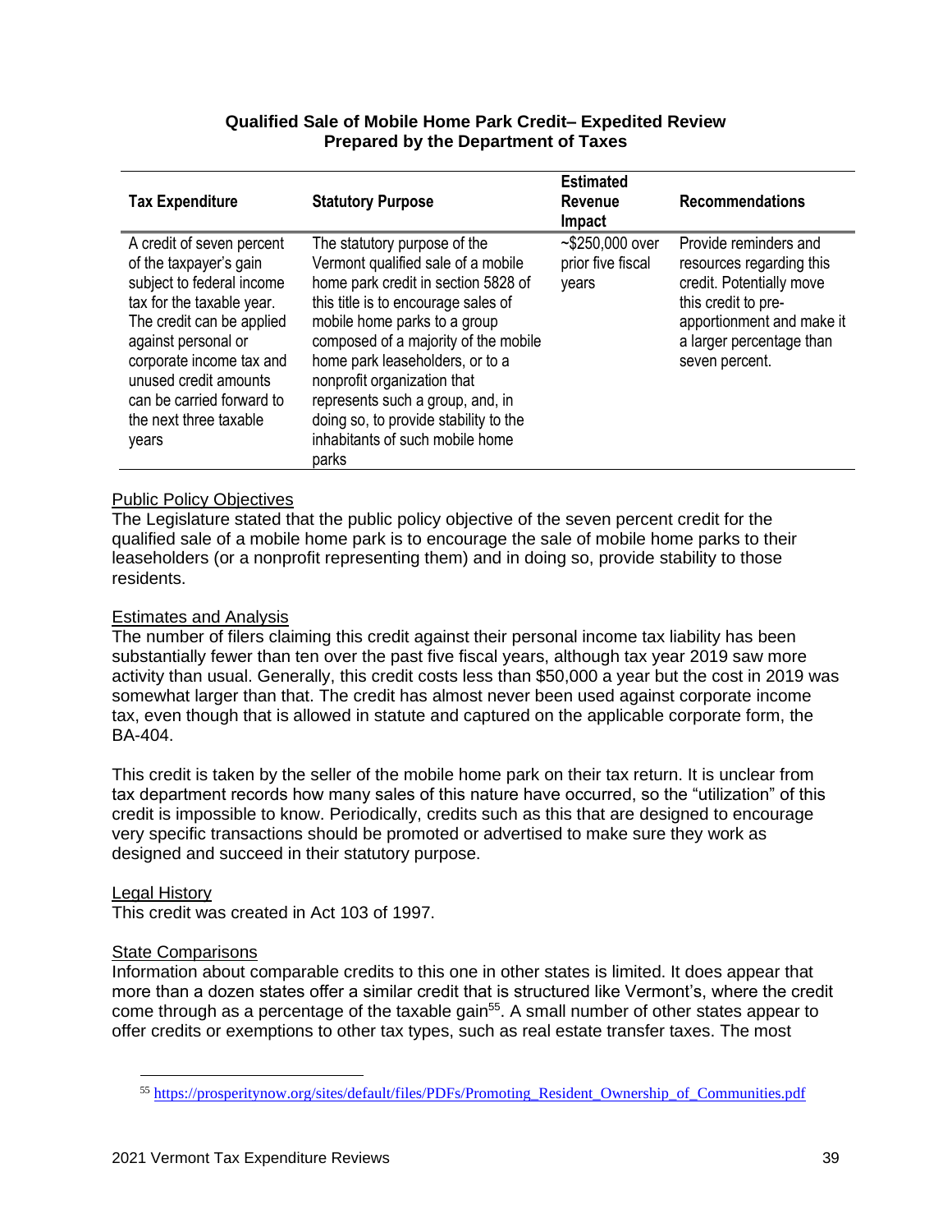**Qualified Sale of Mobile Home Park Credit– Expedited Review**
**Prepared by the Department of Taxes**

| Tax Expenditure | Statutory Purpose | Estimated Revenue Impact | Recommendations |
|---|---|---|---|
| A credit of seven percent of the taxpayer's gain subject to federal income tax for the taxable year. The credit can be applied against personal or corporate income tax and unused credit amounts can be carried forward to the next three taxable years | The statutory purpose of the Vermont qualified sale of a mobile home park credit in section 5828 of this title is to encourage sales of mobile home parks to a group composed of a majority of the mobile home park leaseholders, or to a nonprofit organization that represents such a group, and, in doing so, to provide stability to the inhabitants of such mobile home parks | ~$250,000 over prior five fiscal years | Provide reminders and resources regarding this credit. Potentially move this credit to pre-apportionment and make it a larger percentage than seven percent. |

Public Policy Objectives
The Legislature stated that the public policy objective of the seven percent credit for the qualified sale of a mobile home park is to encourage the sale of mobile home parks to their leaseholders (or a nonprofit representing them) and in doing so, provide stability to those residents.

Estimates and Analysis
The number of filers claiming this credit against their personal income tax liability has been substantially fewer than ten over the past five fiscal years, although tax year 2019 saw more activity than usual. Generally, this credit costs less than $50,000 a year but the cost in 2019 was somewhat larger than that. The credit has almost never been used against corporate income tax, even though that is allowed in statute and captured on the applicable corporate form, the BA-404.

This credit is taken by the seller of the mobile home park on their tax return. It is unclear from tax department records how many sales of this nature have occurred, so the "utilization" of this credit is impossible to know. Periodically, credits such as this that are designed to encourage very specific transactions should be promoted or advertised to make sure they work as designed and succeed in their statutory purpose.

Legal History
This credit was created in Act 103 of 1997.

State Comparisons
Information about comparable credits to this one in other states is limited. It does appear that more than a dozen states offer a similar credit that is structured like Vermont's, where the credit come through as a percentage of the taxable gain[55]. A small number of other states appear to offer credits or exemptions to other tax types, such as real estate transfer taxes. The most

[55] https://prosperitynow.org/sites/default/files/PDFs/Promoting_Resident_Ownership_of_Communities.pdf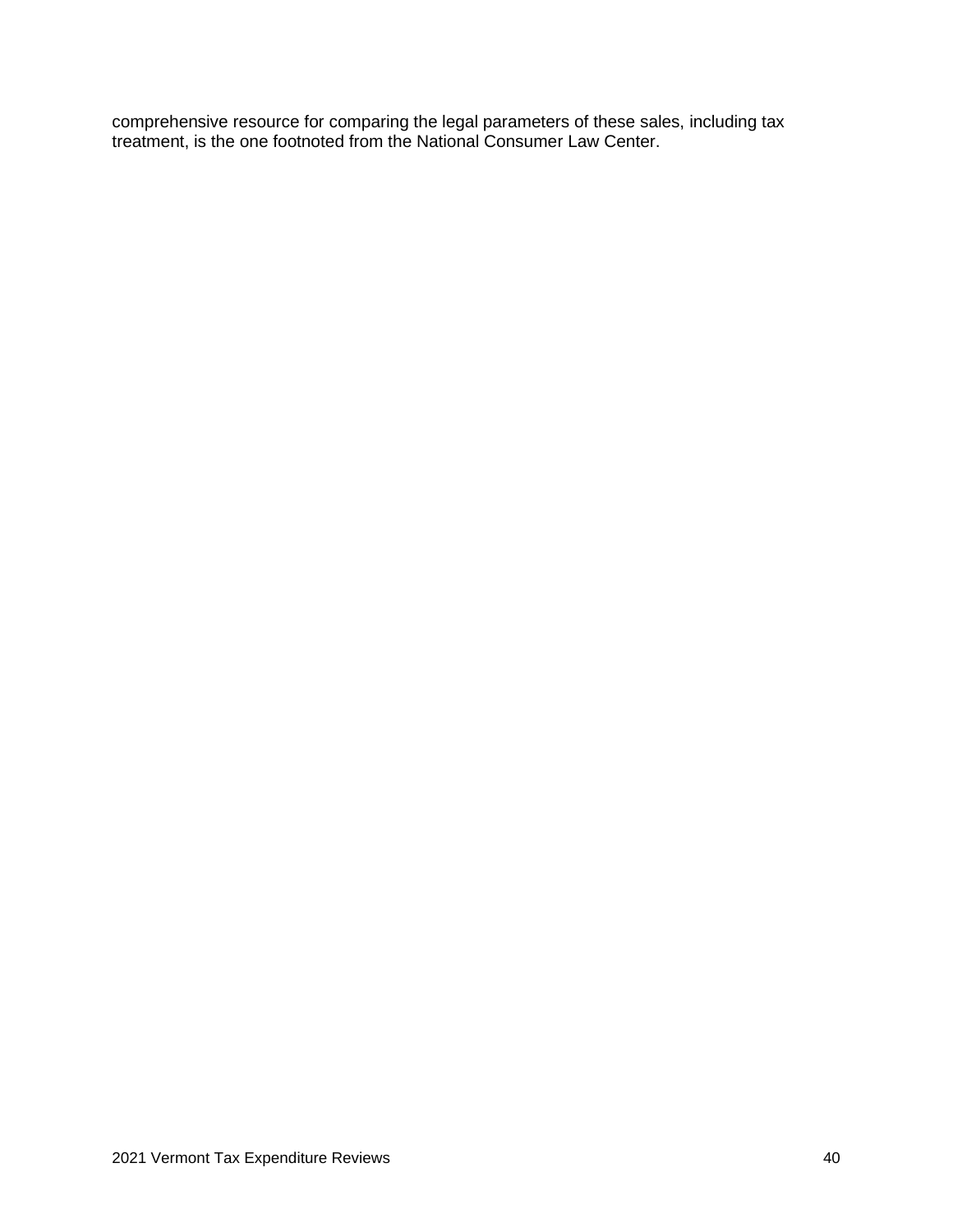comprehensive resource for comparing the legal parameters of these sales, including tax treatment, is the one footnoted from the National Consumer Law Center.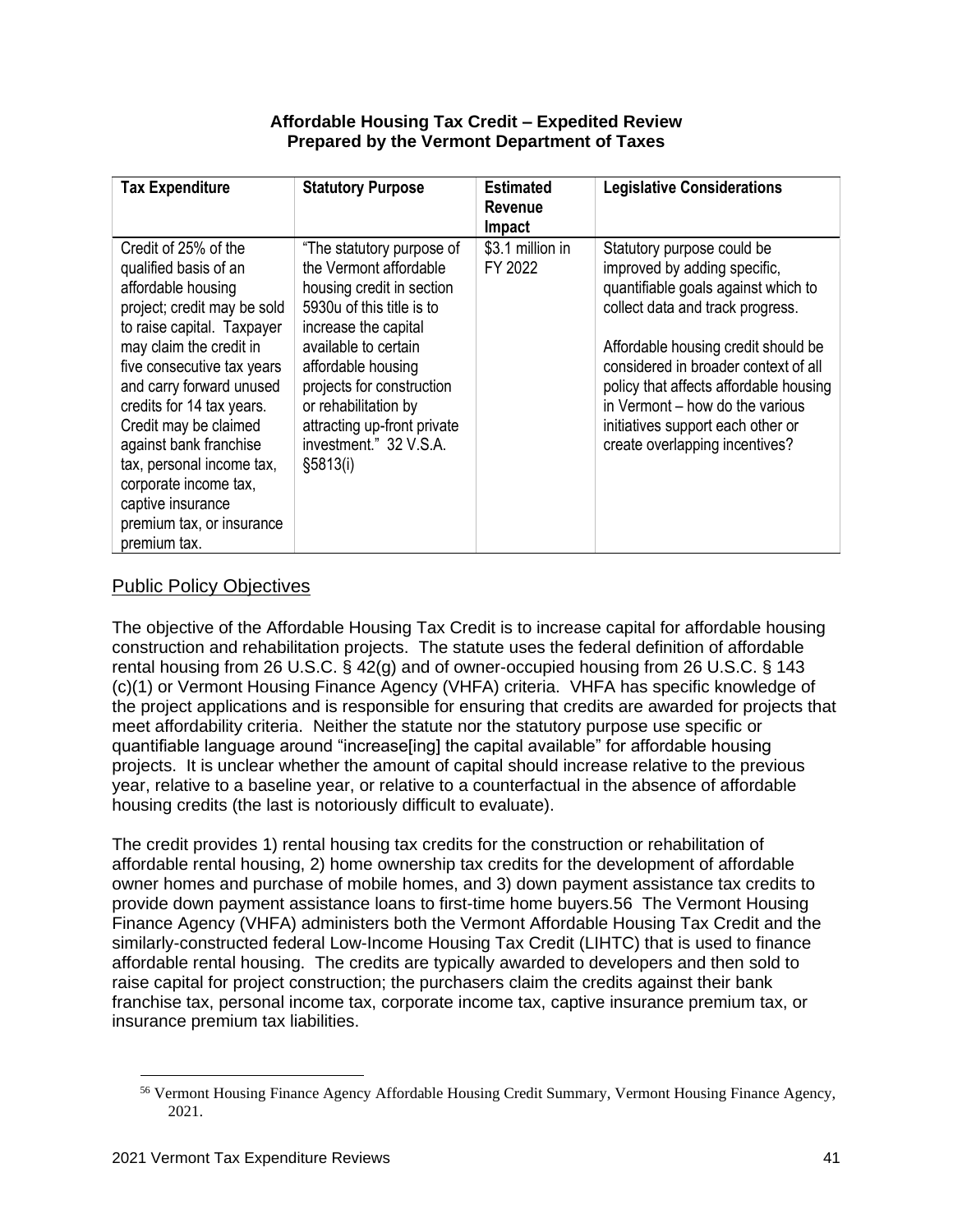**Affordable Housing Tax Credit – Expedited Review**
**Prepared by the Vermont Department of Taxes**

| Tax Expenditure | Statutory Purpose | Estimated Revenue Impact | Legislative Considerations |
|---|---|---|---|
| Credit of 25% of the qualified basis of an affordable housing project; credit may be sold to raise capital. Taxpayer may claim the credit in five consecutive tax years and carry forward unused credits for 14 tax years. Credit may be claimed against bank franchise tax, personal income tax, corporate income tax, captive insurance premium tax, or insurance premium tax. | "The statutory purpose of the Vermont affordable housing credit in section 5930u of this title is to increase the capital available to certain affordable housing projects for construction or rehabilitation by attracting up-front private investment." 32 V.S.A. §5813(i) | \$3.1 million in FY 2022 | Statutory purpose could be improved by adding specific, quantifiable goals against which to collect data and track progress.<br><br>Affordable housing credit should be considered in broader context of all policy that affects affordable housing in Vermont – how do the various initiatives support each other or create overlapping incentives? |

## Public Policy Objectives

The objective of the Affordable Housing Tax Credit is to increase capital for affordable housing construction and rehabilitation projects. The statute uses the federal definition of affordable rental housing from 26 U.S.C. § 42(g) and of owner-occupied housing from 26 U.S.C. § 143 (c)(1) or Vermont Housing Finance Agency (VHFA) criteria. VHFA has specific knowledge of the project applications and is responsible for ensuring that credits are awarded for projects that meet affordability criteria. Neither the statute nor the statutory purpose use specific or quantifiable language around "increase[ing] the capital available" for affordable housing projects. It is unclear whether the amount of capital should increase relative to the previous year, relative to a baseline year, or relative to a counterfactual in the absence of affordable housing credits (the last is notoriously difficult to evaluate).

The credit provides 1) rental housing tax credits for the construction or rehabilitation of affordable rental housing, 2) home ownership tax credits for the development of affordable owner homes and purchase of mobile homes, and 3) down payment assistance tax credits to provide down payment assistance loans to first-time home buyers.[56] The Vermont Housing Finance Agency (VHFA) administers both the Vermont Affordable Housing Tax Credit and the similarly-constructed federal Low-Income Housing Tax Credit (LIHTC) that is used to finance affordable rental housing. The credits are typically awarded to developers and then sold to raise capital for project construction; the purchasers claim the credits against their bank franchise tax, personal income tax, corporate income tax, captive insurance premium tax, or insurance premium tax liabilities.

[56] Vermont Housing Finance Agency Affordable Housing Credit Summary, Vermont Housing Finance Agency, 2021.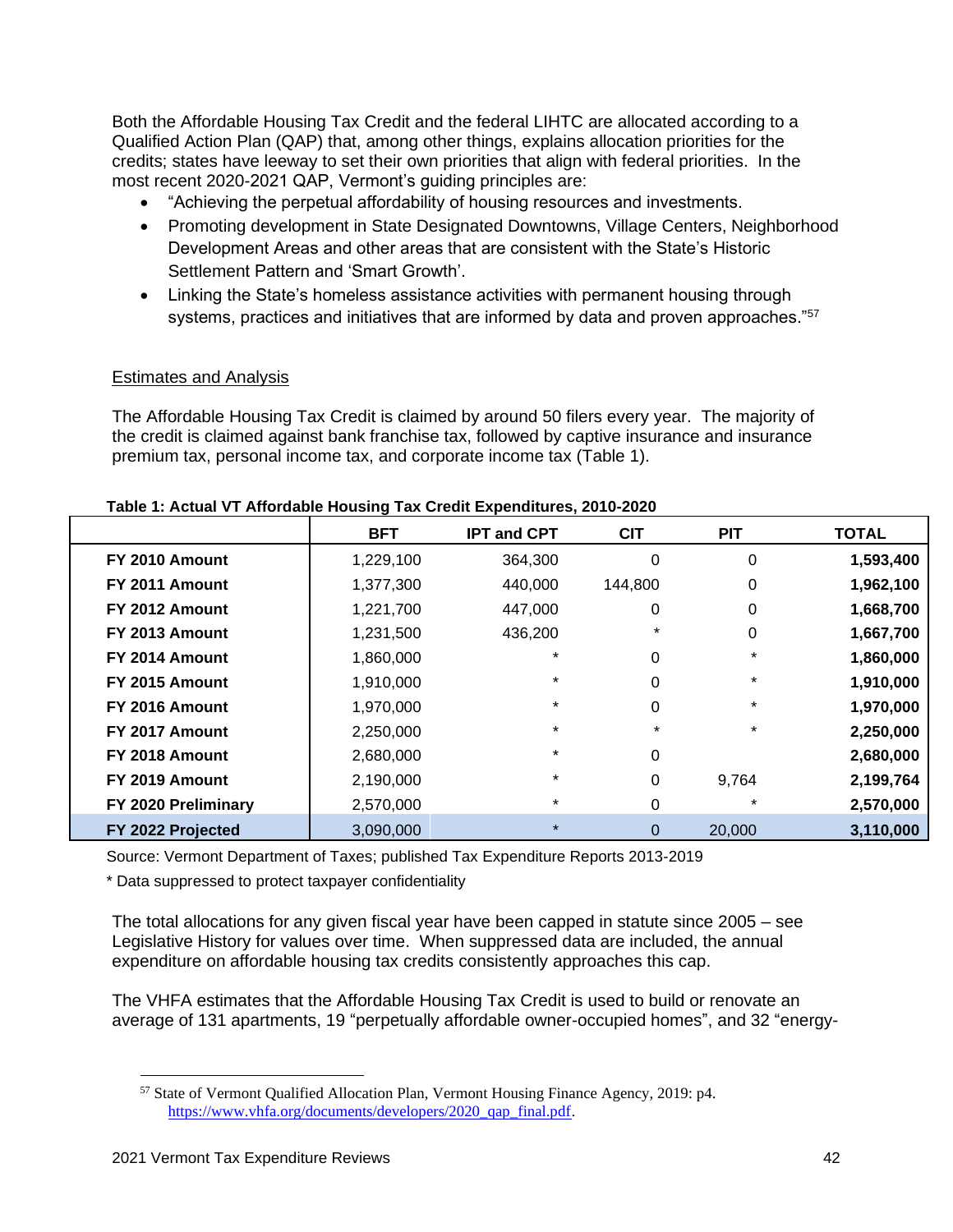Both the Affordable Housing Tax Credit and the federal LIHTC are allocated according to a Qualified Action Plan (QAP) that, among other things, explains allocation priorities for the credits; states have leeway to set their own priorities that align with federal priorities. In the most recent 2020-2021 QAP, Vermont's guiding principles are:

- "Achieving the perpetual affordability of housing resources and investments.
- Promoting development in State Designated Downtowns, Village Centers, Neighborhood Development Areas and other areas that are consistent with the State's Historic Settlement Pattern and 'Smart Growth'.
- Linking the State's homeless assistance activities with permanent housing through systems, practices and initiatives that are informed by data and proven approaches."[57]

## Estimates and Analysis

The Affordable Housing Tax Credit is claimed by around 50 filers every year. The majority of the credit is claimed against bank franchise tax, followed by captive insurance and insurance premium tax, personal income tax, and corporate income tax (Table 1).

**Table 1: Actual VT Affordable Housing Tax Credit Expenditures, 2010-2020**

| | BFT | IPT and CPT | CIT | PIT | TOTAL |
|---|---|---|---|---|---|
| **FY 2010 Amount** | 1,229,100 | 364,300 | 0 | 0 | **1,593,400** |
| **FY 2011 Amount** | 1,377,300 | 440,000 | 144,800 | 0 | **1,962,100** |
| **FY 2012 Amount** | 1,221,700 | 447,000 | 0 | 0 | **1,668,700** |
| **FY 2013 Amount** | 1,231,500 | 436,200 | * | 0 | **1,667,700** |
| **FY 2014 Amount** | 1,860,000 | * | 0 | * | **1,860,000** |
| **FY 2015 Amount** | 1,910,000 | * | 0 | * | **1,910,000** |
| **FY 2016 Amount** | 1,970,000 | * | 0 | * | **1,970,000** |
| **FY 2017 Amount** | 2,250,000 | * | * | * | **2,250,000** |
| **FY 2018 Amount** | 2,680,000 | * | 0 | | **2,680,000** |
| **FY 2019 Amount** | 2,190,000 | * | 0 | 9,764 | **2,199,764** |
| **FY 2020 Preliminary** | 2,570,000 | * | 0 | * | **2,570,000** |
| **FY 2022 Projected** | 3,090,000 | * | 0 | 20,000 | **3,110,000** |

Source: Vermont Department of Taxes; published Tax Expenditure Reports 2013-2019

* Data suppressed to protect taxpayer confidentiality

The total allocations for any given fiscal year have been capped in statute since 2005 – see Legislative History for values over time. When suppressed data are included, the annual expenditure on affordable housing tax credits consistently approaches this cap.

The VHFA estimates that the Affordable Housing Tax Credit is used to build or renovate an average of 131 apartments, 19 "perpetually affordable owner-occupied homes", and 32 "energy-

[57] State of Vermont Qualified Allocation Plan, Vermont Housing Finance Agency, 2019: p4. https://www.vhfa.org/documents/developers/2020_qap_final.pdf.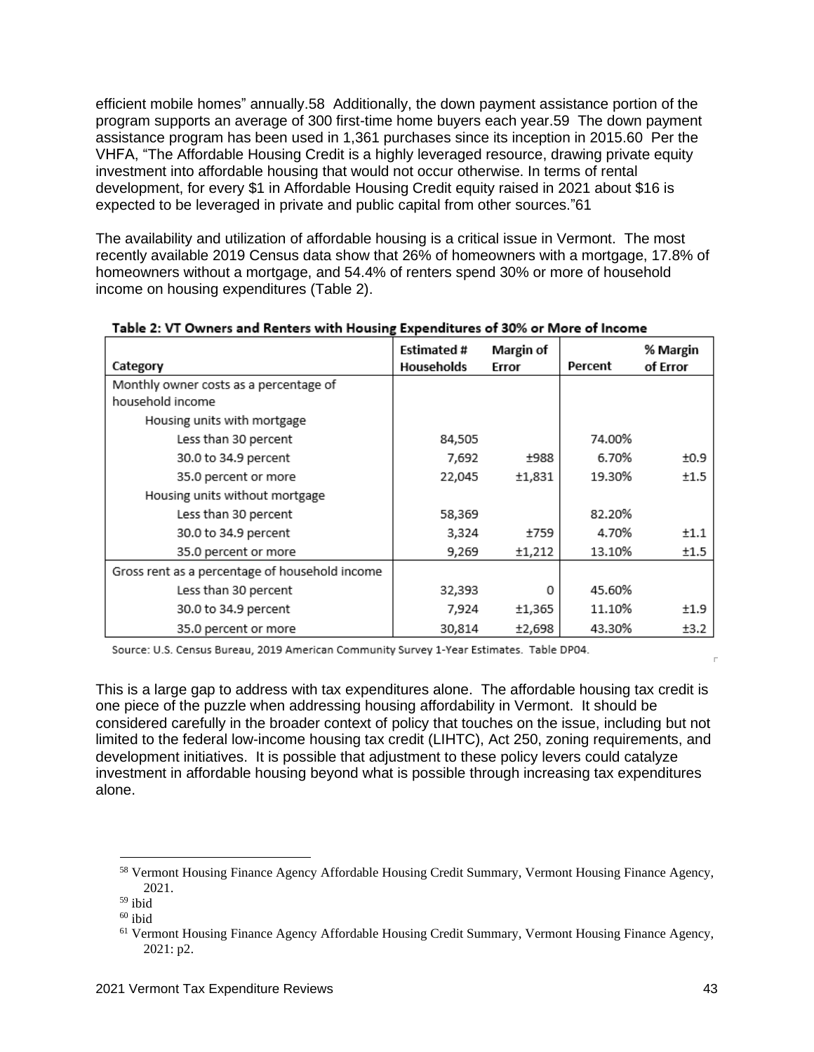efficient mobile homes" annually.[58] Additionally, the down payment assistance portion of the program supports an average of 300 first-time home buyers each year.[59] The down payment assistance program has been used in 1,361 purchases since its inception in 2015.[60] Per the VHFA, "The Affordable Housing Credit is a highly leveraged resource, drawing private equity investment into affordable housing that would not occur otherwise. In terms of rental development, for every $1 in Affordable Housing Credit equity raised in 2021 about $16 is expected to be leveraged in private and public capital from other sources."[61]

The availability and utilization of affordable housing is a critical issue in Vermont. The most recently available 2019 Census data show that 26% of homeowners with a mortgage, 17.8% of homeowners without a mortgage, and 54.4% of renters spend 30% or more of household income on housing expenditures (Table 2).

**Table 2: VT Owners and Renters with Housing Expenditures of 30% or More of Income**

| Category | Estimated # Households | Margin of Error | Percent | % Margin of Error |
|---|---|---|---|---|
| Monthly owner costs as a percentage of household income | | | | |
| Housing units with mortgage | | | | |
| Less than 30 percent | 84,505 | | 74.00% | |
| 30.0 to 34.9 percent | 7,692 | ±988 | 6.70% | ±0.9 |
| 35.0 percent or more | 22,045 | ±1,831 | 19.30% | ±1.5 |
| Housing units without mortgage | | | | |
| Less than 30 percent | 58,369 | | 82.20% | |
| 30.0 to 34.9 percent | 3,324 | ±759 | 4.70% | ±1.1 |
| 35.0 percent or more | 9,269 | ±1,212 | 13.10% | ±1.5 |
| Gross rent as a percentage of household income | | | | |
| Less than 30 percent | 32,393 | 0 | 45.60% | |
| 30.0 to 34.9 percent | 7,924 | ±1,365 | 11.10% | ±1.9 |
| 35.0 percent or more | 30,814 | ±2,698 | 43.30% | ±3.2 |

Source: U.S. Census Bureau, 2019 American Community Survey 1-Year Estimates. Table DP04.

This is a large gap to address with tax expenditures alone. The affordable housing tax credit is one piece of the puzzle when addressing housing affordability in Vermont. It should be considered carefully in the broader context of policy that touches on the issue, including but not limited to the federal low-income housing tax credit (LIHTC), Act 250, zoning requirements, and development initiatives. It is possible that adjustment to these policy levers could catalyze investment in affordable housing beyond what is possible through increasing tax expenditures alone.

---

[58] Vermont Housing Finance Agency Affordable Housing Credit Summary, Vermont Housing Finance Agency, 2021.

[59] ibid

[60] ibid

[61] Vermont Housing Finance Agency Affordable Housing Credit Summary, Vermont Housing Finance Agency, 2021: p2.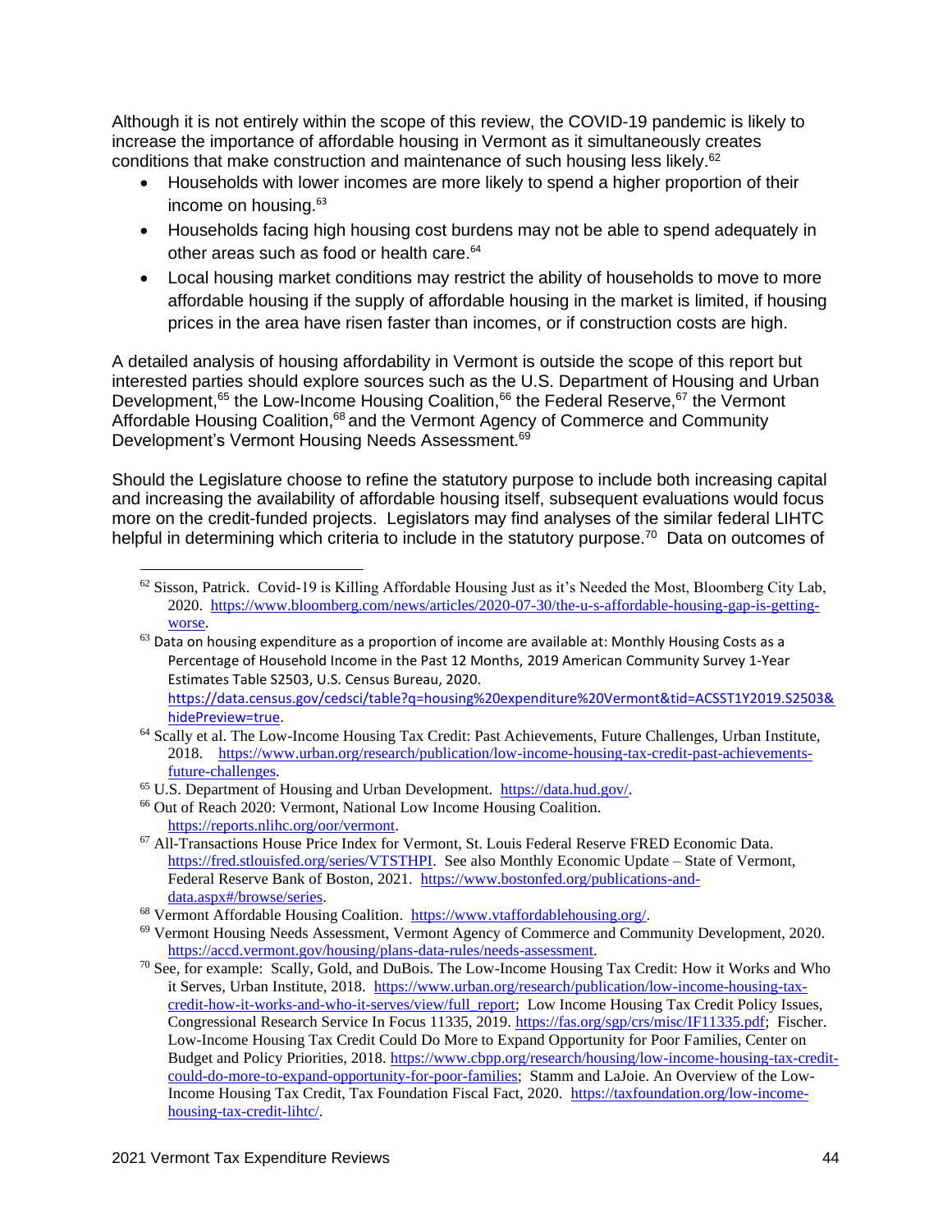Although it is not entirely within the scope of this review, the COVID-19 pandemic is likely to increase the importance of affordable housing in Vermont as it simultaneously creates conditions that make construction and maintenance of such housing less likely.[62]

- Households with lower incomes are more likely to spend a higher proportion of their income on housing.[63]
- Households facing high housing cost burdens may not be able to spend adequately in other areas such as food or health care.[64]
- Local housing market conditions may restrict the ability of households to move to more affordable housing if the supply of affordable housing in the market is limited, if housing prices in the area have risen faster than incomes, or if construction costs are high.

A detailed analysis of housing affordability in Vermont is outside the scope of this report but interested parties should explore sources such as the U.S. Department of Housing and Urban Development,[65] the Low-Income Housing Coalition,[66] the Federal Reserve,[67] the Vermont Affordable Housing Coalition,[68] and the Vermont Agency of Commerce and Community Development's Vermont Housing Needs Assessment.[69]

Should the Legislature choose to refine the statutory purpose to include both increasing capital and increasing the availability of affordable housing itself, subsequent evaluations would focus more on the credit-funded projects. Legislators may find analyses of the similar federal LIHTC helpful in determining which criteria to include in the statutory purpose.[70] Data on outcomes of

---

[62] Sisson, Patrick. Covid-19 is Killing Affordable Housing Just as it's Needed the Most, Bloomberg City Lab, 2020. https://www.bloomberg.com/news/articles/2020-07-30/the-u-s-affordable-housing-gap-is-getting-worse.

[63] Data on housing expenditure as a proportion of income are available at: Monthly Housing Costs as a Percentage of Household Income in the Past 12 Months, 2019 American Community Survey 1-Year Estimates Table S2503, U.S. Census Bureau, 2020. https://data.census.gov/cedsci/table?q=housing%20expenditure%20Vermont&tid=ACSST1Y2019.S2503&hidePreview=true.

[64] Scally et al. The Low-Income Housing Tax Credit: Past Achievements, Future Challenges, Urban Institute, 2018. https://www.urban.org/research/publication/low-income-housing-tax-credit-past-achievements-future-challenges.

[65] U.S. Department of Housing and Urban Development. https://data.hud.gov/.

[66] Out of Reach 2020: Vermont, National Low Income Housing Coalition. https://reports.nlihc.org/oor/vermont.

[67] All-Transactions House Price Index for Vermont, St. Louis Federal Reserve FRED Economic Data. https://fred.stlouisfed.org/series/VTSTHPI. See also Monthly Economic Update – State of Vermont, Federal Reserve Bank of Boston, 2021. https://www.bostonfed.org/publications-and-data.aspx#/browse/series.

[68] Vermont Affordable Housing Coalition. https://www.vtaffordablehousing.org/.

[69] Vermont Housing Needs Assessment, Vermont Agency of Commerce and Community Development, 2020. https://accd.vermont.gov/housing/plans-data-rules/needs-assessment.

[70] See, for example: Scally, Gold, and DuBois. The Low-Income Housing Tax Credit: How it Works and Who it Serves, Urban Institute, 2018. https://www.urban.org/research/publication/low-income-housing-tax-credit-how-it-works-and-who-it-serves/view/full_report; Low Income Housing Tax Credit Policy Issues, Congressional Research Service In Focus 11335, 2019. https://fas.org/sgp/crs/misc/IF11335.pdf; Fischer. Low-Income Housing Tax Credit Could Do More to Expand Opportunity for Poor Families, Center on Budget and Policy Priorities, 2018. https://www.cbpp.org/research/housing/low-income-housing-tax-credit-could-do-more-to-expand-opportunity-for-poor-families; Stamm and LaJoie. An Overview of the Low-Income Housing Tax Credit, Tax Foundation Fiscal Fact, 2020. https://taxfoundation.org/low-income-housing-tax-credit-lihtc/.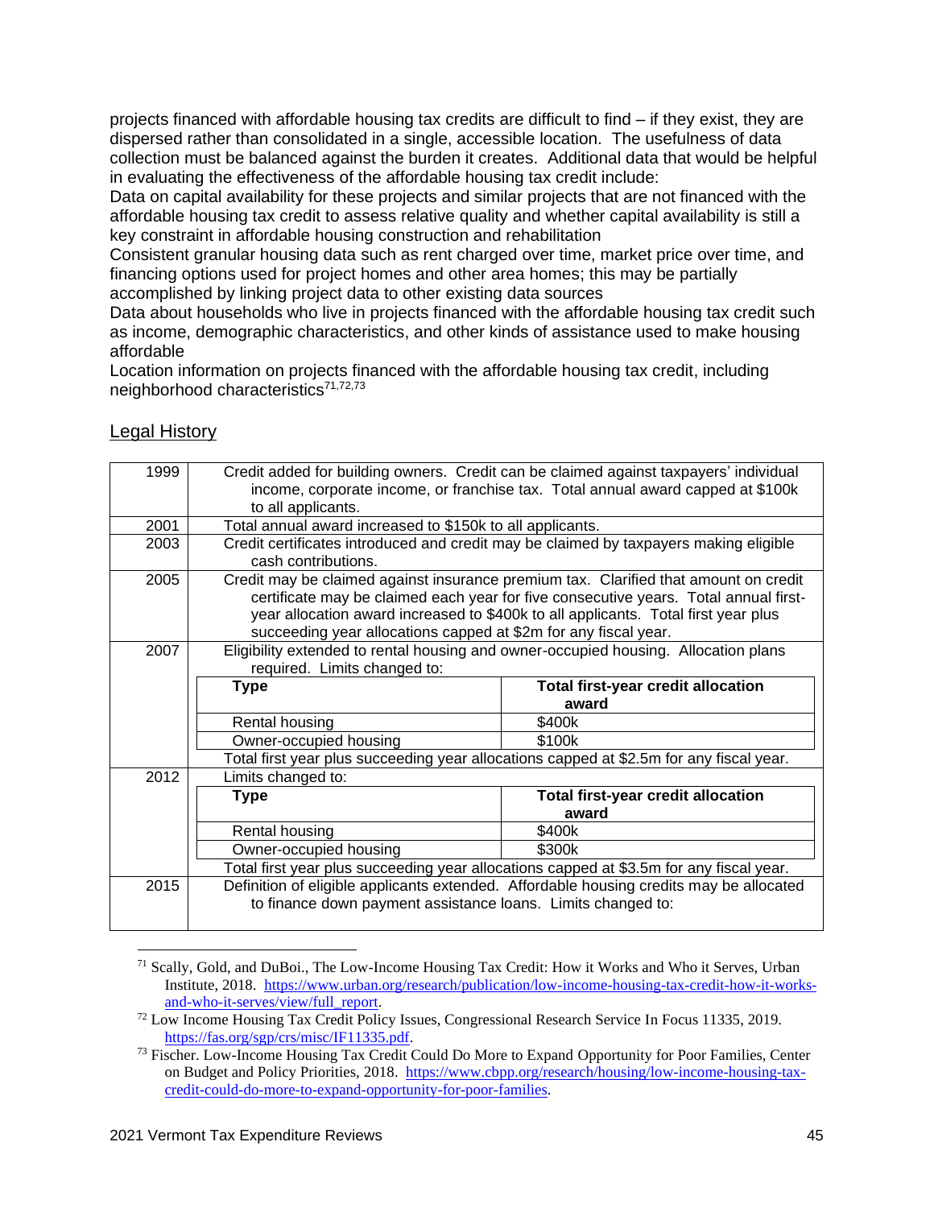projects financed with affordable housing tax credits are difficult to find – if they exist, they are dispersed rather than consolidated in a single, accessible location. The usefulness of data collection must be balanced against the burden it creates. Additional data that would be helpful in evaluating the effectiveness of the affordable housing tax credit include:

Data on capital availability for these projects and similar projects that are not financed with the affordable housing tax credit to assess relative quality and whether capital availability is still a key constraint in affordable housing construction and rehabilitation

Consistent granular housing data such as rent charged over time, market price over time, and financing options used for project homes and other area homes; this may be partially accomplished by linking project data to other existing data sources

Data about households who live in projects financed with the affordable housing tax credit such as income, demographic characteristics, and other kinds of assistance used to make housing affordable

Location information on projects financed with the affordable housing tax credit, including neighborhood characteristics[71,72,73]

## Legal History

| Year | Change |
|---|---|
| 1999 | Credit added for building owners. Credit can be claimed against taxpayers' individual income, corporate income, or franchise tax. Total annual award capped at $100k to all applicants. |
| 2001 | Total annual award increased to $150k to all applicants. |
| 2003 | Credit certificates introduced and credit may be claimed by taxpayers making eligible cash contributions. |
| 2005 | Credit may be claimed against insurance premium tax. Clarified that amount on credit certificate may be claimed each year for five consecutive years. Total annual first-year allocation award increased to $400k to all applicants. Total first year plus succeeding year allocations capped at $2m for any fiscal year. |
| 2007 | Eligibility extended to rental housing and owner-occupied housing. Allocation plans required. Limits changed to:<br>**Type** — **Total first-year credit allocation award**<br>Rental housing — $400k<br>Owner-occupied housing — $100k<br>Total first year plus succeeding year allocations capped at $2.5m for any fiscal year. |
| 2012 | Limits changed to:<br>**Type** — **Total first-year credit allocation award**<br>Rental housing — $400k<br>Owner-occupied housing — $300k<br>Total first year plus succeeding year allocations capped at $3.5m for any fiscal year. |
| 2015 | Definition of eligible applicants extended. Affordable housing credits may be allocated to finance down payment assistance loans. Limits changed to: |

[71] Scally, Gold, and DuBoi., The Low-Income Housing Tax Credit: How it Works and Who it Serves, Urban Institute, 2018. https://www.urban.org/research/publication/low-income-housing-tax-credit-how-it-works-and-who-it-serves/view/full_report.

[72] Low Income Housing Tax Credit Policy Issues, Congressional Research Service In Focus 11335, 2019. https://fas.org/sgp/crs/misc/IF11335.pdf.

[73] Fischer. Low-Income Housing Tax Credit Could Do More to Expand Opportunity for Poor Families, Center on Budget and Policy Priorities, 2018. https://www.cbpp.org/research/housing/low-income-housing-tax-credit-could-do-more-to-expand-opportunity-for-poor-families.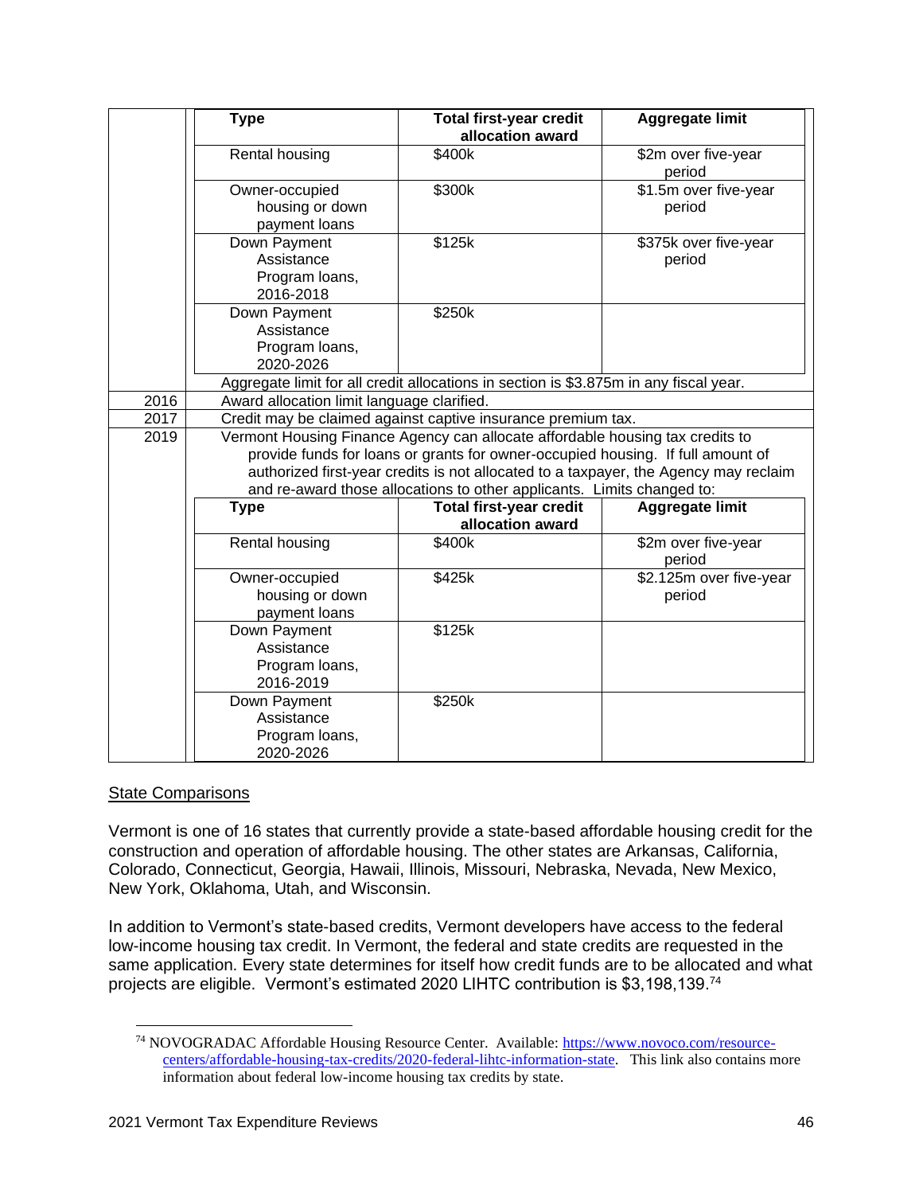| | Type | Total first-year credit allocation award | Aggregate limit |
|---|---|---|---|
| | Rental housing | $400k | $2m over five-year period |
| | Owner-occupied housing or down payment loans | $300k | $1.5m over five-year period |
| | Down Payment Assistance Program loans, 2016-2018 | $125k | $375k over five-year period |
| | Down Payment Assistance Program loans, 2020-2026 | $250k | |
| | Aggregate limit for all credit allocations in section is $3.875m in any fiscal year. | | |
| 2016 | Award allocation limit language clarified. | | |
| 2017 | Credit may be claimed against captive insurance premium tax. | | |
| 2019 | Vermont Housing Finance Agency can allocate affordable housing tax credits to provide funds for loans or grants for owner-occupied housing. If full amount of authorized first-year credits is not allocated to a taxpayer, the Agency may reclaim and re-award those allocations to other applicants. Limits changed to: | | |
| | Type | Total first-year credit allocation award | Aggregate limit |
| | Rental housing | $400k | $2m over five-year period |
| | Owner-occupied housing or down payment loans | $425k | $2.125m over five-year period |
| | Down Payment Assistance Program loans, 2016-2019 | $125k | |
| | Down Payment Assistance Program loans, 2020-2026 | $250k | |

State Comparisons

Vermont is one of 16 states that currently provide a state-based affordable housing credit for the construction and operation of affordable housing. The other states are Arkansas, California, Colorado, Connecticut, Georgia, Hawaii, Illinois, Missouri, Nebraska, Nevada, New Mexico, New York, Oklahoma, Utah, and Wisconsin.

In addition to Vermont's state-based credits, Vermont developers have access to the federal low-income housing tax credit. In Vermont, the federal and state credits are requested in the same application. Every state determines for itself how credit funds are to be allocated and what projects are eligible. Vermont's estimated 2020 LIHTC contribution is $3,198,139.[74]

[74] NOVOGRADAC Affordable Housing Resource Center. Available: https://www.novoco.com/resource-centers/affordable-housing-tax-credits/2020-federal-lihtc-information-state. This link also contains more information about federal low-income housing tax credits by state.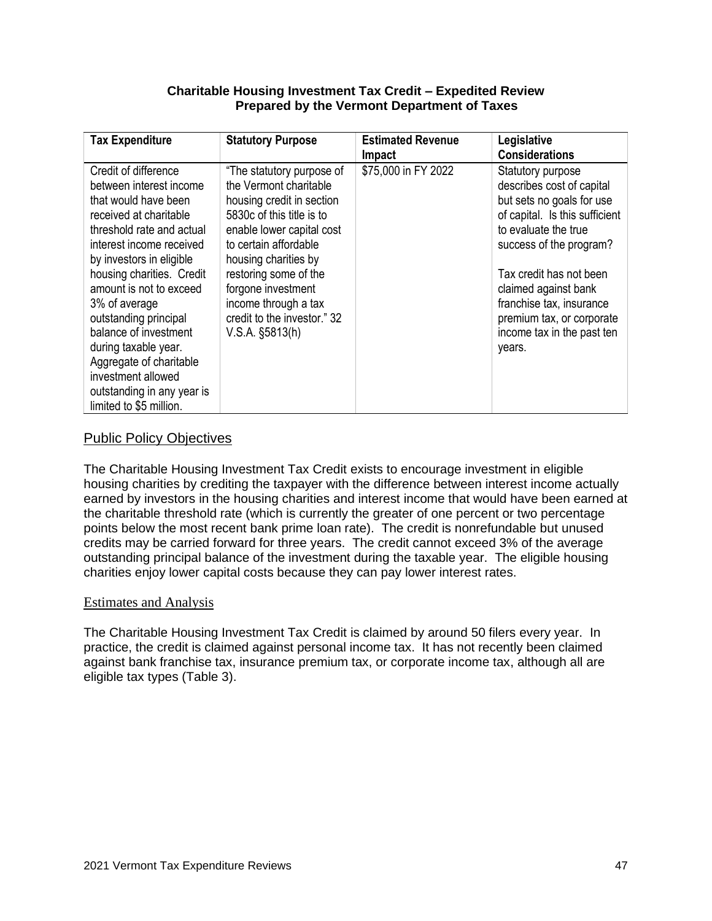**Charitable Housing Investment Tax Credit – Expedited Review**
**Prepared by the Vermont Department of Taxes**

| Tax Expenditure | Statutory Purpose | Estimated Revenue Impact | Legislative Considerations |
|---|---|---|---|
| Credit of difference between interest income that would have been received at charitable threshold rate and actual interest income received by investors in eligible housing charities. Credit amount is not to exceed 3% of average outstanding principal balance of investment during taxable year. Aggregate of charitable investment allowed outstanding in any year is limited to $5 million. | "The statutory purpose of the Vermont charitable housing credit in section 5830c of this title is to enable lower capital cost to certain affordable housing charities by restoring some of the forgone investment income through a tax credit to the investor." 32 V.S.A. §5813(h) | $75,000 in FY 2022 | Statutory purpose describes cost of capital but sets no goals for use of capital. Is this sufficient to evaluate the true success of the program?<br><br>Tax credit has not been claimed against bank franchise tax, insurance premium tax, or corporate income tax in the past ten years. |

## Public Policy Objectives

The Charitable Housing Investment Tax Credit exists to encourage investment in eligible housing charities by crediting the taxpayer with the difference between interest income actually earned by investors in the housing charities and interest income that would have been earned at the charitable threshold rate (which is currently the greater of one percent or two percentage points below the most recent bank prime loan rate). The credit is nonrefundable but unused credits may be carried forward for three years. The credit cannot exceed 3% of the average outstanding principal balance of the investment during the taxable year. The eligible housing charities enjoy lower capital costs because they can pay lower interest rates.

### Estimates and Analysis

The Charitable Housing Investment Tax Credit is claimed by around 50 filers every year. In practice, the credit is claimed against personal income tax. It has not recently been claimed against bank franchise tax, insurance premium tax, or corporate income tax, although all are eligible tax types (Table 3).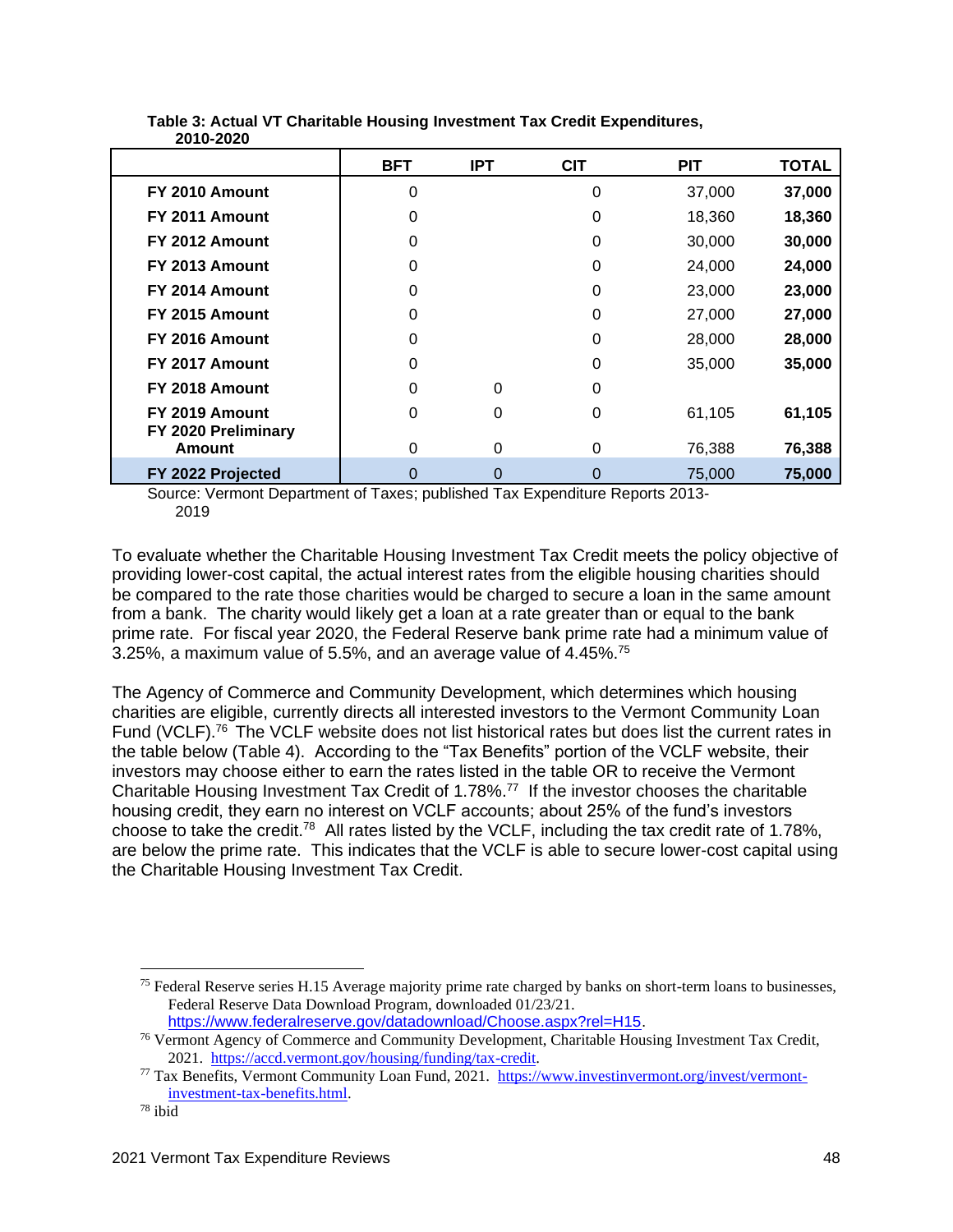**Table 3: Actual VT Charitable Housing Investment Tax Credit Expenditures, 2010-2020**

| | BFT | IPT | CIT | PIT | TOTAL |
|---|---|---|---|---|---|
| **FY 2010 Amount** | 0 | | 0 | 37,000 | **37,000** |
| **FY 2011 Amount** | 0 | | 0 | 18,360 | **18,360** |
| **FY 2012 Amount** | 0 | | 0 | 30,000 | **30,000** |
| **FY 2013 Amount** | 0 | | 0 | 24,000 | **24,000** |
| **FY 2014 Amount** | 0 | | 0 | 23,000 | **23,000** |
| **FY 2015 Amount** | 0 | | 0 | 27,000 | **27,000** |
| **FY 2016 Amount** | 0 | | 0 | 28,000 | **28,000** |
| **FY 2017 Amount** | 0 | | 0 | 35,000 | **35,000** |
| **FY 2018 Amount** | 0 | 0 | 0 | | |
| **FY 2019 Amount** | 0 | 0 | 0 | 61,105 | **61,105** |
| **FY 2020 Preliminary Amount** | 0 | 0 | 0 | 76,388 | **76,388** |
| **FY 2022 Projected** | 0 | 0 | 0 | 75,000 | **75,000** |

Source: Vermont Department of Taxes; published Tax Expenditure Reports 2013-2019

To evaluate whether the Charitable Housing Investment Tax Credit meets the policy objective of providing lower-cost capital, the actual interest rates from the eligible housing charities should be compared to the rate those charities would be charged to secure a loan in the same amount from a bank. The charity would likely get a loan at a rate greater than or equal to the bank prime rate. For fiscal year 2020, the Federal Reserve bank prime rate had a minimum value of 3.25%, a maximum value of 5.5%, and an average value of 4.45%.[75]

The Agency of Commerce and Community Development, which determines which housing charities are eligible, currently directs all interested investors to the Vermont Community Loan Fund (VCLF).[76] The VCLF website does not list historical rates but does list the current rates in the table below (Table 4). According to the "Tax Benefits" portion of the VCLF website, their investors may choose either to earn the rates listed in the table OR to receive the Vermont Charitable Housing Investment Tax Credit of 1.78%.[77] If the investor chooses the charitable housing credit, they earn no interest on VCLF accounts; about 25% of the fund's investors choose to take the credit.[78] All rates listed by the VCLF, including the tax credit rate of 1.78%, are below the prime rate. This indicates that the VCLF is able to secure lower-cost capital using the Charitable Housing Investment Tax Credit.

---

[75] Federal Reserve series H.15 Average majority prime rate charged by banks on short-term loans to businesses, Federal Reserve Data Download Program, downloaded 01/23/21. https://www.federalreserve.gov/datadownload/Choose.aspx?rel=H15.

[76] Vermont Agency of Commerce and Community Development, Charitable Housing Investment Tax Credit, 2021. https://accd.vermont.gov/housing/funding/tax-credit.

[77] Tax Benefits, Vermont Community Loan Fund, 2021. https://www.investinvermont.org/invest/vermont-investment-tax-benefits.html.

[78] ibid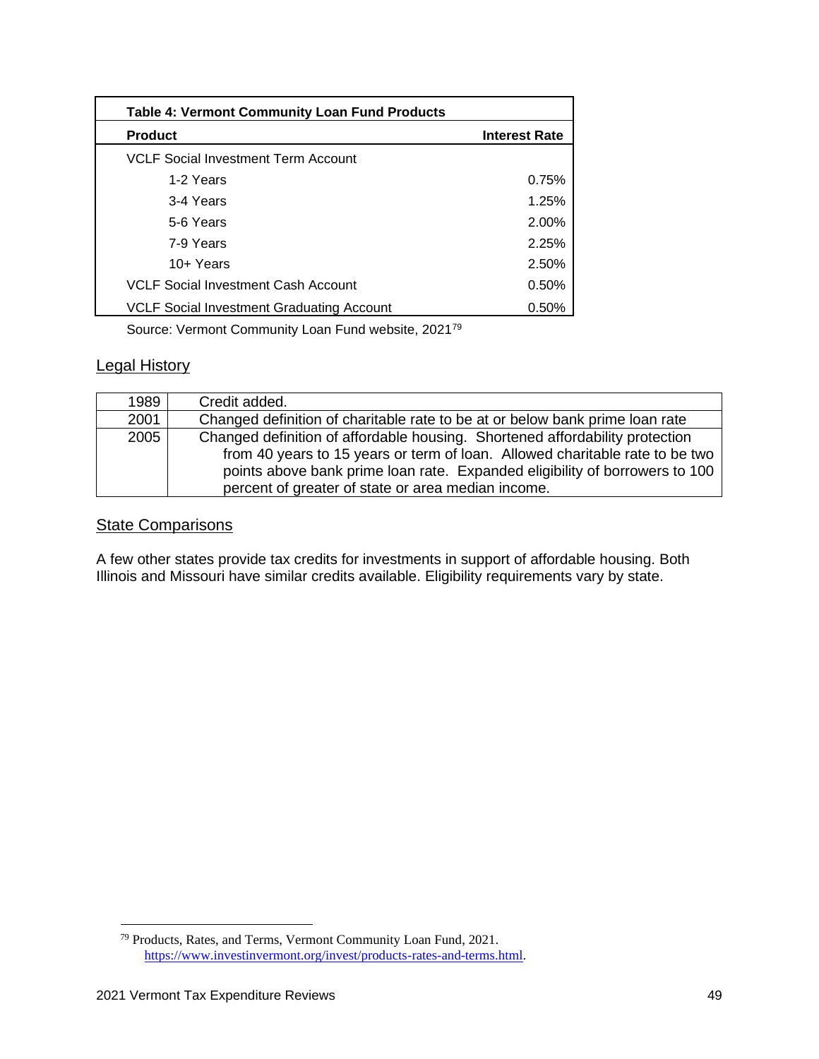| Table 4: Vermont Community Loan Fund Products | |
| --- | --- |
| **Product** | **Interest Rate** |
| VCLF Social Investment Term Account | |
| 1-2 Years | 0.75% |
| 3-4 Years | 1.25% |
| 5-6 Years | 2.00% |
| 7-9 Years | 2.25% |
| 10+ Years | 2.50% |
| VCLF Social Investment Cash Account | 0.50% |
| VCLF Social Investment Graduating Account | 0.50% |

Source: Vermont Community Loan Fund website, 2021[79]

## Legal History

| | |
| --- | --- |
| 1989 | Credit added. |
| 2001 | Changed definition of charitable rate to be at or below bank prime loan rate |
| 2005 | Changed definition of affordable housing. Shortened affordability protection from 40 years to 15 years or term of loan. Allowed charitable rate to be two points above bank prime loan rate. Expanded eligibility of borrowers to 100 percent of greater of state or area median income. |

## State Comparisons

A few other states provide tax credits for investments in support of affordable housing. Both Illinois and Missouri have similar credits available. Eligibility requirements vary by state.

[79] Products, Rates, and Terms, Vermont Community Loan Fund, 2021. https://www.investinvermont.org/invest/products-rates-and-terms.html.